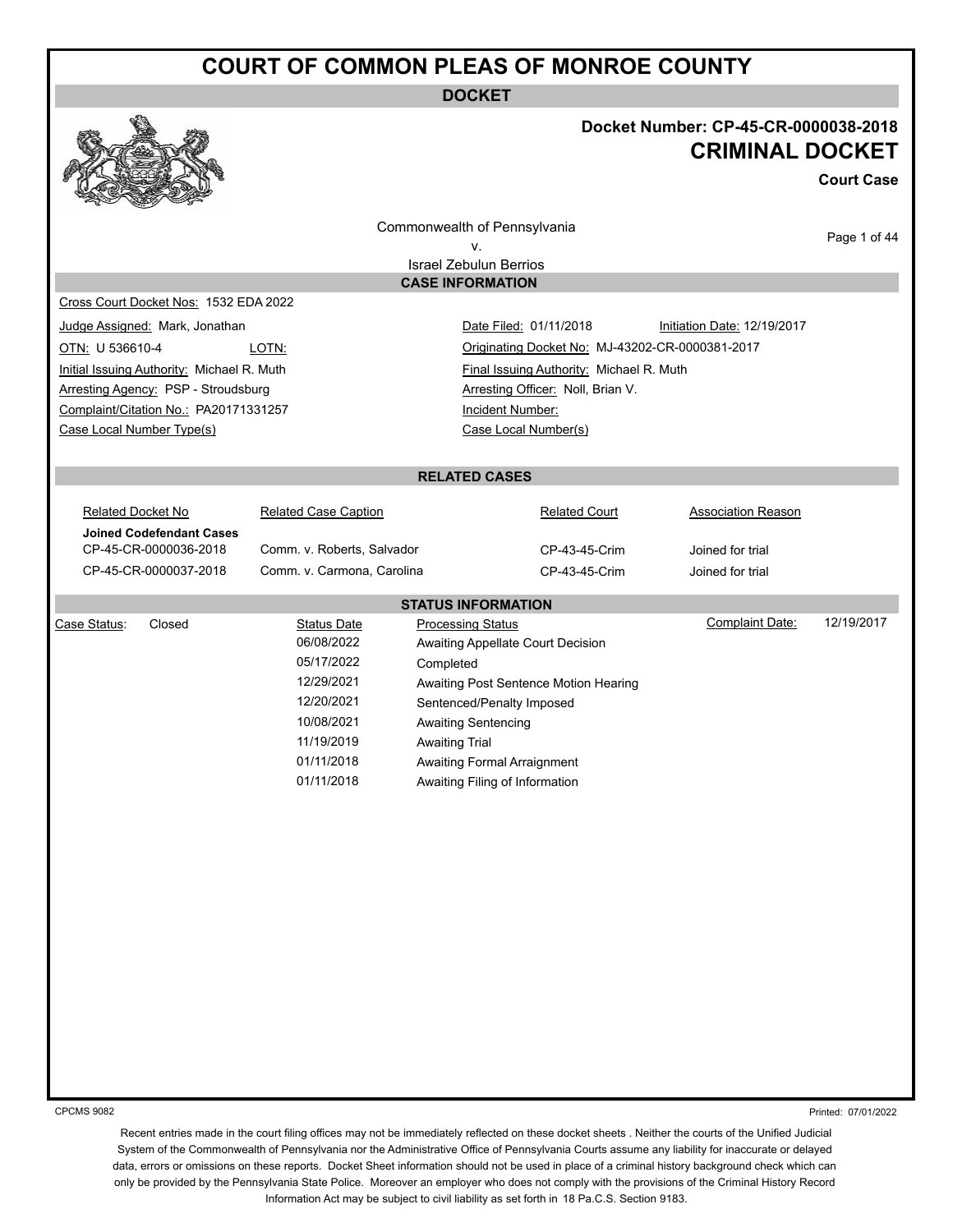# COURT OF COMMON PLEAS OF MONROE COUNTY

**DOCKET**

**Docket Number: CP-45-CR-0000038-2018**

## CRIMINAL DOCKET

**Court Case**

Commonwealth of Pennsylvania
v.
Israel Zebulun Berrios

### CASE INFORMATION

Cross Court Docket Nos: 1532 EDA 2022

| | | | |
|---|---|---|---|
| Judge Assigned: Mark, Jonathan | | Date Filed: 01/11/2018 | Initiation Date: 12/19/2017 |
| OTN: U 536610-4 | LOTN: | Originating Docket No: MJ-43202-CR-0000381-2017 | |
| Initial Issuing Authority: Michael R. Muth | | Final Issuing Authority: Michael R. Muth | |
| Arresting Agency: PSP - Stroudsburg | | Arresting Officer: Noll, Brian V. | |
| Complaint/Citation No.: PA20171331257 | | Incident Number: | |
| Case Local Number Type(s) | | Case Local Number(s) | |

### RELATED CASES

| Related Docket No | Related Case Caption | Related Court | Association Reason |
|---|---|---|---|
| **Joined Codefendant Cases** | | | |
| CP-45-CR-0000036-2018 | Comm. v. Roberts, Salvador | CP-43-45-Crim | Joined for trial |
| CP-45-CR-0000037-2018 | Comm. v. Carmona, Carolina | CP-43-45-Crim | Joined for trial |

### STATUS INFORMATION

Case Status: Closed

Complaint Date: 12/19/2017

| Status Date | Processing Status |
|---|---|
| 06/08/2022 | Awaiting Appellate Court Decision |
| 05/17/2022 | Completed |
| 12/29/2021 | Awaiting Post Sentence Motion Hearing |
| 12/20/2021 | Sentenced/Penalty Imposed |
| 10/08/2021 | Awaiting Sentencing |
| 11/19/2019 | Awaiting Trial |
| 01/11/2018 | Awaiting Formal Arraignment |
| 01/11/2018 | Awaiting Filing of Information |

CPCMS 9082

Printed: 07/01/2022

Recent entries made in the court filing offices may not be immediately reflected on these docket sheets . Neither the courts of the Unified Judicial System of the Commonwealth of Pennsylvania nor the Administrative Office of Pennsylvania Courts assume any liability for inaccurate or delayed data, errors or omissions on these reports. Docket Sheet information should not be used in place of a criminal history background check which can only be provided by the Pennsylvania State Police. Moreover an employer who does not comply with the provisions of the Criminal History Record Information Act may be subject to civil liability as set forth in 18 Pa.C.S. Section 9183.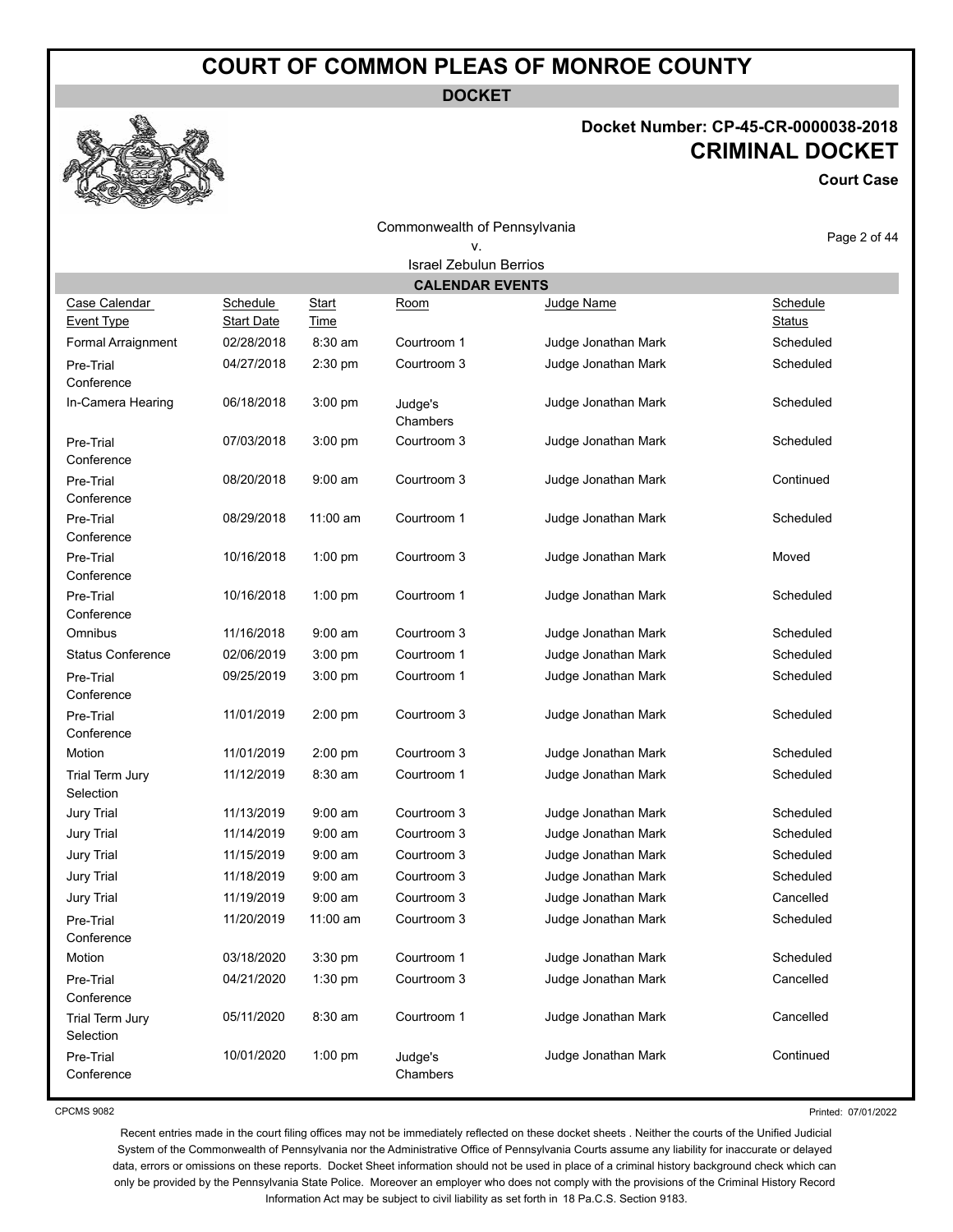# COURT OF COMMON PLEAS OF MONROE COUNTY

**DOCKET**

**Docket Number: CP-45-CR-0000038-2018**

**CRIMINAL DOCKET**

**Court Case**

Commonwealth of Pennsylvania
v.
Israel Zebulun Berrios

## CALENDAR EVENTS

| Case Calendar Event Type | Schedule Start Date | Start Time | Room | Judge Name | Schedule Status |
|---|---|---|---|---|---|
| Formal Arraignment | 02/28/2018 | 8:30 am | Courtroom 1 | Judge Jonathan Mark | Scheduled |
| Pre-Trial Conference | 04/27/2018 | 2:30 pm | Courtroom 3 | Judge Jonathan Mark | Scheduled |
| In-Camera Hearing | 06/18/2018 | 3:00 pm | Judge's Chambers | Judge Jonathan Mark | Scheduled |
| Pre-Trial Conference | 07/03/2018 | 3:00 pm | Courtroom 3 | Judge Jonathan Mark | Scheduled |
| Pre-Trial Conference | 08/20/2018 | 9:00 am | Courtroom 3 | Judge Jonathan Mark | Continued |
| Pre-Trial Conference | 08/29/2018 | 11:00 am | Courtroom 1 | Judge Jonathan Mark | Scheduled |
| Pre-Trial Conference | 10/16/2018 | 1:00 pm | Courtroom 3 | Judge Jonathan Mark | Moved |
| Pre-Trial Conference | 10/16/2018 | 1:00 pm | Courtroom 1 | Judge Jonathan Mark | Scheduled |
| Omnibus | 11/16/2018 | 9:00 am | Courtroom 3 | Judge Jonathan Mark | Scheduled |
| Status Conference | 02/06/2019 | 3:00 pm | Courtroom 1 | Judge Jonathan Mark | Scheduled |
| Pre-Trial Conference | 09/25/2019 | 3:00 pm | Courtroom 1 | Judge Jonathan Mark | Scheduled |
| Pre-Trial Conference | 11/01/2019 | 2:00 pm | Courtroom 3 | Judge Jonathan Mark | Scheduled |
| Motion | 11/01/2019 | 2:00 pm | Courtroom 3 | Judge Jonathan Mark | Scheduled |
| Trial Term Jury Selection | 11/12/2019 | 8:30 am | Courtroom 1 | Judge Jonathan Mark | Scheduled |
| Jury Trial | 11/13/2019 | 9:00 am | Courtroom 3 | Judge Jonathan Mark | Scheduled |
| Jury Trial | 11/14/2019 | 9:00 am | Courtroom 3 | Judge Jonathan Mark | Scheduled |
| Jury Trial | 11/15/2019 | 9:00 am | Courtroom 3 | Judge Jonathan Mark | Scheduled |
| Jury Trial | 11/18/2019 | 9:00 am | Courtroom 3 | Judge Jonathan Mark | Scheduled |
| Jury Trial | 11/19/2019 | 9:00 am | Courtroom 3 | Judge Jonathan Mark | Cancelled |
| Pre-Trial Conference | 11/20/2019 | 11:00 am | Courtroom 3 | Judge Jonathan Mark | Scheduled |
| Motion | 03/18/2020 | 3:30 pm | Courtroom 1 | Judge Jonathan Mark | Scheduled |
| Pre-Trial Conference | 04/21/2020 | 1:30 pm | Courtroom 3 | Judge Jonathan Mark | Cancelled |
| Trial Term Jury Selection | 05/11/2020 | 8:30 am | Courtroom 1 | Judge Jonathan Mark | Cancelled |
| Pre-Trial Conference | 10/01/2020 | 1:00 pm | Judge's Chambers | Judge Jonathan Mark | Continued |

CPCMS 9082

Printed: 07/01/2022

Recent entries made in the court filing offices may not be immediately reflected on these docket sheets . Neither the courts of the Unified Judicial System of the Commonwealth of Pennsylvania nor the Administrative Office of Pennsylvania Courts assume any liability for inaccurate or delayed data, errors or omissions on these reports. Docket Sheet information should not be used in place of a criminal history background check which can only be provided by the Pennsylvania State Police. Moreover an employer who does not comply with the provisions of the Criminal History Record Information Act may be subject to civil liability as set forth in 18 Pa.C.S. Section 9183.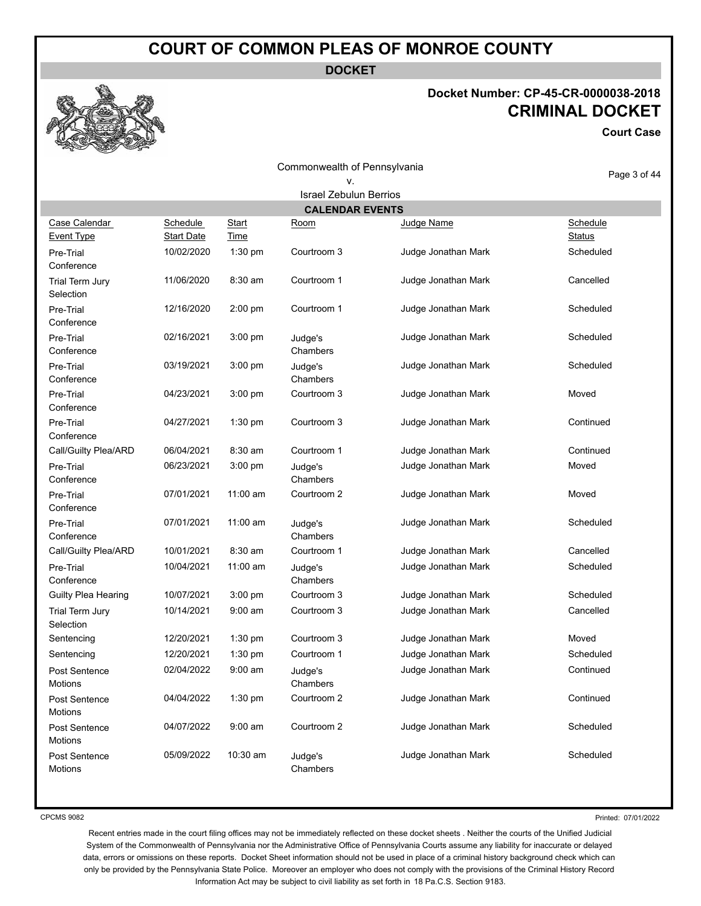# COURT OF COMMON PLEAS OF MONROE COUNTY

**DOCKET**

**Docket Number: CP-45-CR-0000038-2018**

## CRIMINAL DOCKET

**Court Case**

Commonwealth of Pennsylvania
v.
Israel Zebulun Berrios

### CALENDAR EVENTS

| Case Calendar Event Type | Schedule Start Date | Start Time | Room | Judge Name | Schedule Status |
|---|---|---|---|---|---|
| Pre-Trial Conference | 10/02/2020 | 1:30 pm | Courtroom 3 | Judge Jonathan Mark | Scheduled |
| Trial Term Jury Selection | 11/06/2020 | 8:30 am | Courtroom 1 | Judge Jonathan Mark | Cancelled |
| Pre-Trial Conference | 12/16/2020 | 2:00 pm | Courtroom 1 | Judge Jonathan Mark | Scheduled |
| Pre-Trial Conference | 02/16/2021 | 3:00 pm | Judge's Chambers | Judge Jonathan Mark | Scheduled |
| Pre-Trial Conference | 03/19/2021 | 3:00 pm | Judge's Chambers | Judge Jonathan Mark | Scheduled |
| Pre-Trial Conference | 04/23/2021 | 3:00 pm | Courtroom 3 | Judge Jonathan Mark | Moved |
| Pre-Trial Conference | 04/27/2021 | 1:30 pm | Courtroom 3 | Judge Jonathan Mark | Continued |
| Call/Guilty Plea/ARD | 06/04/2021 | 8:30 am | Courtroom 1 | Judge Jonathan Mark | Continued |
| Pre-Trial Conference | 06/23/2021 | 3:00 pm | Judge's Chambers | Judge Jonathan Mark | Moved |
| Pre-Trial Conference | 07/01/2021 | 11:00 am | Courtroom 2 | Judge Jonathan Mark | Moved |
| Pre-Trial Conference | 07/01/2021 | 11:00 am | Judge's Chambers | Judge Jonathan Mark | Scheduled |
| Call/Guilty Plea/ARD | 10/01/2021 | 8:30 am | Courtroom 1 | Judge Jonathan Mark | Cancelled |
| Pre-Trial Conference | 10/04/2021 | 11:00 am | Judge's Chambers | Judge Jonathan Mark | Scheduled |
| Guilty Plea Hearing | 10/07/2021 | 3:00 pm | Courtroom 3 | Judge Jonathan Mark | Scheduled |
| Trial Term Jury Selection | 10/14/2021 | 9:00 am | Courtroom 3 | Judge Jonathan Mark | Cancelled |
| Sentencing | 12/20/2021 | 1:30 pm | Courtroom 3 | Judge Jonathan Mark | Moved |
| Sentencing | 12/20/2021 | 1:30 pm | Courtroom 1 | Judge Jonathan Mark | Scheduled |
| Post Sentence Motions | 02/04/2022 | 9:00 am | Judge's Chambers | Judge Jonathan Mark | Continued |
| Post Sentence Motions | 04/04/2022 | 1:30 pm | Courtroom 2 | Judge Jonathan Mark | Continued |
| Post Sentence Motions | 04/07/2022 | 9:00 am | Courtroom 2 | Judge Jonathan Mark | Scheduled |
| Post Sentence Motions | 05/09/2022 | 10:30 am | Judge's Chambers | Judge Jonathan Mark | Scheduled |

CPCMS 9082

Printed: 07/01/2022

Recent entries made in the court filing offices may not be immediately reflected on these docket sheets . Neither the courts of the Unified Judicial System of the Commonwealth of Pennsylvania nor the Administrative Office of Pennsylvania Courts assume any liability for inaccurate or delayed data, errors or omissions on these reports. Docket Sheet information should not be used in place of a criminal history background check which can only be provided by the Pennsylvania State Police. Moreover an employer who does not comply with the provisions of the Criminal History Record Information Act may be subject to civil liability as set forth in 18 Pa.C.S. Section 9183.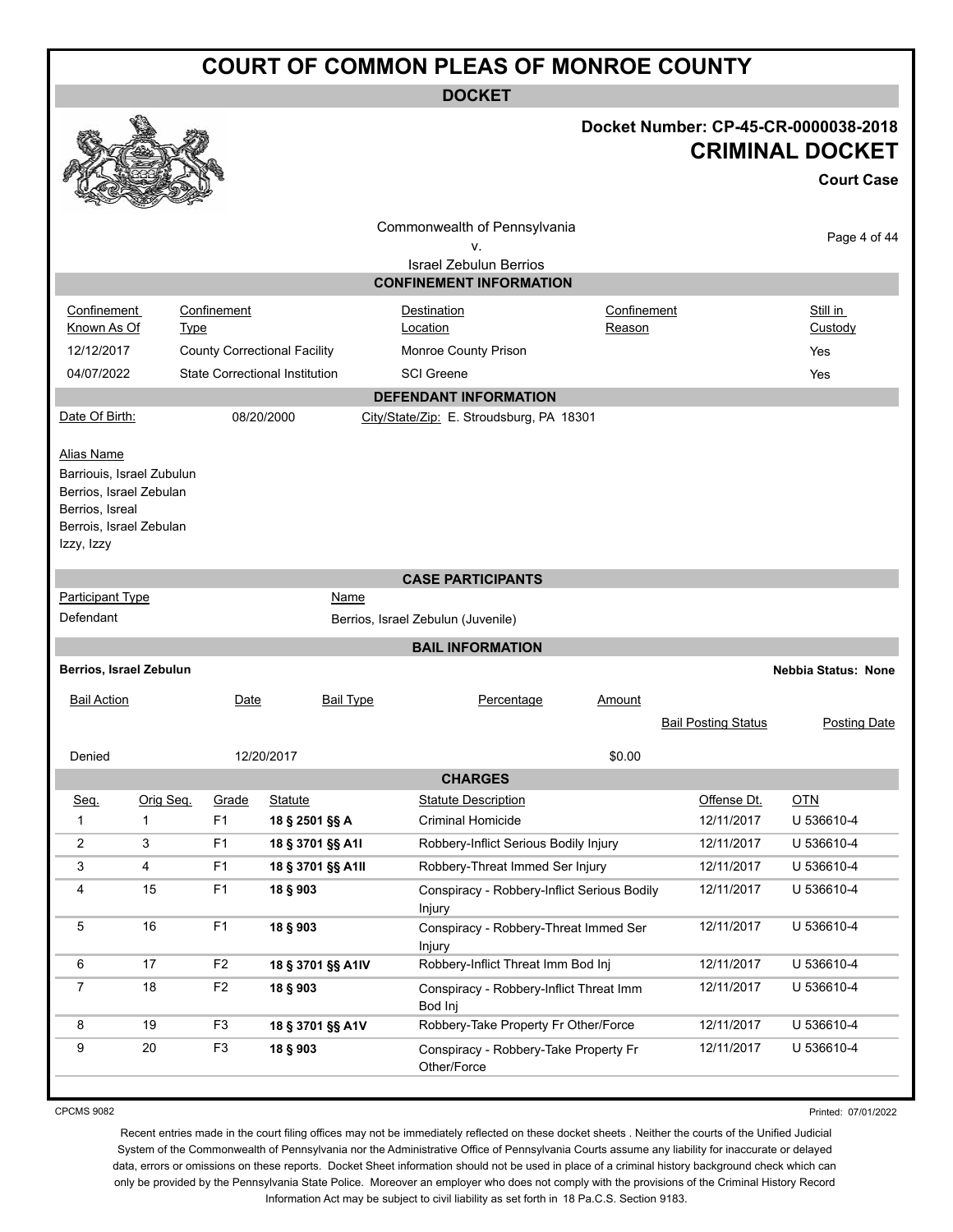# COURT OF COMMON PLEAS OF MONROE COUNTY

**DOCKET**

**Docket Number: CP-45-CR-0000038-2018**

**CRIMINAL DOCKET**

**Court Case**

Commonwealth of Pennsylvania
v.
Israel Zebulun Berrios

## CONFINEMENT INFORMATION

| Confinement Known As Of | Confinement Type | Destination Location | Confinement Reason | Still in Custody |
|---|---|---|---|---|
| 12/12/2017 | County Correctional Facility | Monroe County Prison | | Yes |
| 04/07/2022 | State Correctional Institution | SCI Greene | | Yes |

## DEFENDANT INFORMATION

Date Of Birth: 08/20/2000 City/State/Zip: E. Stroudsburg, PA 18301

Alias Name
Barriouis, Israel Zubulun
Berrios, Israel Zebulan
Berrios, Isreal
Berrois, Israel Zebulan
Izzy, Izzy

## CASE PARTICIPANTS

| Participant Type | Name |
|---|---|
| Defendant | Berrios, Israel Zebulun (Juvenile) |

## BAIL INFORMATION

**Berrios, Israel Zebulun** **Nebbia Status: None**

| Bail Action | Date | Bail Type | Percentage | Amount | Bail Posting Status | Posting Date |
|---|---|---|---|---|---|---|
| Denied | 12/20/2017 | | | $0.00 | | |

## CHARGES

| Seq. | Orig Seq. | Grade | Statute | Statute Description | Offense Dt. | OTN |
|---|---|---|---|---|---|---|
| 1 | 1 | F1 | **18 § 2501 §§ A** | Criminal Homicide | 12/11/2017 | U 536610-4 |
| 2 | 3 | F1 | **18 § 3701 §§ A1I** | Robbery-Inflict Serious Bodily Injury | 12/11/2017 | U 536610-4 |
| 3 | 4 | F1 | **18 § 3701 §§ A1II** | Robbery-Threat Immed Ser Injury | 12/11/2017 | U 536610-4 |
| 4 | 15 | F1 | **18 § 903** | Conspiracy - Robbery-Inflict Serious Bodily Injury | 12/11/2017 | U 536610-4 |
| 5 | 16 | F1 | **18 § 903** | Conspiracy - Robbery-Threat Immed Ser Injury | 12/11/2017 | U 536610-4 |
| 6 | 17 | F2 | **18 § 3701 §§ A1IV** | Robbery-Inflict Threat Imm Bod Inj | 12/11/2017 | U 536610-4 |
| 7 | 18 | F2 | **18 § 903** | Conspiracy - Robbery-Inflict Threat Imm Bod Inj | 12/11/2017 | U 536610-4 |
| 8 | 19 | F3 | **18 § 3701 §§ A1V** | Robbery-Take Property Fr Other/Force | 12/11/2017 | U 536610-4 |
| 9 | 20 | F3 | **18 § 903** | Conspiracy - Robbery-Take Property Fr Other/Force | 12/11/2017 | U 536610-4 |

CPCMS 9082 Printed: 07/01/2022

Recent entries made in the court filing offices may not be immediately reflected on these docket sheets . Neither the courts of the Unified Judicial System of the Commonwealth of Pennsylvania nor the Administrative Office of Pennsylvania Courts assume any liability for inaccurate or delayed data, errors or omissions on these reports. Docket Sheet information should not be used in place of a criminal history background check which can only be provided by the Pennsylvania State Police. Moreover an employer who does not comply with the provisions of the Criminal History Record Information Act may be subject to civil liability as set forth in 18 Pa.C.S. Section 9183.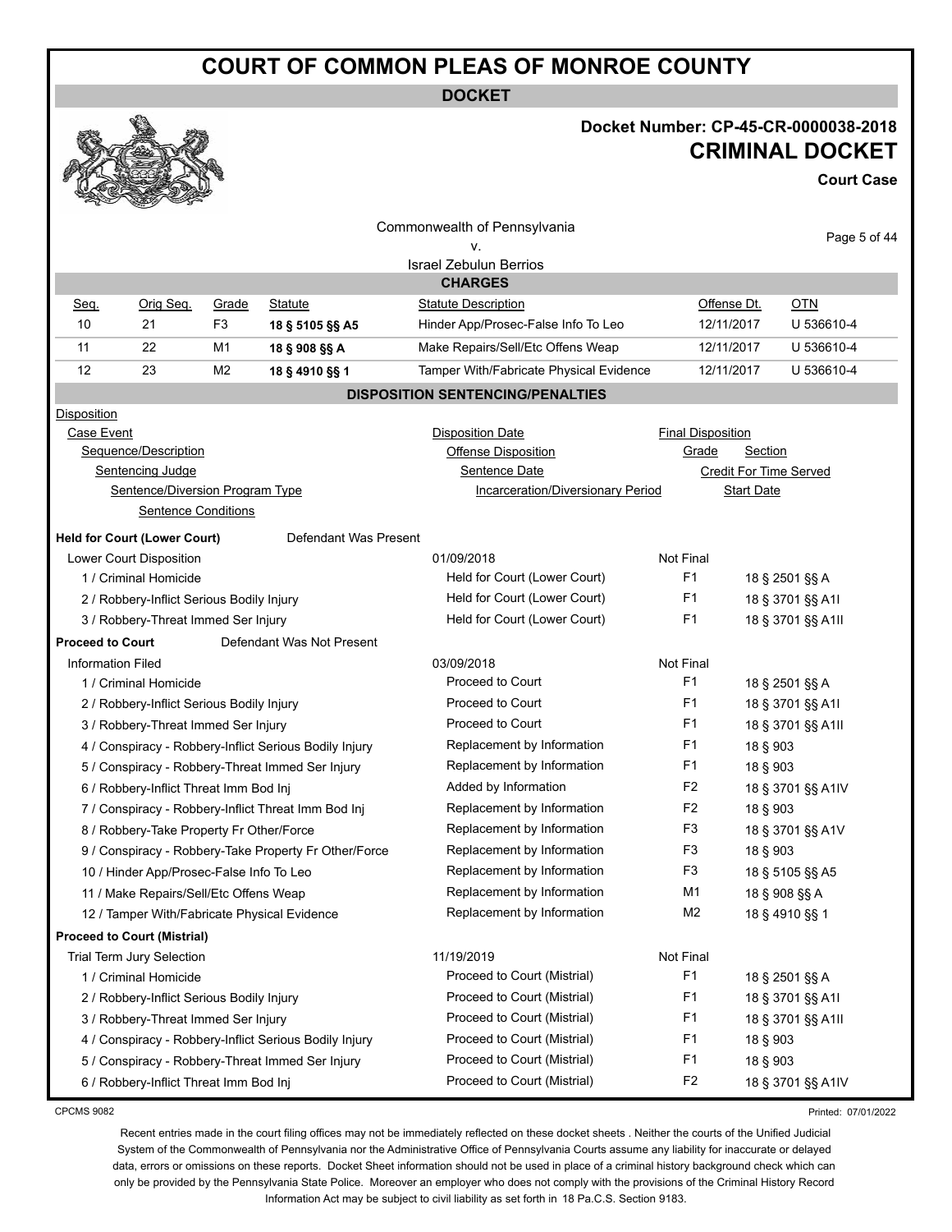# COURT OF COMMON PLEAS OF MONROE COUNTY

**DOCKET**

**Docket Number: CP-45-CR-0000038-2018**

**CRIMINAL DOCKET**

**Court Case**

Commonwealth of Pennsylvania
v.
Israel Zebulun Berrios

## CHARGES

| Seq. | Orig Seq. | Grade | Statute | Statute Description | Offense Dt. | OTN |
|---|---|---|---|---|---|---|
| 10 | 21 | F3 | **18 § 5105 §§ A5** | Hinder App/Prosec-False Info To Leo | 12/11/2017 | U 536610-4 |
| 11 | 22 | M1 | **18 § 908 §§ A** | Make Repairs/Sell/Etc Offens Weap | 12/11/2017 | U 536610-4 |
| 12 | 23 | M2 | **18 § 4910 §§ 1** | Tamper With/Fabricate Physical Evidence | 12/11/2017 | U 536610-4 |

## DISPOSITION SENTENCING/PENALTIES

| Disposition / Case Event / Sequence/Description / Sentencing Judge / Sentence/Diversion Program Type / Sentence Conditions | Disposition Date / Offense Disposition / Sentence Date / Incarceration/Diversionary Period | Final Disposition / Grade / Credit For Time Served | Section / Start Date |
|---|---|---|---|
| **Held for Court (Lower Court)** Defendant Was Present | | | |
| Lower Court Disposition | 01/09/2018 | Not Final | |
| 1 / Criminal Homicide | Held for Court (Lower Court) | F1 | 18 § 2501 §§ A |
| 2 / Robbery-Inflict Serious Bodily Injury | Held for Court (Lower Court) | F1 | 18 § 3701 §§ A1I |
| 3 / Robbery-Threat Immed Ser Injury | Held for Court (Lower Court) | F1 | 18 § 3701 §§ A1II |
| **Proceed to Court** Defendant Was Not Present | | | |
| Information Filed | 03/09/2018 | Not Final | |
| 1 / Criminal Homicide | Proceed to Court | F1 | 18 § 2501 §§ A |
| 2 / Robbery-Inflict Serious Bodily Injury | Proceed to Court | F1 | 18 § 3701 §§ A1I |
| 3 / Robbery-Threat Immed Ser Injury | Proceed to Court | F1 | 18 § 3701 §§ A1II |
| 4 / Conspiracy - Robbery-Inflict Serious Bodily Injury | Replacement by Information | F1 | 18 § 903 |
| 5 / Conspiracy - Robbery-Threat Immed Ser Injury | Replacement by Information | F1 | 18 § 903 |
| 6 / Robbery-Inflict Threat Imm Bod Inj | Added by Information | F2 | 18 § 3701 §§ A1IV |
| 7 / Conspiracy - Robbery-Inflict Threat Imm Bod Inj | Replacement by Information | F2 | 18 § 903 |
| 8 / Robbery-Take Property Fr Other/Force | Replacement by Information | F3 | 18 § 3701 §§ A1V |
| 9 / Conspiracy - Robbery-Take Property Fr Other/Force | Replacement by Information | F3 | 18 § 903 |
| 10 / Hinder App/Prosec-False Info To Leo | Replacement by Information | F3 | 18 § 5105 §§ A5 |
| 11 / Make Repairs/Sell/Etc Offens Weap | Replacement by Information | M1 | 18 § 908 §§ A |
| 12 / Tamper With/Fabricate Physical Evidence | Replacement by Information | M2 | 18 § 4910 §§ 1 |
| **Proceed to Court (Mistrial)** | | | |
| Trial Term Jury Selection | 11/19/2019 | Not Final | |
| 1 / Criminal Homicide | Proceed to Court (Mistrial) | F1 | 18 § 2501 §§ A |
| 2 / Robbery-Inflict Serious Bodily Injury | Proceed to Court (Mistrial) | F1 | 18 § 3701 §§ A1I |
| 3 / Robbery-Threat Immed Ser Injury | Proceed to Court (Mistrial) | F1 | 18 § 3701 §§ A1II |
| 4 / Conspiracy - Robbery-Inflict Serious Bodily Injury | Proceed to Court (Mistrial) | F1 | 18 § 903 |
| 5 / Conspiracy - Robbery-Threat Immed Ser Injury | Proceed to Court (Mistrial) | F1 | 18 § 903 |
| 6 / Robbery-Inflict Threat Imm Bod Inj | Proceed to Court (Mistrial) | F2 | 18 § 3701 §§ A1IV |

CPCMS 9082

Printed: 07/01/2022

Recent entries made in the court filing offices may not be immediately reflected on these docket sheets . Neither the courts of the Unified Judicial System of the Commonwealth of Pennsylvania nor the Administrative Office of Pennsylvania Courts assume any liability for inaccurate or delayed data, errors or omissions on these reports. Docket Sheet information should not be used in place of a criminal history background check which can only be provided by the Pennsylvania State Police. Moreover an employer who does not comply with the provisions of the Criminal History Record Information Act may be subject to civil liability as set forth in 18 Pa.C.S. Section 9183.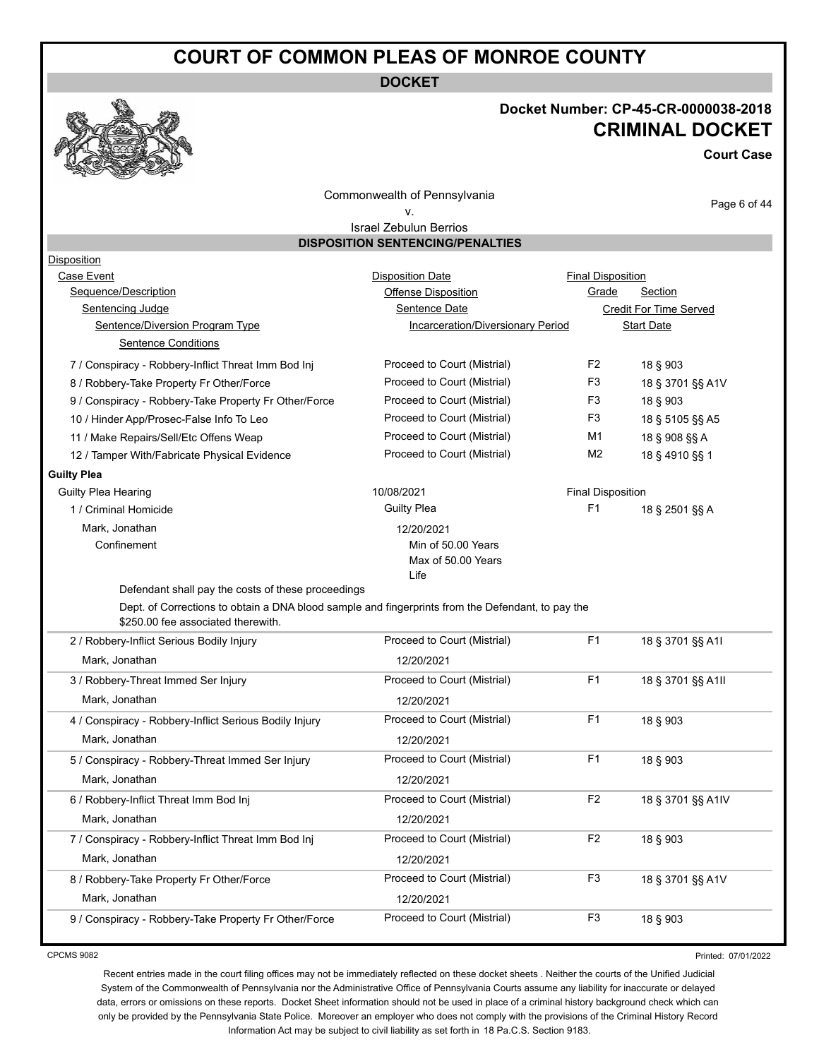# COURT OF COMMON PLEAS OF MONROE COUNTY

**DOCKET**

**Docket Number: CP-45-CR-0000038-2018**

**CRIMINAL DOCKET**

**Court Case**

Commonwealth of Pennsylvania
v.
Israel Zebulun Berrios

## DISPOSITION SENTENCING/PENALTIES

Disposition
Case Event | Disposition Date | Final Disposition
Sequence/Description | Offense Disposition | Grade | Section
Sentencing Judge | Sentence Date | Credit For Time Served
Sentence/Diversion Program Type | Incarceration/Diversionary Period | Start Date
Sentence Conditions

| Sequence/Description | Offense Disposition | Grade | Section |
|---|---|---|---|
| 7 / Conspiracy - Robbery-Inflict Threat Imm Bod Inj | Proceed to Court (Mistrial) | F2 | 18 § 903 |
| 8 / Robbery-Take Property Fr Other/Force | Proceed to Court (Mistrial) | F3 | 18 § 3701 §§ A1V |
| 9 / Conspiracy - Robbery-Take Property Fr Other/Force | Proceed to Court (Mistrial) | F3 | 18 § 903 |
| 10 / Hinder App/Prosec-False Info To Leo | Proceed to Court (Mistrial) | F3 | 18 § 5105 §§ A5 |
| 11 / Make Repairs/Sell/Etc Offens Weap | Proceed to Court (Mistrial) | M1 | 18 § 908 §§ A |
| 12 / Tamper With/Fabricate Physical Evidence | Proceed to Court (Mistrial) | M2 | 18 § 4910 §§ 1 |

**Guilty Plea**

Guilty Plea Hearing — 10/08/2021 — Final Disposition

| Sequence/Description | Offense Disposition | Grade | Section |
|---|---|---|---|
| 1 / Criminal Homicide | Guilty Plea | F1 | 18 § 2501 §§ A |

Mark, Jonathan — 12/20/2021

Confinement — Min of 50.00 Years, Max of 50.00 Years, Life

Defendant shall pay the costs of these proceedings

Dept. of Corrections to obtain a DNA blood sample and fingerprints from the Defendant, to pay the $250.00 fee associated therewith.

| Sequence/Description | Offense Disposition | Grade | Section |
|---|---|---|---|
| 2 / Robbery-Inflict Serious Bodily Injury<br>Mark, Jonathan | Proceed to Court (Mistrial)<br>12/20/2021 | F1 | 18 § 3701 §§ A1I |
| 3 / Robbery-Threat Immed Ser Injury<br>Mark, Jonathan | Proceed to Court (Mistrial)<br>12/20/2021 | F1 | 18 § 3701 §§ A1II |
| 4 / Conspiracy - Robbery-Inflict Serious Bodily Injury<br>Mark, Jonathan | Proceed to Court (Mistrial)<br>12/20/2021 | F1 | 18 § 903 |
| 5 / Conspiracy - Robbery-Threat Immed Ser Injury<br>Mark, Jonathan | Proceed to Court (Mistrial)<br>12/20/2021 | F1 | 18 § 903 |
| 6 / Robbery-Inflict Threat Imm Bod Inj<br>Mark, Jonathan | Proceed to Court (Mistrial)<br>12/20/2021 | F2 | 18 § 3701 §§ A1IV |
| 7 / Conspiracy - Robbery-Inflict Threat Imm Bod Inj<br>Mark, Jonathan | Proceed to Court (Mistrial)<br>12/20/2021 | F2 | 18 § 903 |
| 8 / Robbery-Take Property Fr Other/Force<br>Mark, Jonathan | Proceed to Court (Mistrial)<br>12/20/2021 | F3 | 18 § 3701 §§ A1V |
| 9 / Conspiracy - Robbery-Take Property Fr Other/Force | Proceed to Court (Mistrial) | F3 | 18 § 903 |

CPCMS 9082 — Printed: 07/01/2022

Recent entries made in the court filing offices may not be immediately reflected on these docket sheets . Neither the courts of the Unified Judicial System of the Commonwealth of Pennsylvania nor the Administrative Office of Pennsylvania Courts assume any liability for inaccurate or delayed data, errors or omissions on these reports. Docket Sheet information should not be used in place of a criminal history background check which can only be provided by the Pennsylvania State Police. Moreover an employer who does not comply with the provisions of the Criminal History Record Information Act may be subject to civil liability as set forth in 18 Pa.C.S. Section 9183.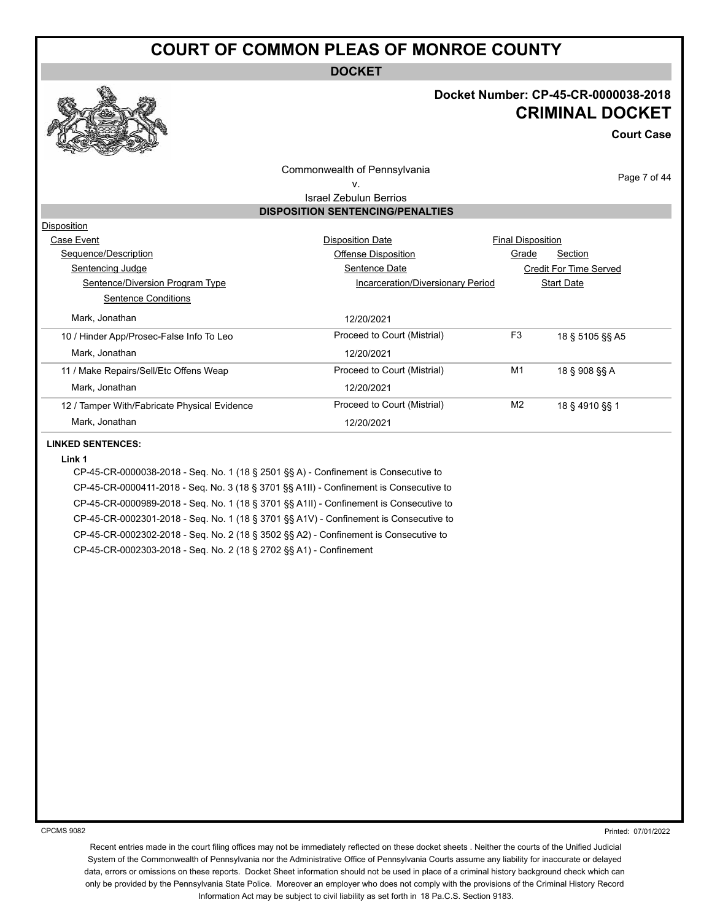# COURT OF COMMON PLEAS OF MONROE COUNTY

**DOCKET**

**Docket Number: CP-45-CR-0000038-2018**

**CRIMINAL DOCKET**

**Court Case**

Commonwealth of Pennsylvania
v.
Israel Zebulun Berrios

## DISPOSITION SENTENCING/PENALTIES

| Disposition | | | |
|---|---|---|---|
| Case Event | Disposition Date | Final Disposition | |
| Sequence/Description | Offense Disposition | Grade | Section |
| Sentencing Judge | Sentence Date | Credit For Time Served | |
| Sentence/Diversion Program Type | Incarceration/Diversionary Period | Start Date | |
| Sentence Conditions | | | |
| Mark, Jonathan | 12/20/2021 | | |
| 10 / Hinder App/Prosec-False Info To Leo | Proceed to Court (Mistrial) | F3 | 18 § 5105 §§ A5 |
| Mark, Jonathan | 12/20/2021 | | |
| 11 / Make Repairs/Sell/Etc Offens Weap | Proceed to Court (Mistrial) | M1 | 18 § 908 §§ A |
| Mark, Jonathan | 12/20/2021 | | |
| 12 / Tamper With/Fabricate Physical Evidence | Proceed to Court (Mistrial) | M2 | 18 § 4910 §§ 1 |
| Mark, Jonathan | 12/20/2021 | | |

**LINKED SENTENCES:**

**Link 1**

CP-45-CR-0000038-2018 - Seq. No. 1 (18 § 2501 §§ A) - Confinement is Consecutive to
CP-45-CR-0000411-2018 - Seq. No. 3 (18 § 3701 §§ A1II) - Confinement is Consecutive to
CP-45-CR-0000989-2018 - Seq. No. 1 (18 § 3701 §§ A1II) - Confinement is Consecutive to
CP-45-CR-0002301-2018 - Seq. No. 1 (18 § 3701 §§ A1V) - Confinement is Consecutive to
CP-45-CR-0002302-2018 - Seq. No. 2 (18 § 3502 §§ A2) - Confinement is Consecutive to
CP-45-CR-0002303-2018 - Seq. No. 2 (18 § 2702 §§ A1) - Confinement

CPCMS 9082

Printed: 07/01/2022

Recent entries made in the court filing offices may not be immediately reflected on these docket sheets . Neither the courts of the Unified Judicial System of the Commonwealth of Pennsylvania nor the Administrative Office of Pennsylvania Courts assume any liability for inaccurate or delayed data, errors or omissions on these reports. Docket Sheet information should not be used in place of a criminal history background check which can only be provided by the Pennsylvania State Police. Moreover an employer who does not comply with the provisions of the Criminal History Record Information Act may be subject to civil liability as set forth in 18 Pa.C.S. Section 9183.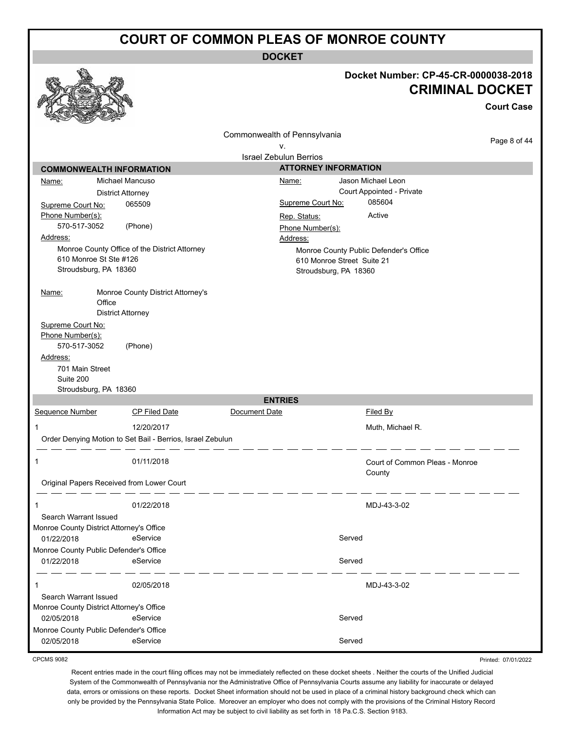# COURT OF COMMON PLEAS OF MONROE COUNTY

**DOCKET**

**Docket Number: CP-45-CR-0000038-2018**

**CRIMINAL DOCKET**

**Court Case**

Commonwealth of Pennsylvania
v.
Israel Zebulun Berrios

## COMMONWEALTH INFORMATION

Name: Michael Mancuso
District Attorney
Supreme Court No: 065509
Phone Number(s):
570-517-3052 (Phone)
Address:
Monroe County Office of the District Attorney
610 Monroe St Ste #126
Stroudsburg, PA 18360

Name: Monroe County District Attorney's Office
District Attorney
Supreme Court No:
Phone Number(s):
570-517-3052 (Phone)
Address:
701 Main Street
Suite 200
Stroudsburg, PA 18360

## ATTORNEY INFORMATION

Name: Jason Michael Leon
Court Appointed - Private
Supreme Court No: 085604
Rep. Status: Active
Phone Number(s):
Address:
Monroe County Public Defender's Office
610 Monroe Street Suite 21
Stroudsburg, PA 18360

## ENTRIES

| Sequence Number | CP Filed Date | Document Date | Filed By |
|---|---|---|---|
| 1 | 12/20/2017 | | Muth, Michael R. |
| Order Denying Motion to Set Bail - Berrios, Israel Zebulun | | | |
| 1 | 01/11/2018 | | Court of Common Pleas - Monroe County |
| Original Papers Received from Lower Court | | | |
| 1 | 01/22/2018 | | MDJ-43-3-02 |
| Search Warrant Issued | | | |
| Monroe County District Attorney's Office | | | |
| 01/22/2018 | eService | Served | |
| Monroe County Public Defender's Office | | | |
| 01/22/2018 | eService | Served | |
| 1 | 02/05/2018 | | MDJ-43-3-02 |
| Search Warrant Issued | | | |
| Monroe County District Attorney's Office | | | |
| 02/05/2018 | eService | Served | |
| Monroe County Public Defender's Office | | | |
| 02/05/2018 | eService | Served | |

CPCMS 9082

Printed: 07/01/2022

Recent entries made in the court filing offices may not be immediately reflected on these docket sheets . Neither the courts of the Unified Judicial System of the Commonwealth of Pennsylvania nor the Administrative Office of Pennsylvania Courts assume any liability for inaccurate or delayed data, errors or omissions on these reports. Docket Sheet information should not be used in place of a criminal history background check which can only be provided by the Pennsylvania State Police. Moreover an employer who does not comply with the provisions of the Criminal History Record Information Act may be subject to civil liability as set forth in 18 Pa.C.S. Section 9183.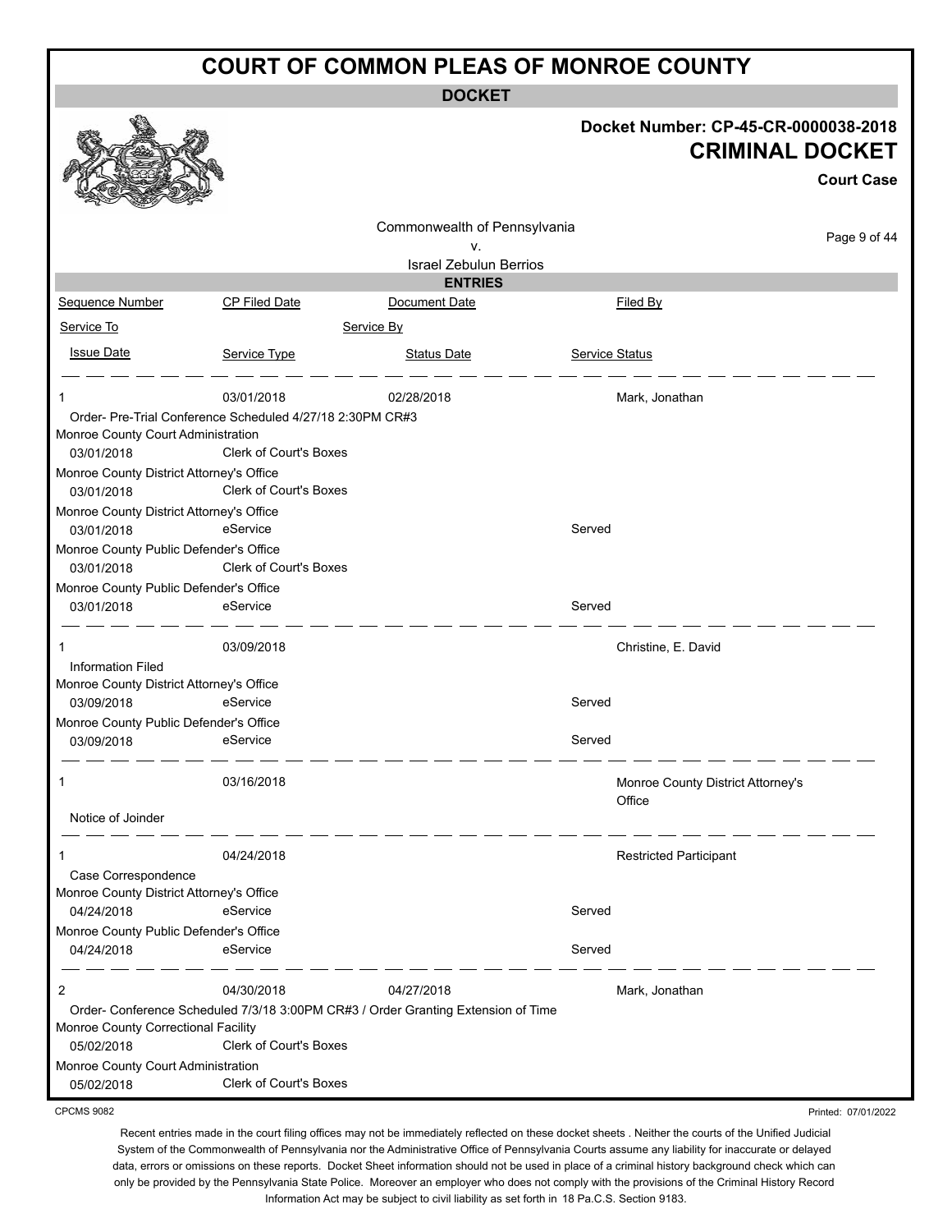# COURT OF COMMON PLEAS OF MONROE COUNTY

## DOCKET

**Docket Number: CP-45-CR-0000038-2018**

**CRIMINAL DOCKET**

**Court Case**

Commonwealth of Pennsylvania
v.
Israel Zebulun Berrios

## ENTRIES

| Sequence Number | CP Filed Date | Document Date | Filed By |
|---|---|---|---|
| Service To | | Service By | |
| Issue Date | Service Type | Status Date | Service Status |
| 1 | 03/01/2018 | 02/28/2018 | Mark, Jonathan |
| Order- Pre-Trial Conference Scheduled 4/27/18 2:30PM CR#3 | | | |
| Monroe County Court Administration | | | |
| 03/01/2018 | Clerk of Court's Boxes | | |
| Monroe County District Attorney's Office | | | |
| 03/01/2018 | Clerk of Court's Boxes | | |
| Monroe County District Attorney's Office | | | |
| 03/01/2018 | eService | | Served |
| Monroe County Public Defender's Office | | | |
| 03/01/2018 | Clerk of Court's Boxes | | |
| Monroe County Public Defender's Office | | | |
| 03/01/2018 | eService | | Served |
| 1 | 03/09/2018 | | Christine, E. David |
| Information Filed | | | |
| Monroe County District Attorney's Office | | | |
| 03/09/2018 | eService | | Served |
| Monroe County Public Defender's Office | | | |
| 03/09/2018 | eService | | Served |
| 1 | 03/16/2018 | | Monroe County District Attorney's Office |
| Notice of Joinder | | | |
| 1 | 04/24/2018 | | Restricted Participant |
| Case Correspondence | | | |
| Monroe County District Attorney's Office | | | |
| 04/24/2018 | eService | | Served |
| Monroe County Public Defender's Office | | | |
| 04/24/2018 | eService | | Served |
| 2 | 04/30/2018 | 04/27/2018 | Mark, Jonathan |
| Order- Conference Scheduled 7/3/18 3:00PM CR#3 / Order Granting Extension of Time | | | |
| Monroe County Correctional Facility | | | |
| 05/02/2018 | Clerk of Court's Boxes | | |
| Monroe County Court Administration | | | |
| 05/02/2018 | Clerk of Court's Boxes | | |

CPCMS 9082

Printed: 07/01/2022

Recent entries made in the court filing offices may not be immediately reflected on these docket sheets . Neither the courts of the Unified Judicial System of the Commonwealth of Pennsylvania nor the Administrative Office of Pennsylvania Courts assume any liability for inaccurate or delayed data, errors or omissions on these reports. Docket Sheet information should not be used in place of a criminal history background check which can only be provided by the Pennsylvania State Police. Moreover an employer who does not comply with the provisions of the Criminal History Record Information Act may be subject to civil liability as set forth in 18 Pa.C.S. Section 9183.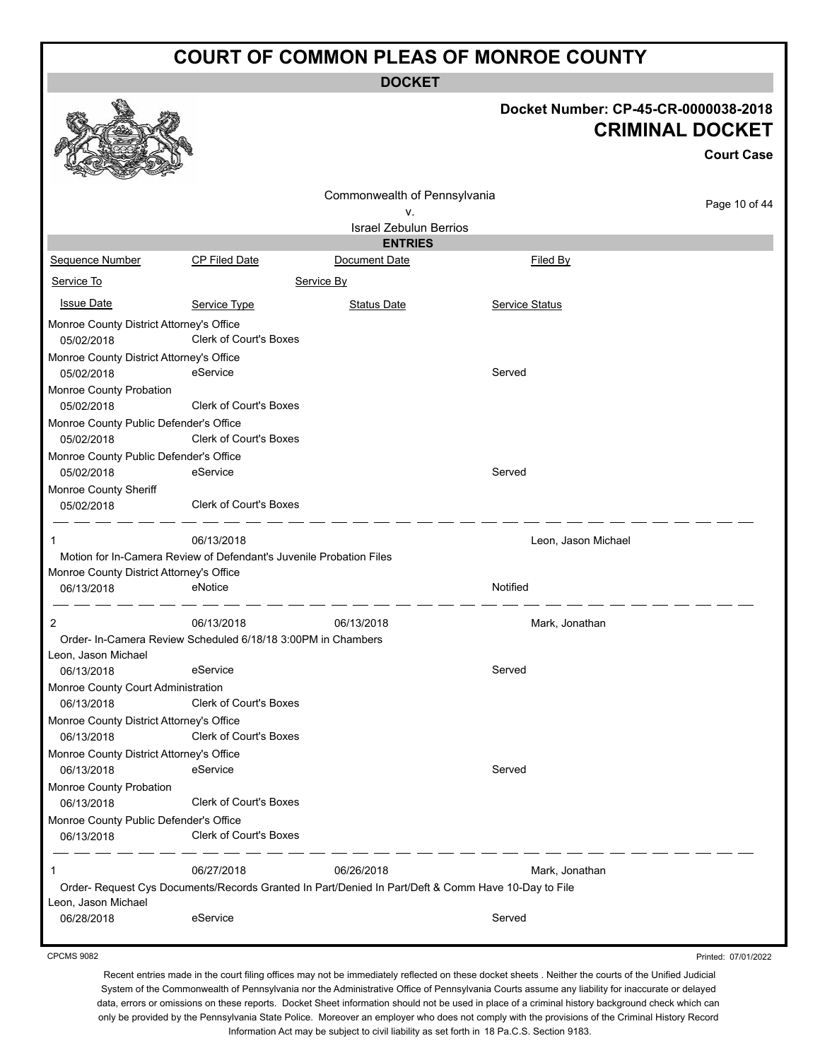# COURT OF COMMON PLEAS OF MONROE COUNTY

**DOCKET**

**Docket Number: CP-45-CR-0000038-2018**

**CRIMINAL DOCKET**

**Court Case**

Commonwealth of Pennsylvania
v.
Israel Zebulun Berrios

**ENTRIES**

| Sequence Number | CP Filed Date | Document Date | Filed By |
|---|---|---|---|
| Service To | | Service By | |
| Issue Date | Service Type | Status Date | Service Status |
| Monroe County District Attorney's Office | | | |
| 05/02/2018 | Clerk of Court's Boxes | | |
| Monroe County District Attorney's Office | | | |
| 05/02/2018 | eService | | Served |
| Monroe County Probation | | | |
| 05/02/2018 | Clerk of Court's Boxes | | |
| Monroe County Public Defender's Office | | | |
| 05/02/2018 | Clerk of Court's Boxes | | |
| Monroe County Public Defender's Office | | | |
| 05/02/2018 | eService | | Served |
| Monroe County Sheriff | | | |
| 05/02/2018 | Clerk of Court's Boxes | | |
| 1 | 06/13/2018 | | Leon, Jason Michael |
| Motion for In-Camera Review of Defendant's Juvenile Probation Files | | | |
| Monroe County District Attorney's Office | | | |
| 06/13/2018 | eNotice | | Notified |
| 2 | 06/13/2018 | 06/13/2018 | Mark, Jonathan |
| Order- In-Camera Review Scheduled 6/18/18 3:00PM in Chambers | | | |
| Leon, Jason Michael | | | |
| 06/13/2018 | eService | | Served |
| Monroe County Court Administration | | | |
| 06/13/2018 | Clerk of Court's Boxes | | |
| Monroe County District Attorney's Office | | | |
| 06/13/2018 | Clerk of Court's Boxes | | |
| Monroe County District Attorney's Office | | | |
| 06/13/2018 | eService | | Served |
| Monroe County Probation | | | |
| 06/13/2018 | Clerk of Court's Boxes | | |
| Monroe County Public Defender's Office | | | |
| 06/13/2018 | Clerk of Court's Boxes | | |
| 1 | 06/27/2018 | 06/26/2018 | Mark, Jonathan |
| Order- Request Cys Documents/Records Granted In Part/Denied In Part/Deft & Comm Have 10-Day to File | | | |
| Leon, Jason Michael | | | |
| 06/28/2018 | eService | | Served |

CPCMS 9082

Printed: 07/01/2022

Recent entries made in the court filing offices may not be immediately reflected on these docket sheets . Neither the courts of the Unified Judicial System of the Commonwealth of Pennsylvania nor the Administrative Office of Pennsylvania Courts assume any liability for inaccurate or delayed data, errors or omissions on these reports. Docket Sheet information should not be used in place of a criminal history background check which can only be provided by the Pennsylvania State Police. Moreover an employer who does not comply with the provisions of the Criminal History Record Information Act may be subject to civil liability as set forth in 18 Pa.C.S. Section 9183.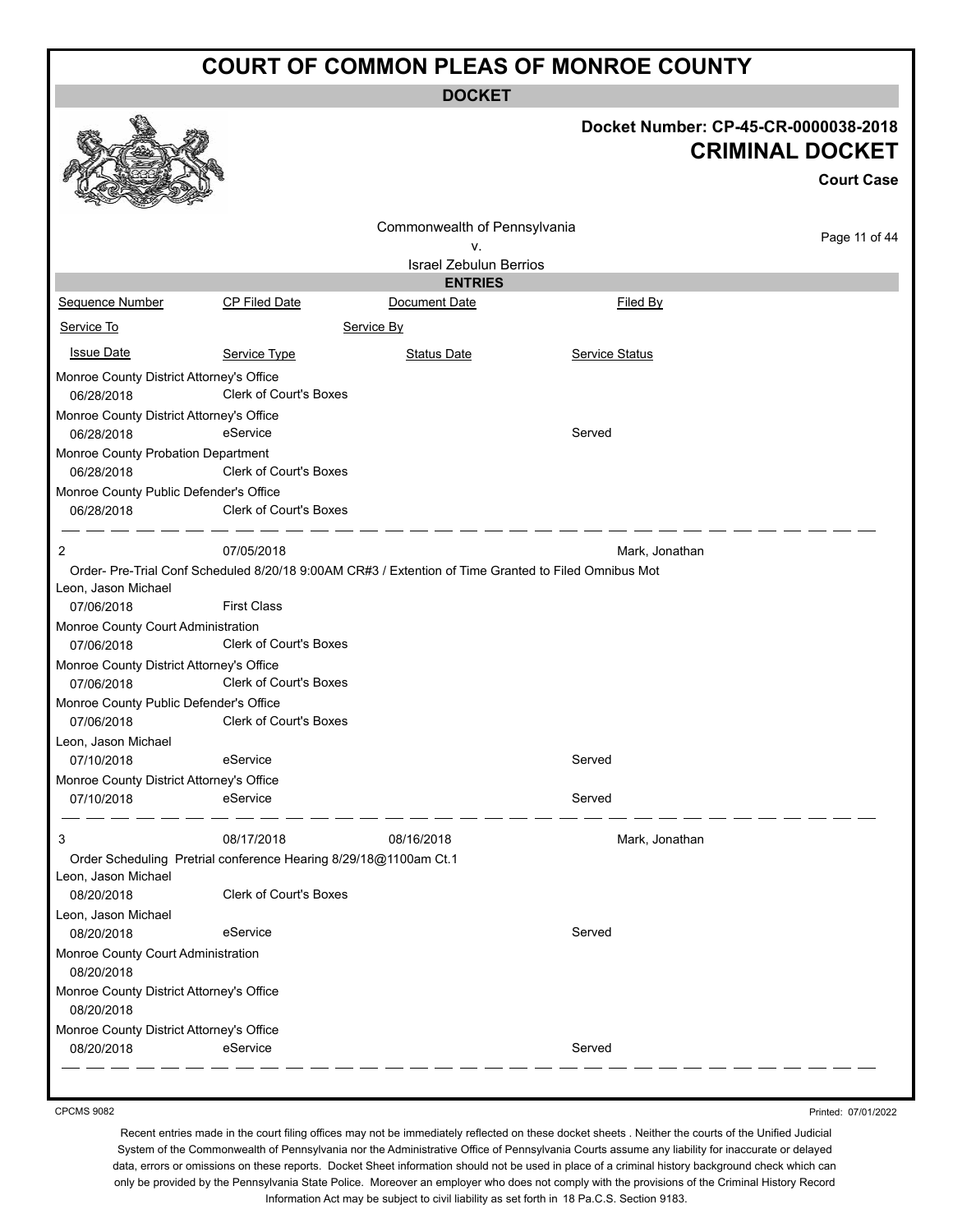# COURT OF COMMON PLEAS OF MONROE COUNTY

**DOCKET**

**Docket Number: CP-45-CR-0000038-2018**

**CRIMINAL DOCKET**

**Court Case**

Commonwealth of Pennsylvania
v.
Israel Zebulun Berrios

**ENTRIES**

| Sequence Number | CP Filed Date | Document Date | Filed By |
|---|---|---|---|
| Service To | | Service By | |
| Issue Date | Service Type | Status Date | Service Status |
| Monroe County District Attorney's Office | | | |
| 06/28/2018 | Clerk of Court's Boxes | | |
| Monroe County District Attorney's Office | | | |
| 06/28/2018 | eService | | Served |
| Monroe County Probation Department | | | |
| 06/28/2018 | Clerk of Court's Boxes | | |
| Monroe County Public Defender's Office | | | |
| 06/28/2018 | Clerk of Court's Boxes | | |
| 2 | 07/05/2018 | | Mark, Jonathan |
| Order- Pre-Trial Conf Scheduled 8/20/18 9:00AM CR#3 / Extention of Time Granted to Filed Omnibus Mot | | | |
| Leon, Jason Michael | | | |
| 07/06/2018 | First Class | | |
| Monroe County Court Administration | | | |
| 07/06/2018 | Clerk of Court's Boxes | | |
| Monroe County District Attorney's Office | | | |
| 07/06/2018 | Clerk of Court's Boxes | | |
| Monroe County Public Defender's Office | | | |
| 07/06/2018 | Clerk of Court's Boxes | | |
| Leon, Jason Michael | | | |
| 07/10/2018 | eService | | Served |
| Monroe County District Attorney's Office | | | |
| 07/10/2018 | eService | | Served |
| 3 | 08/17/2018 | 08/16/2018 | Mark, Jonathan |
| Order Scheduling Pretrial conference Hearing 8/29/18@1100am Ct.1 | | | |
| Leon, Jason Michael | | | |
| 08/20/2018 | Clerk of Court's Boxes | | |
| Leon, Jason Michael | | | |
| 08/20/2018 | eService | | Served |
| Monroe County Court Administration | | | |
| 08/20/2018 | | | |
| Monroe County District Attorney's Office | | | |
| 08/20/2018 | | | |
| Monroe County District Attorney's Office | | | |
| 08/20/2018 | eService | | Served |

CPCMS 9082

Printed: 07/01/2022

Recent entries made in the court filing offices may not be immediately reflected on these docket sheets . Neither the courts of the Unified Judicial System of the Commonwealth of Pennsylvania nor the Administrative Office of Pennsylvania Courts assume any liability for inaccurate or delayed data, errors or omissions on these reports. Docket Sheet information should not be used in place of a criminal history background check which can only be provided by the Pennsylvania State Police. Moreover an employer who does not comply with the provisions of the Criminal History Record Information Act may be subject to civil liability as set forth in 18 Pa.C.S. Section 9183.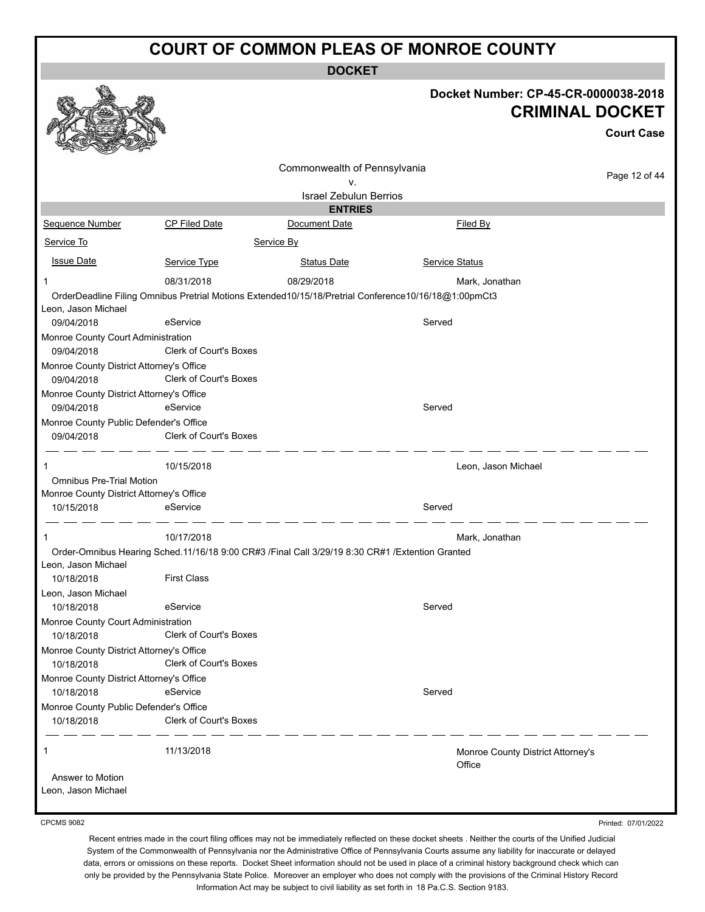# COURT OF COMMON PLEAS OF MONROE COUNTY

## DOCKET

**Docket Number: CP-45-CR-0000038-2018**

**CRIMINAL DOCKET**

**Court Case**

Commonwealth of Pennsylvania
v.
Israel Zebulun Berrios

### ENTRIES

| Sequence Number | CP Filed Date | Document Date | Filed By |
|---|---|---|---|
| Service To | | Service By | |
| Issue Date | Service Type | Status Date | Service Status |

---

**1** | 08/31/2018 | 08/29/2018 | Mark, Jonathan

OrderDeadline Filing Omnibus Pretrial Motions Extended10/15/18/Pretrial Conference10/16/18@1:00pmCt3

| Service To | Issue Date | Service Type | Service Status |
|---|---|---|---|
| Leon, Jason Michael | 09/04/2018 | eService | Served |
| Monroe County Court Administration | 09/04/2018 | Clerk of Court's Boxes | |
| Monroe County District Attorney's Office | 09/04/2018 | Clerk of Court's Boxes | |
| Monroe County District Attorney's Office | 09/04/2018 | eService | Served |
| Monroe County Public Defender's Office | 09/04/2018 | Clerk of Court's Boxes | |

---

**1** | 10/15/2018 | | Leon, Jason Michael

Omnibus Pre-Trial Motion

| Service To | Issue Date | Service Type | Service Status |
|---|---|---|---|
| Monroe County District Attorney's Office | 10/15/2018 | eService | Served |

---

**1** | 10/17/2018 | | Mark, Jonathan

Order-Omnibus Hearing Sched.11/16/18 9:00 CR#3 /Final Call 3/29/19 8:30 CR#1 /Extention Granted

| Service To | Issue Date | Service Type | Service Status |
|---|---|---|---|
| Leon, Jason Michael | 10/18/2018 | First Class | |
| Leon, Jason Michael | 10/18/2018 | eService | Served |
| Monroe County Court Administration | 10/18/2018 | Clerk of Court's Boxes | |
| Monroe County District Attorney's Office | 10/18/2018 | Clerk of Court's Boxes | |
| Monroe County District Attorney's Office | 10/18/2018 | eService | Served |
| Monroe County Public Defender's Office | 10/18/2018 | Clerk of Court's Boxes | |

---

**1** | 11/13/2018 | | Monroe County District Attorney's Office

Answer to Motion

Leon, Jason Michael

CPCMS 9082

Printed: 07/01/2022

Recent entries made in the court filing offices may not be immediately reflected on these docket sheets . Neither the courts of the Unified Judicial System of the Commonwealth of Pennsylvania nor the Administrative Office of Pennsylvania Courts assume any liability for inaccurate or delayed data, errors or omissions on these reports. Docket Sheet information should not be used in place of a criminal history background check which can only be provided by the Pennsylvania State Police. Moreover an employer who does not comply with the provisions of the Criminal History Record Information Act may be subject to civil liability as set forth in 18 Pa.C.S. Section 9183.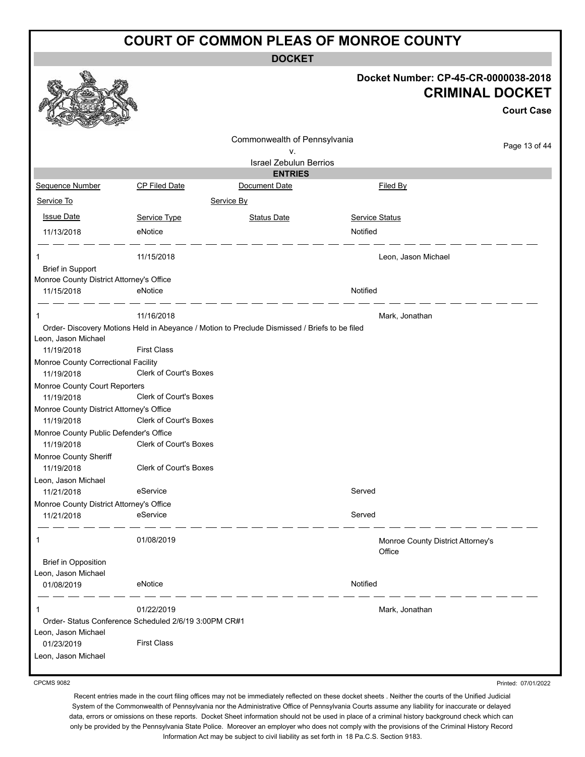# COURT OF COMMON PLEAS OF MONROE COUNTY

**DOCKET**

**Docket Number: CP-45-CR-0000038-2018**

**CRIMINAL DOCKET**

**Court Case**

Commonwealth of Pennsylvania
v.
Israel Zebulun Berrios

**ENTRIES**

| Sequence Number | CP Filed Date | Document Date | Filed By |
|---|---|---|---|
| Service To | | Service By | |
| Issue Date | Service Type | Status Date | Service Status |
| 11/13/2018 | eNotice | | Notified |
| 1 | 11/15/2018 | | Leon, Jason Michael |
| Brief in Support | | | |
| Monroe County District Attorney's Office | | | |
| 11/15/2018 | eNotice | | Notified |
| 1 | 11/16/2018 | | Mark, Jonathan |
| Order- Discovery Motions Held in Abeyance / Motion to Preclude Dismissed / Briefs to be filed | | | |
| Leon, Jason Michael | | | |
| 11/19/2018 | First Class | | |
| Monroe County Correctional Facility | | | |
| 11/19/2018 | Clerk of Court's Boxes | | |
| Monroe County Court Reporters | | | |
| 11/19/2018 | Clerk of Court's Boxes | | |
| Monroe County District Attorney's Office | | | |
| 11/19/2018 | Clerk of Court's Boxes | | |
| Monroe County Public Defender's Office | | | |
| 11/19/2018 | Clerk of Court's Boxes | | |
| Monroe County Sheriff | | | |
| 11/19/2018 | Clerk of Court's Boxes | | |
| Leon, Jason Michael | | | |
| 11/21/2018 | eService | | Served |
| Monroe County District Attorney's Office | | | |
| 11/21/2018 | eService | | Served |
| 1 | 01/08/2019 | | Monroe County District Attorney's Office |
| Brief in Opposition | | | |
| Leon, Jason Michael | | | |
| 01/08/2019 | eNotice | | Notified |
| 1 | 01/22/2019 | | Mark, Jonathan |
| Order- Status Conference Scheduled 2/6/19 3:00PM CR#1 | | | |
| Leon, Jason Michael | | | |
| 01/23/2019 | First Class | | |
| Leon, Jason Michael | | | |

CPCMS 9082

Printed: 07/01/2022

Recent entries made in the court filing offices may not be immediately reflected on these docket sheets . Neither the courts of the Unified Judicial System of the Commonwealth of Pennsylvania nor the Administrative Office of Pennsylvania Courts assume any liability for inaccurate or delayed data, errors or omissions on these reports. Docket Sheet information should not be used in place of a criminal history background check which can only be provided by the Pennsylvania State Police. Moreover an employer who does not comply with the provisions of the Criminal History Record Information Act may be subject to civil liability as set forth in 18 Pa.C.S. Section 9183.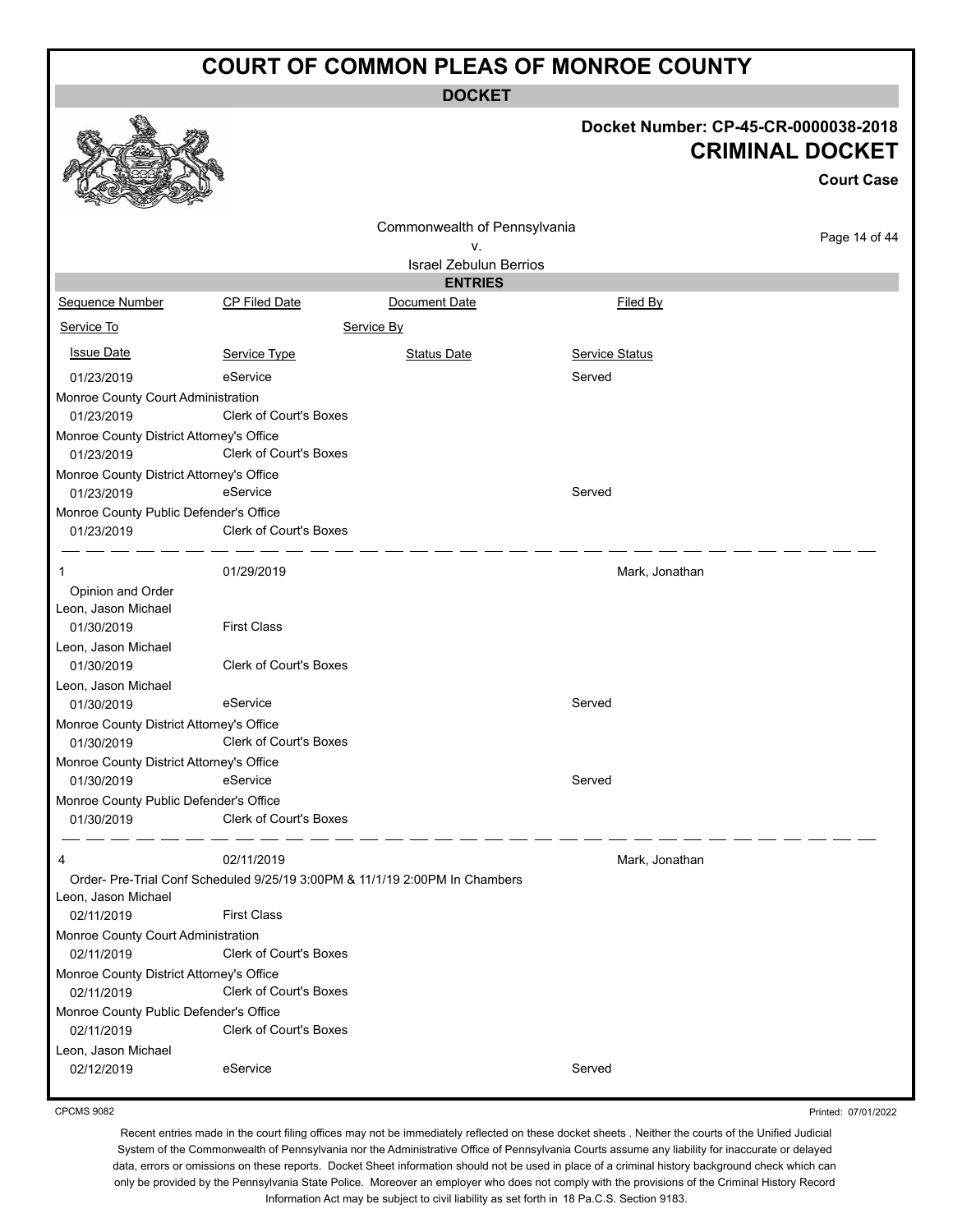# COURT OF COMMON PLEAS OF MONROE COUNTY

**DOCKET**

**Docket Number: CP-45-CR-0000038-2018**

**CRIMINAL DOCKET**

**Court Case**

Commonwealth of Pennsylvania
v.
Israel Zebulun Berrios

**ENTRIES**

| Sequence Number | CP Filed Date | Document Date | Filed By |
|---|---|---|---|
| Service To | | Service By | |
| Issue Date | Service Type | Status Date | Service Status |
| 01/23/2019 | eService | | Served |
| Monroe County Court Administration | | | |
| 01/23/2019 | Clerk of Court's Boxes | | |
| Monroe County District Attorney's Office | | | |
| 01/23/2019 | Clerk of Court's Boxes | | |
| Monroe County District Attorney's Office | | | |
| 01/23/2019 | eService | | Served |
| Monroe County Public Defender's Office | | | |
| 01/23/2019 | Clerk of Court's Boxes | | |
| 1 | 01/29/2019 | | Mark, Jonathan |
| Opinion and Order | | | |
| Leon, Jason Michael | | | |
| 01/30/2019 | First Class | | |
| Leon, Jason Michael | | | |
| 01/30/2019 | Clerk of Court's Boxes | | |
| Leon, Jason Michael | | | |
| 01/30/2019 | eService | | Served |
| Monroe County District Attorney's Office | | | |
| 01/30/2019 | Clerk of Court's Boxes | | |
| Monroe County District Attorney's Office | | | |
| 01/30/2019 | eService | | Served |
| Monroe County Public Defender's Office | | | |
| 01/30/2019 | Clerk of Court's Boxes | | |
| 4 | 02/11/2019 | | Mark, Jonathan |
| Order- Pre-Trial Conf Scheduled 9/25/19 3:00PM & 11/1/19 2:00PM In Chambers | | | |
| Leon, Jason Michael | | | |
| 02/11/2019 | First Class | | |
| Monroe County Court Administration | | | |
| 02/11/2019 | Clerk of Court's Boxes | | |
| Monroe County District Attorney's Office | | | |
| 02/11/2019 | Clerk of Court's Boxes | | |
| Monroe County Public Defender's Office | | | |
| 02/11/2019 | Clerk of Court's Boxes | | |
| Leon, Jason Michael | | | |
| 02/12/2019 | eService | | Served |

CPCMS 9082

Printed: 07/01/2022

Recent entries made in the court filing offices may not be immediately reflected on these docket sheets . Neither the courts of the Unified Judicial System of the Commonwealth of Pennsylvania nor the Administrative Office of Pennsylvania Courts assume any liability for inaccurate or delayed data, errors or omissions on these reports. Docket Sheet information should not be used in place of a criminal history background check which can only be provided by the Pennsylvania State Police. Moreover an employer who does not comply with the provisions of the Criminal History Record Information Act may be subject to civil liability as set forth in 18 Pa.C.S. Section 9183.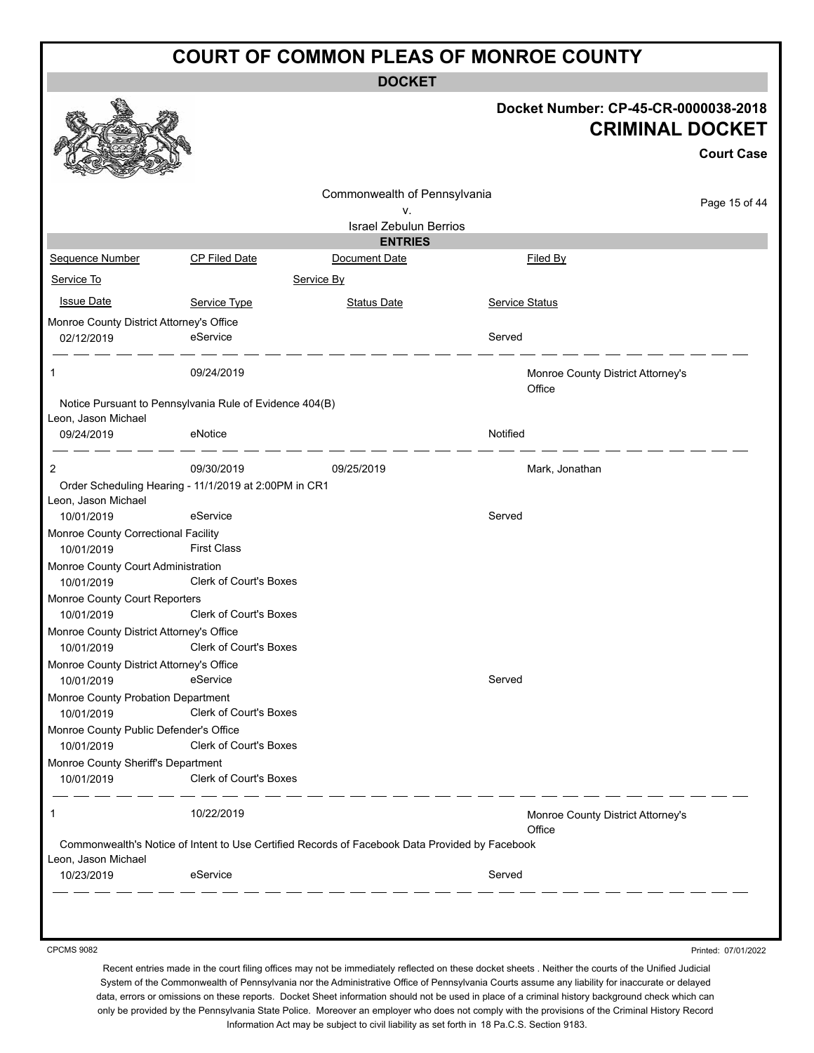# COURT OF COMMON PLEAS OF MONROE COUNTY

**DOCKET**

**Docket Number: CP-45-CR-0000038-2018**

**CRIMINAL DOCKET**

**Court Case**

Commonwealth of Pennsylvania
v.
Israel Zebulun Berrios

**ENTRIES**

| Sequence Number | CP Filed Date | Document Date | Filed By |
|---|---|---|---|
| Service To | | Service By | |
| Issue Date | Service Type | Status Date | Service Status |

Monroe County District Attorney's Office

| 02/12/2019 | eService | | Served |
|---|---|---|---|

---

| 1 | 09/24/2019 | | Monroe County District Attorney's Office |
|---|---|---|---|

Notice Pursuant to Pennsylvania Rule of Evidence 404(B)

| Service To | Issue Date | Service Type | Status Date | Service Status |
|---|---|---|---|---|
| Leon, Jason Michael | 09/24/2019 | eNotice | | Notified |

---

| 2 | 09/30/2019 | 09/25/2019 | Mark, Jonathan |
|---|---|---|---|

Order Scheduling Hearing - 11/1/2019 at 2:00PM in CR1

| Service To | Issue Date | Service Type | Status Date | Service Status |
|---|---|---|---|---|
| Leon, Jason Michael | 10/01/2019 | eService | | Served |
| Monroe County Correctional Facility | 10/01/2019 | First Class | | |
| Monroe County Court Administration | 10/01/2019 | Clerk of Court's Boxes | | |
| Monroe County Court Reporters | 10/01/2019 | Clerk of Court's Boxes | | |
| Monroe County District Attorney's Office | 10/01/2019 | Clerk of Court's Boxes | | |
| Monroe County District Attorney's Office | 10/01/2019 | eService | | Served |
| Monroe County Probation Department | 10/01/2019 | Clerk of Court's Boxes | | |
| Monroe County Public Defender's Office | 10/01/2019 | Clerk of Court's Boxes | | |
| Monroe County Sheriff's Department | 10/01/2019 | Clerk of Court's Boxes | | |

---

| 1 | 10/22/2019 | | Monroe County District Attorney's Office |
|---|---|---|---|

Commonwealth's Notice of Intent to Use Certified Records of Facebook Data Provided by Facebook

| Service To | Issue Date | Service Type | Status Date | Service Status |
|---|---|---|---|---|
| Leon, Jason Michael | 10/23/2019 | eService | | Served |

CPCMS 9082

Printed: 07/01/2022

Recent entries made in the court filing offices may not be immediately reflected on these docket sheets . Neither the courts of the Unified Judicial System of the Commonwealth of Pennsylvania nor the Administrative Office of Pennsylvania Courts assume any liability for inaccurate or delayed data, errors or omissions on these reports. Docket Sheet information should not be used in place of a criminal history background check which can only be provided by the Pennsylvania State Police. Moreover an employer who does not comply with the provisions of the Criminal History Record Information Act may be subject to civil liability as set forth in 18 Pa.C.S. Section 9183.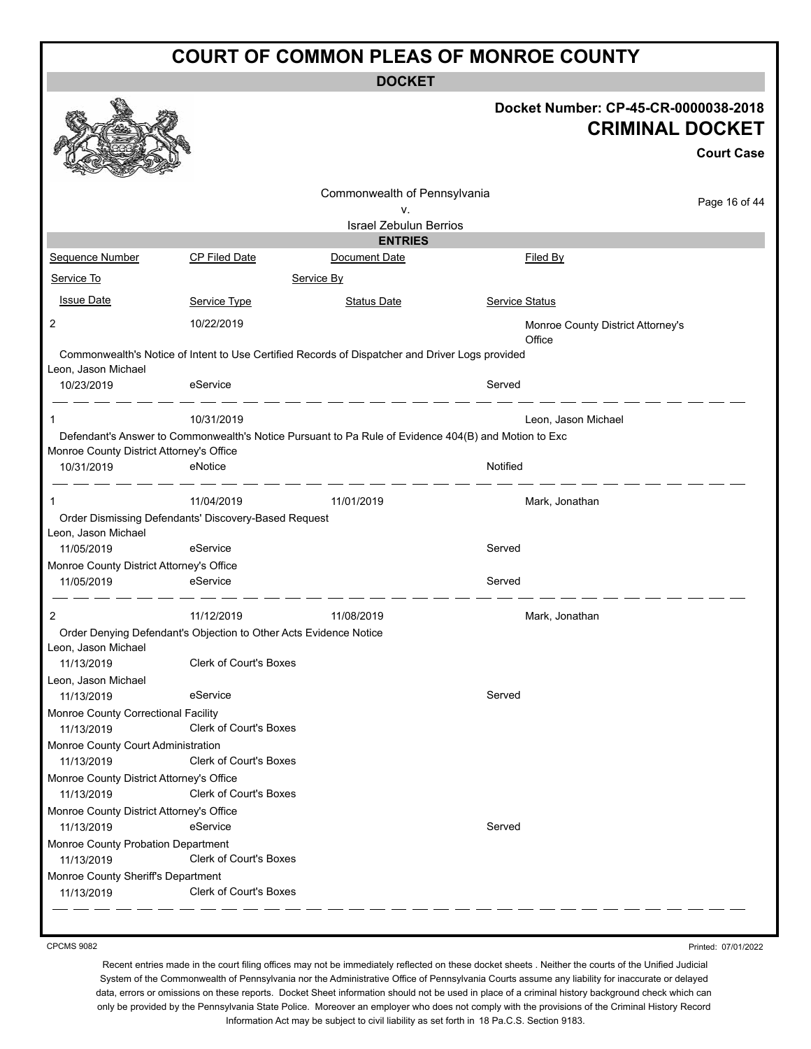# COURT OF COMMON PLEAS OF MONROE COUNTY

**DOCKET**

**Docket Number: CP-45-CR-0000038-2018**

**CRIMINAL DOCKET**

**Court Case**

Commonwealth of Pennsylvania
v.
Israel Zebulun Berrios

**ENTRIES**

| Sequence Number | CP Filed Date | Document Date | Filed By |
|---|---|---|---|
| Service To | | Service By | |
| Issue Date | Service Type | Status Date | Service Status |

| | | | |
|---|---|---|---|
| 2 | 10/22/2019 | | Monroe County District Attorney's Office |
| Commonwealth's Notice of Intent to Use Certified Records of Dispatcher and Driver Logs provided | | | |
| Leon, Jason Michael | | | |
| 10/23/2019 | eService | | Served |
| 1 | 10/31/2019 | | Leon, Jason Michael |
| Defendant's Answer to Commonwealth's Notice Pursuant to Pa Rule of Evidence 404(B) and Motion to Exc | | | |
| Monroe County District Attorney's Office | | | |
| 10/31/2019 | eNotice | | Notified |
| 1 | 11/04/2019 | 11/01/2019 | Mark, Jonathan |
| Order Dismissing Defendants' Discovery-Based Request | | | |
| Leon, Jason Michael | | | |
| 11/05/2019 | eService | | Served |
| Monroe County District Attorney's Office | | | |
| 11/05/2019 | eService | | Served |
| 2 | 11/12/2019 | 11/08/2019 | Mark, Jonathan |
| Order Denying Defendant's Objection to Other Acts Evidence Notice | | | |
| Leon, Jason Michael | | | |
| 11/13/2019 | Clerk of Court's Boxes | | |
| Leon, Jason Michael | | | |
| 11/13/2019 | eService | | Served |
| Monroe County Correctional Facility | | | |
| 11/13/2019 | Clerk of Court's Boxes | | |
| Monroe County Court Administration | | | |
| 11/13/2019 | Clerk of Court's Boxes | | |
| Monroe County District Attorney's Office | | | |
| 11/13/2019 | Clerk of Court's Boxes | | |
| Monroe County District Attorney's Office | | | |
| 11/13/2019 | eService | | Served |
| Monroe County Probation Department | | | |
| 11/13/2019 | Clerk of Court's Boxes | | |
| Monroe County Sheriff's Department | | | |
| 11/13/2019 | Clerk of Court's Boxes | | |

CPCMS 9082

Printed: 07/01/2022

Recent entries made in the court filing offices may not be immediately reflected on these docket sheets . Neither the courts of the Unified Judicial System of the Commonwealth of Pennsylvania nor the Administrative Office of Pennsylvania Courts assume any liability for inaccurate or delayed data, errors or omissions on these reports. Docket Sheet information should not be used in place of a criminal history background check which can only be provided by the Pennsylvania State Police. Moreover an employer who does not comply with the provisions of the Criminal History Record Information Act may be subject to civil liability as set forth in 18 Pa.C.S. Section 9183.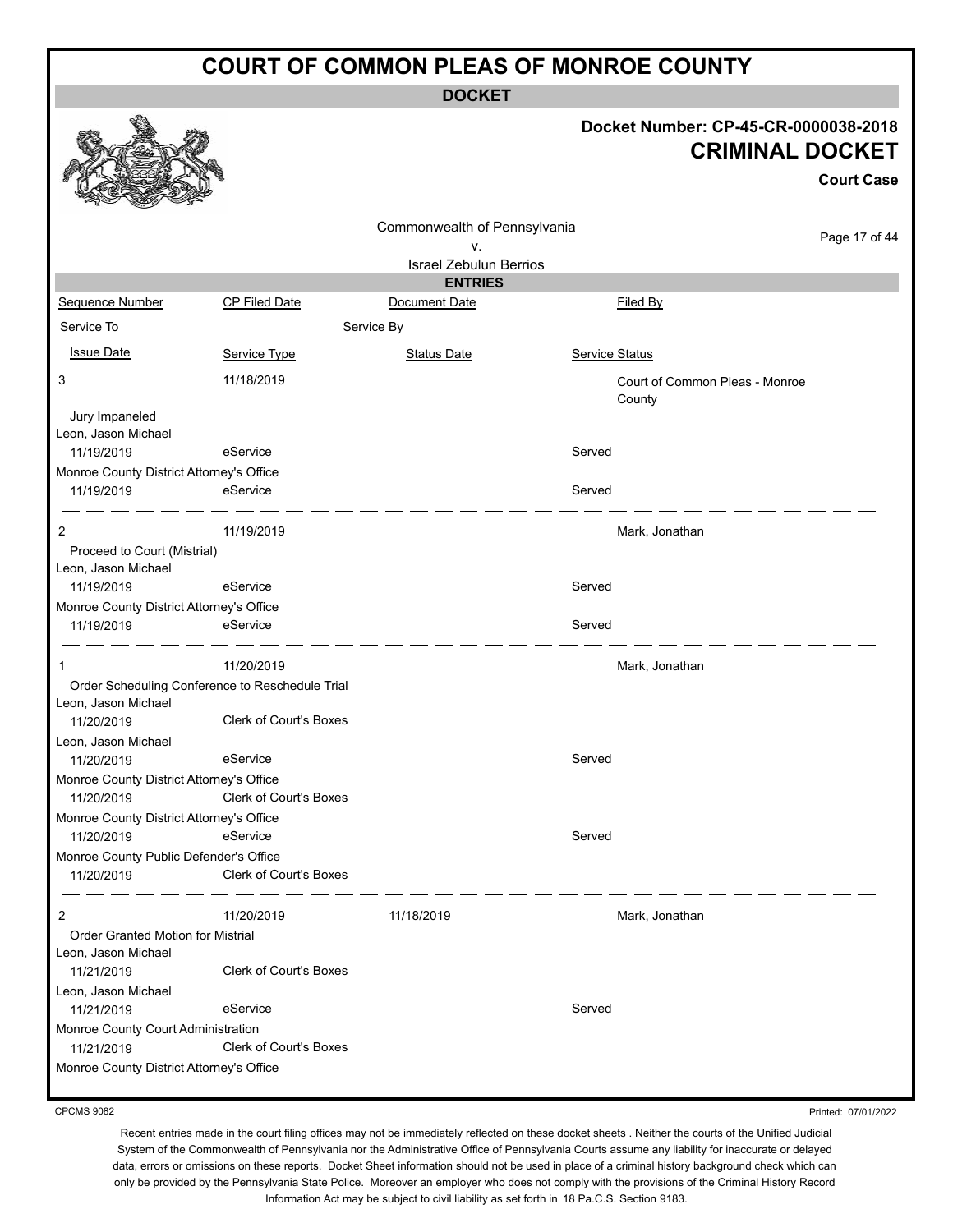# COURT OF COMMON PLEAS OF MONROE COUNTY

**DOCKET**

**Docket Number: CP-45-CR-0000038-2018**

**CRIMINAL DOCKET**

**Court Case**

Commonwealth of Pennsylvania
v.
Israel Zebulun Berrios

**ENTRIES**

| Sequence Number | CP Filed Date | Document Date | Filed By |
|---|---|---|---|
| Service To | | Service By | |
| Issue Date | Service Type | Status Date | Service Status |
| 3 | 11/18/2019 | | Court of Common Pleas - Monroe County |
| Jury Impaneled | | | |
| Leon, Jason Michael | | | |
| 11/19/2019 | eService | | Served |
| Monroe County District Attorney's Office | | | |
| 11/19/2019 | eService | | Served |
| 2 | 11/19/2019 | | Mark, Jonathan |
| Proceed to Court (Mistrial) | | | |
| Leon, Jason Michael | | | |
| 11/19/2019 | eService | | Served |
| Monroe County District Attorney's Office | | | |
| 11/19/2019 | eService | | Served |
| 1 | 11/20/2019 | | Mark, Jonathan |
| Order Scheduling Conference to Reschedule Trial | | | |
| Leon, Jason Michael | | | |
| 11/20/2019 | Clerk of Court's Boxes | | |
| Leon, Jason Michael | | | |
| 11/20/2019 | eService | | Served |
| Monroe County District Attorney's Office | | | |
| 11/20/2019 | Clerk of Court's Boxes | | |
| Monroe County District Attorney's Office | | | |
| 11/20/2019 | eService | | Served |
| Monroe County Public Defender's Office | | | |
| 11/20/2019 | Clerk of Court's Boxes | | |
| 2 | 11/20/2019 | 11/18/2019 | Mark, Jonathan |
| Order Granted Motion for Mistrial | | | |
| Leon, Jason Michael | | | |
| 11/21/2019 | Clerk of Court's Boxes | | |
| Leon, Jason Michael | | | |
| 11/21/2019 | eService | | Served |
| Monroe County Court Administration | | | |
| 11/21/2019 | Clerk of Court's Boxes | | |
| Monroe County District Attorney's Office | | | |

CPCMS 9082

Printed: 07/01/2022

Recent entries made in the court filing offices may not be immediately reflected on these docket sheets . Neither the courts of the Unified Judicial System of the Commonwealth of Pennsylvania nor the Administrative Office of Pennsylvania Courts assume any liability for inaccurate or delayed data, errors or omissions on these reports. Docket Sheet information should not be used in place of a criminal history background check which can only be provided by the Pennsylvania State Police. Moreover an employer who does not comply with the provisions of the Criminal History Record Information Act may be subject to civil liability as set forth in 18 Pa.C.S. Section 9183.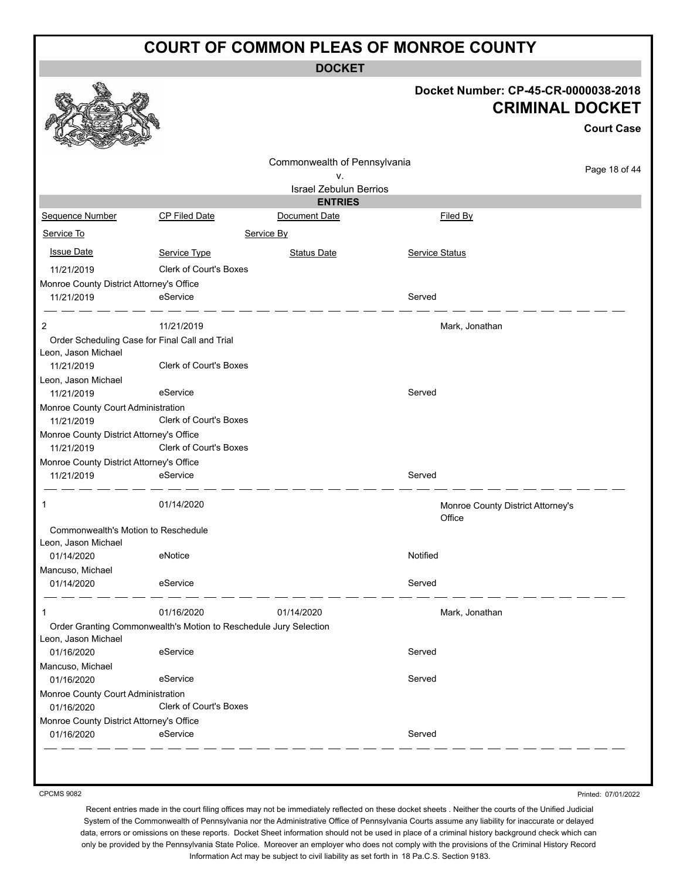# COURT OF COMMON PLEAS OF MONROE COUNTY

**DOCKET**

**Docket Number: CP-45-CR-0000038-2018**

**CRIMINAL DOCKET**

**Court Case**

Commonwealth of Pennsylvania
v.
Israel Zebulun Berrios

**ENTRIES**

| Sequence Number | CP Filed Date | Document Date | Filed By |
|---|---|---|---|
| Service To | | Service By | |
| Issue Date | Service Type | Status Date | Service Status |
| 11/21/2019 | Clerk of Court's Boxes | | |
| Monroe County District Attorney's Office | | | |
| 11/21/2019 | eService | | Served |
| 2 | 11/21/2019 | | Mark, Jonathan |
| Order Scheduling Case for Final Call and Trial | | | |
| Leon, Jason Michael | | | |
| 11/21/2019 | Clerk of Court's Boxes | | |
| Leon, Jason Michael | | | |
| 11/21/2019 | eService | | Served |
| Monroe County Court Administration | | | |
| 11/21/2019 | Clerk of Court's Boxes | | |
| Monroe County District Attorney's Office | | | |
| 11/21/2019 | Clerk of Court's Boxes | | |
| Monroe County District Attorney's Office | | | |
| 11/21/2019 | eService | | Served |
| 1 | 01/14/2020 | | Monroe County District Attorney's Office |
| Commonwealth's Motion to Reschedule | | | |
| Leon, Jason Michael | | | |
| 01/14/2020 | eNotice | | Notified |
| Mancuso, Michael | | | |
| 01/14/2020 | eService | | Served |
| 1 | 01/16/2020 | 01/14/2020 | Mark, Jonathan |
| Order Granting Commonwealth's Motion to Reschedule Jury Selection | | | |
| Leon, Jason Michael | | | |
| 01/16/2020 | eService | | Served |
| Mancuso, Michael | | | |
| 01/16/2020 | eService | | Served |
| Monroe County Court Administration | | | |
| 01/16/2020 | Clerk of Court's Boxes | | |
| Monroe County District Attorney's Office | | | |
| 01/16/2020 | eService | | Served |

CPCMS 9082

Printed: 07/01/2022

Recent entries made in the court filing offices may not be immediately reflected on these docket sheets . Neither the courts of the Unified Judicial System of the Commonwealth of Pennsylvania nor the Administrative Office of Pennsylvania Courts assume any liability for inaccurate or delayed data, errors or omissions on these reports. Docket Sheet information should not be used in place of a criminal history background check which can only be provided by the Pennsylvania State Police. Moreover an employer who does not comply with the provisions of the Criminal History Record Information Act may be subject to civil liability as set forth in 18 Pa.C.S. Section 9183.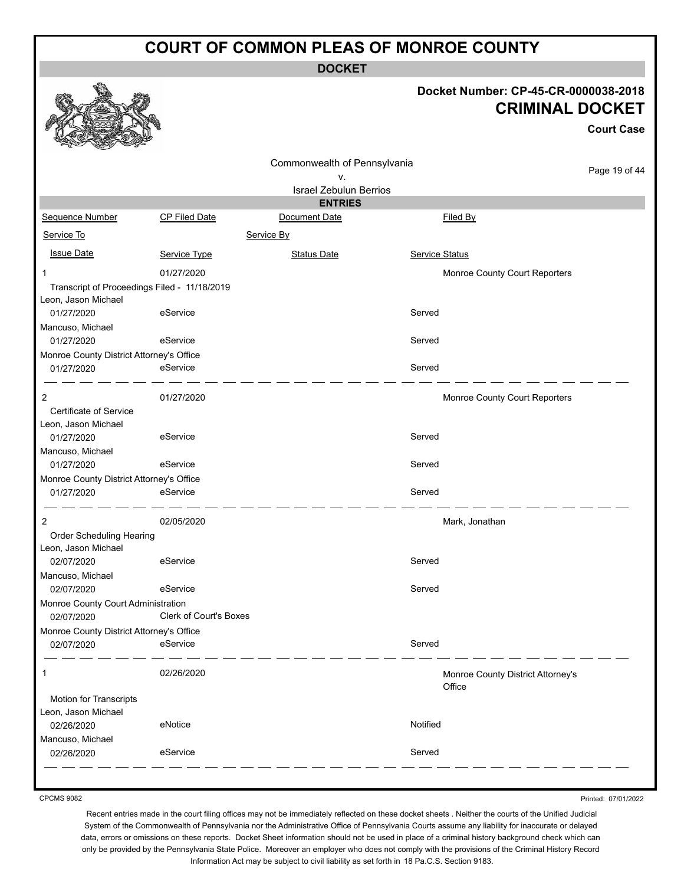# COURT OF COMMON PLEAS OF MONROE COUNTY

## DOCKET

**Docket Number: CP-45-CR-0000038-2018**

**CRIMINAL DOCKET**

**Court Case**

Commonwealth of Pennsylvania
v.
Israel Zebulun Berrios

### ENTRIES

| Sequence Number | CP Filed Date | Document Date | Filed By |
|---|---|---|---|
| Service To | | Service By | |
| Issue Date | Service Type | Status Date | Service Status |
| 1 | 01/27/2020 | | Monroe County Court Reporters |
| Transcript of Proceedings Filed - 11/18/2019 | | | |
| Leon, Jason Michael | | | |
| 01/27/2020 | eService | | Served |
| Mancuso, Michael | | | |
| 01/27/2020 | eService | | Served |
| Monroe County District Attorney's Office | | | |
| 01/27/2020 | eService | | Served |
| 2 | 01/27/2020 | | Monroe County Court Reporters |
| Certificate of Service | | | |
| Leon, Jason Michael | | | |
| 01/27/2020 | eService | | Served |
| Mancuso, Michael | | | |
| 01/27/2020 | eService | | Served |
| Monroe County District Attorney's Office | | | |
| 01/27/2020 | eService | | Served |
| 2 | 02/05/2020 | | Mark, Jonathan |
| Order Scheduling Hearing | | | |
| Leon, Jason Michael | | | |
| 02/07/2020 | eService | | Served |
| Mancuso, Michael | | | |
| 02/07/2020 | eService | | Served |
| Monroe County Court Administration | | | |
| 02/07/2020 | Clerk of Court's Boxes | | |
| Monroe County District Attorney's Office | | | |
| 02/07/2020 | eService | | Served |
| 1 | 02/26/2020 | | Monroe County District Attorney's Office |
| Motion for Transcripts | | | |
| Leon, Jason Michael | | | |
| 02/26/2020 | eNotice | | Notified |
| Mancuso, Michael | | | |
| 02/26/2020 | eService | | Served |

CPCMS 9082

Printed: 07/01/2022

Recent entries made in the court filing offices may not be immediately reflected on these docket sheets . Neither the courts of the Unified Judicial System of the Commonwealth of Pennsylvania nor the Administrative Office of Pennsylvania Courts assume any liability for inaccurate or delayed data, errors or omissions on these reports. Docket Sheet information should not be used in place of a criminal history background check which can only be provided by the Pennsylvania State Police. Moreover an employer who does not comply with the provisions of the Criminal History Record Information Act may be subject to civil liability as set forth in 18 Pa.C.S. Section 9183.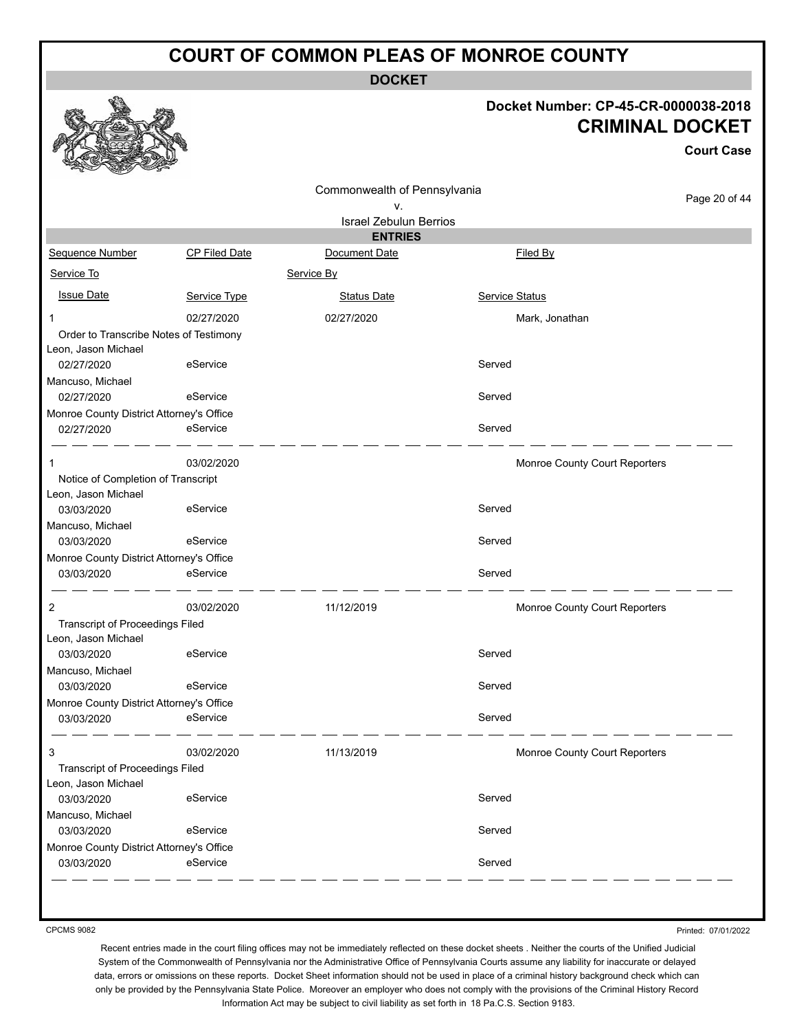# COURT OF COMMON PLEAS OF MONROE COUNTY

## DOCKET

**Docket Number: CP-45-CR-0000038-2018**

**CRIMINAL DOCKET**

**Court Case**

Commonwealth of Pennsylvania
v.
Israel Zebulun Berrios

### ENTRIES

| Sequence Number | CP Filed Date | Document Date | Filed By |
|---|---|---|---|
| Service To | | Service By | |
| Issue Date | Service Type | Status Date | Service Status |
| 1 | 02/27/2020 | 02/27/2020 | Mark, Jonathan |
| Order to Transcribe Notes of Testimony | | | |
| Leon, Jason Michael | | | |
| 02/27/2020 | eService | | Served |
| Mancuso, Michael | | | |
| 02/27/2020 | eService | | Served |
| Monroe County District Attorney's Office | | | |
| 02/27/2020 | eService | | Served |
| 1 | 03/02/2020 | | Monroe County Court Reporters |
| Notice of Completion of Transcript | | | |
| Leon, Jason Michael | | | |
| 03/03/2020 | eService | | Served |
| Mancuso, Michael | | | |
| 03/03/2020 | eService | | Served |
| Monroe County District Attorney's Office | | | |
| 03/03/2020 | eService | | Served |
| 2 | 03/02/2020 | 11/12/2019 | Monroe County Court Reporters |
| Transcript of Proceedings Filed | | | |
| Leon, Jason Michael | | | |
| 03/03/2020 | eService | | Served |
| Mancuso, Michael | | | |
| 03/03/2020 | eService | | Served |
| Monroe County District Attorney's Office | | | |
| 03/03/2020 | eService | | Served |
| 3 | 03/02/2020 | 11/13/2019 | Monroe County Court Reporters |
| Transcript of Proceedings Filed | | | |
| Leon, Jason Michael | | | |
| 03/03/2020 | eService | | Served |
| Mancuso, Michael | | | |
| 03/03/2020 | eService | | Served |
| Monroe County District Attorney's Office | | | |
| 03/03/2020 | eService | | Served |

CPCMS 9082

Printed: 07/01/2022

Recent entries made in the court filing offices may not be immediately reflected on these docket sheets . Neither the courts of the Unified Judicial System of the Commonwealth of Pennsylvania nor the Administrative Office of Pennsylvania Courts assume any liability for inaccurate or delayed data, errors or omissions on these reports. Docket Sheet information should not be used in place of a criminal history background check which can only be provided by the Pennsylvania State Police. Moreover an employer who does not comply with the provisions of the Criminal History Record Information Act may be subject to civil liability as set forth in 18 Pa.C.S. Section 9183.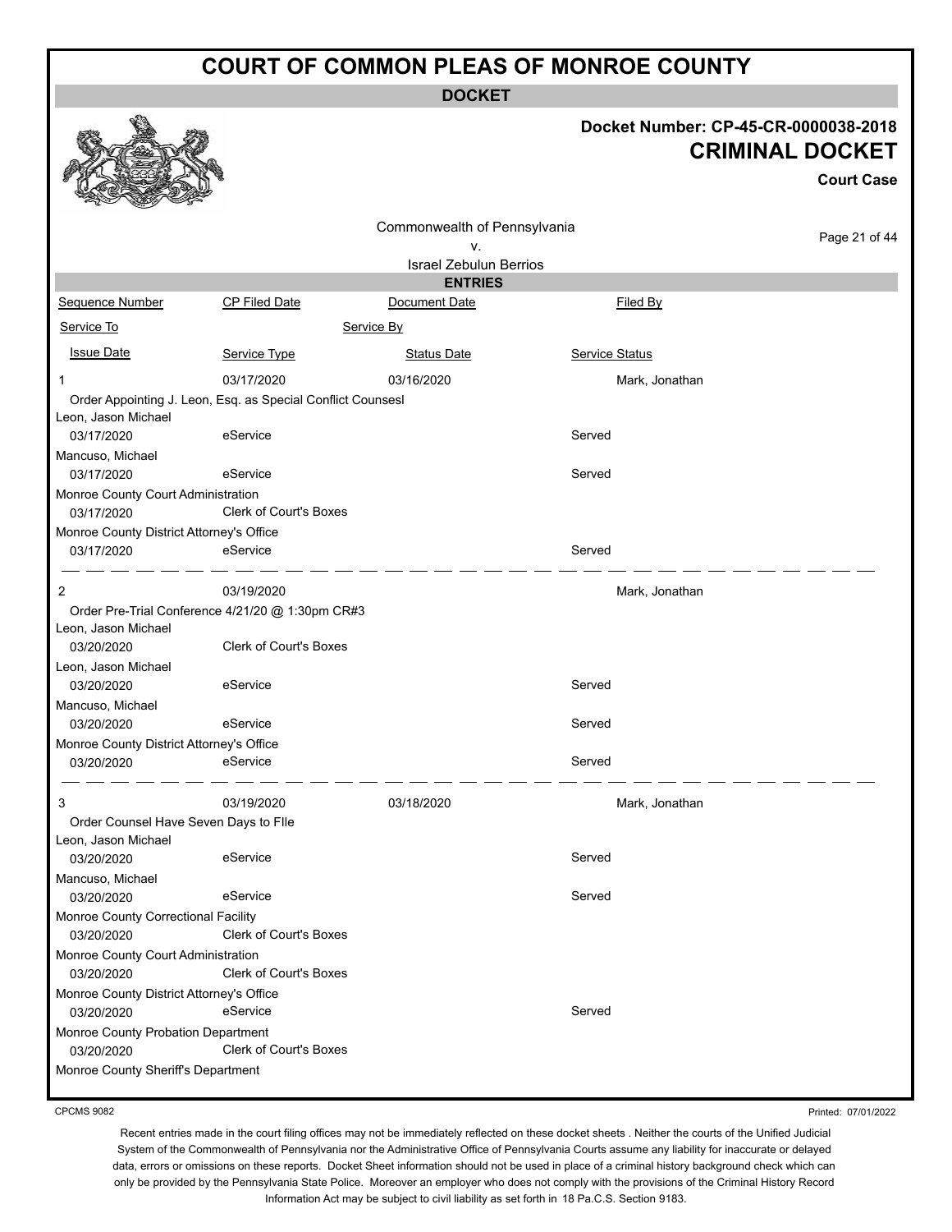# COURT OF COMMON PLEAS OF MONROE COUNTY

**DOCKET**

**Docket Number: CP-45-CR-0000038-2018**

**CRIMINAL DOCKET**

**Court Case**

Commonwealth of Pennsylvania
v.
Israel Zebulun Berrios

**ENTRIES**

| Sequence Number | CP Filed Date | Document Date | Filed By |
|---|---|---|---|
| Service To | | Service By | |
| Issue Date | Service Type | Status Date | Service Status |

| | | | |
|---|---|---|---|
| 1 | 03/17/2020 | 03/16/2020 | Mark, Jonathan |
| Order Appointing J. Leon, Esq. as Special Conflict Counsesl | | | |
| Leon, Jason Michael | | | |
| 03/17/2020 | eService | | Served |
| Mancuso, Michael | | | |
| 03/17/2020 | eService | | Served |
| Monroe County Court Administration | | | |
| 03/17/2020 | Clerk of Court's Boxes | | |
| Monroe County District Attorney's Office | | | |
| 03/17/2020 | eService | | Served |

| | | | |
|---|---|---|---|
| 2 | 03/19/2020 | | Mark, Jonathan |
| Order Pre-Trial Conference 4/21/20 @ 1:30pm CR#3 | | | |
| Leon, Jason Michael | | | |
| 03/20/2020 | Clerk of Court's Boxes | | |
| Leon, Jason Michael | | | |
| 03/20/2020 | eService | | Served |
| Mancuso, Michael | | | |
| 03/20/2020 | eService | | Served |
| Monroe County District Attorney's Office | | | |
| 03/20/2020 | eService | | Served |

| | | | |
|---|---|---|---|
| 3 | 03/19/2020 | 03/18/2020 | Mark, Jonathan |
| Order Counsel Have Seven Days to FIle | | | |
| Leon, Jason Michael | | | |
| 03/20/2020 | eService | | Served |
| Mancuso, Michael | | | |
| 03/20/2020 | eService | | Served |
| Monroe County Correctional Facility | | | |
| 03/20/2020 | Clerk of Court's Boxes | | |
| Monroe County Court Administration | | | |
| 03/20/2020 | Clerk of Court's Boxes | | |
| Monroe County District Attorney's Office | | | |
| 03/20/2020 | eService | | Served |
| Monroe County Probation Department | | | |
| 03/20/2020 | Clerk of Court's Boxes | | |
| Monroe County Sheriff's Department | | | |

CPCMS 9082

Printed: 07/01/2022

Recent entries made in the court filing offices may not be immediately reflected on these docket sheets . Neither the courts of the Unified Judicial System of the Commonwealth of Pennsylvania nor the Administrative Office of Pennsylvania Courts assume any liability for inaccurate or delayed data, errors or omissions on these reports. Docket Sheet information should not be used in place of a criminal history background check which can only be provided by the Pennsylvania State Police. Moreover an employer who does not comply with the provisions of the Criminal History Record Information Act may be subject to civil liability as set forth in 18 Pa.C.S. Section 9183.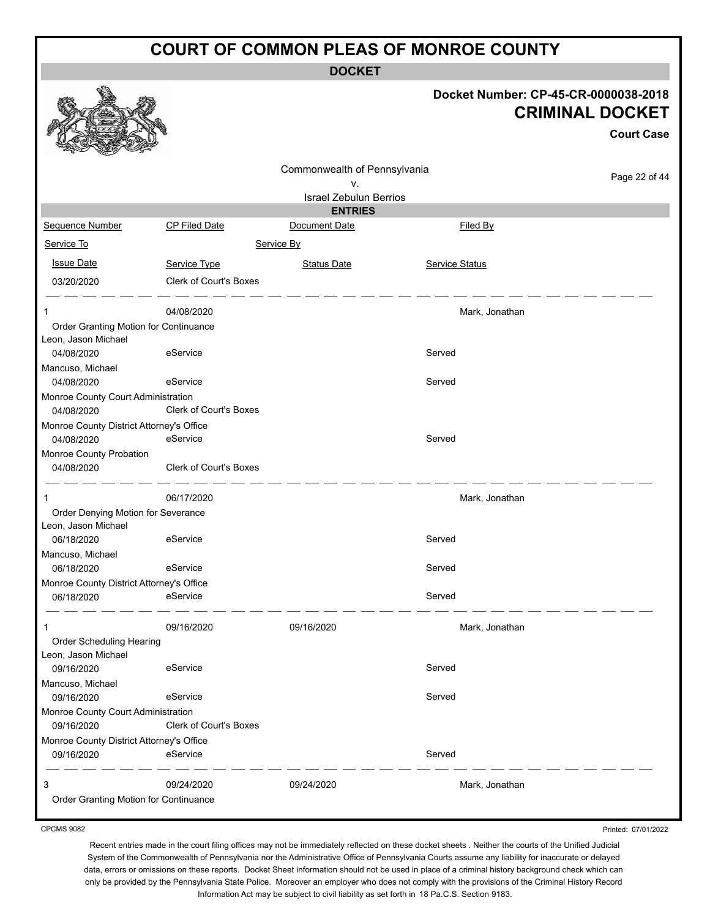# COURT OF COMMON PLEAS OF MONROE COUNTY

**DOCKET**

**Docket Number: CP-45-CR-0000038-2018**

**CRIMINAL DOCKET**

**Court Case**

Commonwealth of Pennsylvania
v.
Israel Zebulun Berrios

## ENTRIES

| Sequence Number | CP Filed Date | Document Date | Filed By |
|---|---|---|---|
| Service To | | Service By | |
| Issue Date | Service Type | Status Date | Service Status |
| 03/20/2020 | Clerk of Court's Boxes | | |
| 1 | 04/08/2020 | | Mark, Jonathan |
| Order Granting Motion for Continuance | | | |
| Leon, Jason Michael | | | |
| 04/08/2020 | eService | | Served |
| Mancuso, Michael | | | |
| 04/08/2020 | eService | | Served |
| Monroe County Court Administration | | | |
| 04/08/2020 | Clerk of Court's Boxes | | |
| Monroe County District Attorney's Office | | | |
| 04/08/2020 | eService | | Served |
| Monroe County Probation | | | |
| 04/08/2020 | Clerk of Court's Boxes | | |
| 1 | 06/17/2020 | | Mark, Jonathan |
| Order Denying Motion for Severance | | | |
| Leon, Jason Michael | | | |
| 06/18/2020 | eService | | Served |
| Mancuso, Michael | | | |
| 06/18/2020 | eService | | Served |
| Monroe County District Attorney's Office | | | |
| 06/18/2020 | eService | | Served |
| 1 | 09/16/2020 | 09/16/2020 | Mark, Jonathan |
| Order Scheduling Hearing | | | |
| Leon, Jason Michael | | | |
| 09/16/2020 | eService | | Served |
| Mancuso, Michael | | | |
| 09/16/2020 | eService | | Served |
| Monroe County Court Administration | | | |
| 09/16/2020 | Clerk of Court's Boxes | | |
| Monroe County District Attorney's Office | | | |
| 09/16/2020 | eService | | Served |
| 3 | 09/24/2020 | 09/24/2020 | Mark, Jonathan |
| Order Granting Motion for Continuance | | | |

CPCMS 9082

Printed: 07/01/2022

Recent entries made in the court filing offices may not be immediately reflected on these docket sheets . Neither the courts of the Unified Judicial System of the Commonwealth of Pennsylvania nor the Administrative Office of Pennsylvania Courts assume any liability for inaccurate or delayed data, errors or omissions on these reports. Docket Sheet information should not be used in place of a criminal history background check which can only be provided by the Pennsylvania State Police. Moreover an employer who does not comply with the provisions of the Criminal History Record Information Act may be subject to civil liability as set forth in 18 Pa.C.S. Section 9183.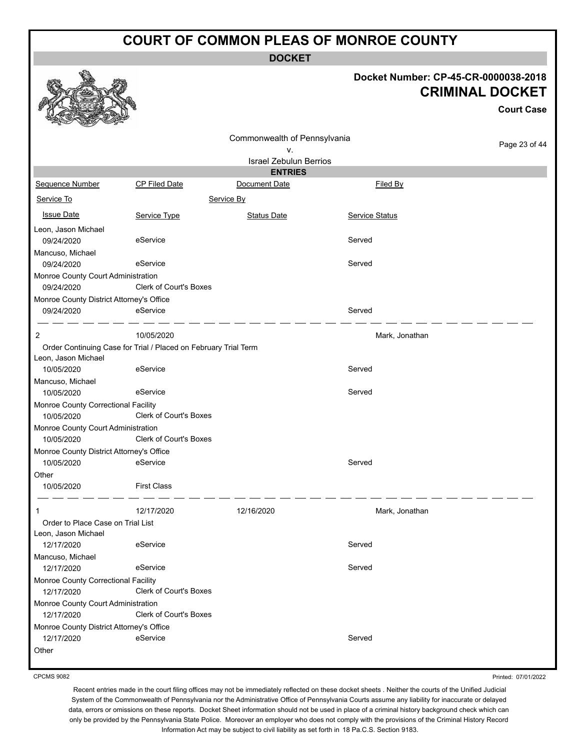# COURT OF COMMON PLEAS OF MONROE COUNTY

**DOCKET**

**Docket Number: CP-45-CR-0000038-2018**

**CRIMINAL DOCKET**

**Court Case**

Commonwealth of Pennsylvania
v.
Israel Zebulun Berrios

**ENTRIES**

| Sequence Number | CP Filed Date | Document Date | Filed By |
|---|---|---|---|
| Service To | | Service By | |
| Issue Date | Service Type | Status Date | Service Status |
| Leon, Jason Michael | | | |
| 09/24/2020 | eService | | Served |
| Mancuso, Michael | | | |
| 09/24/2020 | eService | | Served |
| Monroe County Court Administration | | | |
| 09/24/2020 | Clerk of Court's Boxes | | |
| Monroe County District Attorney's Office | | | |
| 09/24/2020 | eService | | Served |
| 2 | 10/05/2020 | | Mark, Jonathan |
| Order Continuing Case for Trial / Placed on February Trial Term | | | |
| Leon, Jason Michael | | | |
| 10/05/2020 | eService | | Served |
| Mancuso, Michael | | | |
| 10/05/2020 | eService | | Served |
| Monroe County Correctional Facility | | | |
| 10/05/2020 | Clerk of Court's Boxes | | |
| Monroe County Court Administration | | | |
| 10/05/2020 | Clerk of Court's Boxes | | |
| Monroe County District Attorney's Office | | | |
| 10/05/2020 | eService | | Served |
| Other | | | |
| 10/05/2020 | First Class | | |
| 1 | 12/17/2020 | 12/16/2020 | Mark, Jonathan |
| Order to Place Case on Trial List | | | |
| Leon, Jason Michael | | | |
| 12/17/2020 | eService | | Served |
| Mancuso, Michael | | | |
| 12/17/2020 | eService | | Served |
| Monroe County Correctional Facility | | | |
| 12/17/2020 | Clerk of Court's Boxes | | |
| Monroe County Court Administration | | | |
| 12/17/2020 | Clerk of Court's Boxes | | |
| Monroe County District Attorney's Office | | | |
| 12/17/2020 | eService | | Served |
| Other | | | |

CPCMS 9082 Printed: 07/01/2022

Recent entries made in the court filing offices may not be immediately reflected on these docket sheets . Neither the courts of the Unified Judicial System of the Commonwealth of Pennsylvania nor the Administrative Office of Pennsylvania Courts assume any liability for inaccurate or delayed data, errors or omissions on these reports. Docket Sheet information should not be used in place of a criminal history background check which can only be provided by the Pennsylvania State Police. Moreover an employer who does not comply with the provisions of the Criminal History Record Information Act may be subject to civil liability as set forth in 18 Pa.C.S. Section 9183.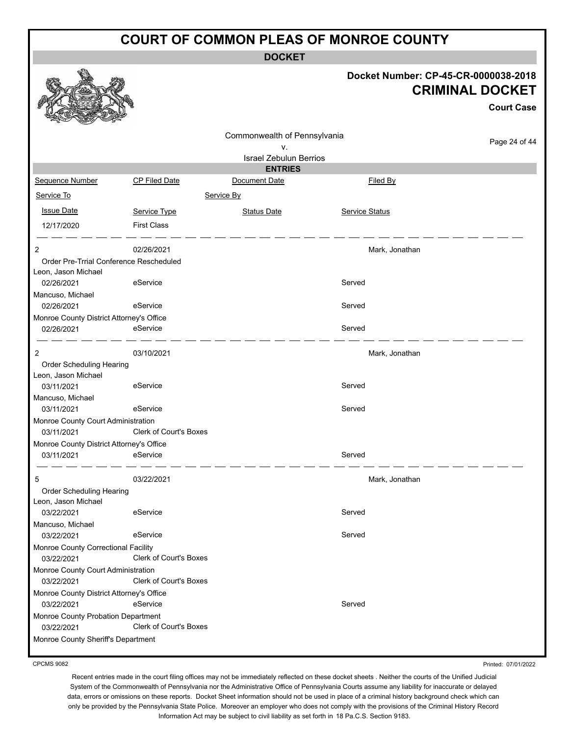# COURT OF COMMON PLEAS OF MONROE COUNTY

## DOCKET

**Docket Number: CP-45-CR-0000038-2018**

**CRIMINAL DOCKET**

**Court Case**

Commonwealth of Pennsylvania
v.
Israel Zebulun Berrios

### ENTRIES

| Sequence Number | CP Filed Date | Document Date | Filed By |
|---|---|---|---|
| Service To | | Service By | |
| Issue Date | Service Type | Status Date | Service Status |
| 12/17/2020 | First Class | | |

| Sequence Number | CP Filed Date | Document Date | Filed By |
|---|---|---|---|
| 2 | 02/26/2021 | | Mark, Jonathan |
| Order Pre-Trrial Conference Rescheduled | | | |
| Leon, Jason Michael | | | |
| 02/26/2021 | eService | | Served |
| Mancuso, Michael | | | |
| 02/26/2021 | eService | | Served |
| Monroe County District Attorney's Office | | | |
| 02/26/2021 | eService | | Served |

| Sequence Number | CP Filed Date | Document Date | Filed By |
|---|---|---|---|
| 2 | 03/10/2021 | | Mark, Jonathan |
| Order Scheduling Hearing | | | |
| Leon, Jason Michael | | | |
| 03/11/2021 | eService | | Served |
| Mancuso, Michael | | | |
| 03/11/2021 | eService | | Served |
| Monroe County Court Administration | | | |
| 03/11/2021 | Clerk of Court's Boxes | | |
| Monroe County District Attorney's Office | | | |
| 03/11/2021 | eService | | Served |

| Sequence Number | CP Filed Date | Document Date | Filed By |
|---|---|---|---|
| 5 | 03/22/2021 | | Mark, Jonathan |
| Order Scheduling Hearing | | | |
| Leon, Jason Michael | | | |
| 03/22/2021 | eService | | Served |
| Mancuso, Michael | | | |
| 03/22/2021 | eService | | Served |
| Monroe County Correctional Facility | | | |
| 03/22/2021 | Clerk of Court's Boxes | | |
| Monroe County Court Administration | | | |
| 03/22/2021 | Clerk of Court's Boxes | | |
| Monroe County District Attorney's Office | | | |
| 03/22/2021 | eService | | Served |
| Monroe County Probation Department | | | |
| 03/22/2021 | Clerk of Court's Boxes | | |
| Monroe County Sheriff's Department | | | |

CPCMS 9082

Printed: 07/01/2022

Recent entries made in the court filing offices may not be immediately reflected on these docket sheets . Neither the courts of the Unified Judicial System of the Commonwealth of Pennsylvania nor the Administrative Office of Pennsylvania Courts assume any liability for inaccurate or delayed data, errors or omissions on these reports. Docket Sheet information should not be used in place of a criminal history background check which can only be provided by the Pennsylvania State Police. Moreover an employer who does not comply with the provisions of the Criminal History Record Information Act may be subject to civil liability as set forth in 18 Pa.C.S. Section 9183.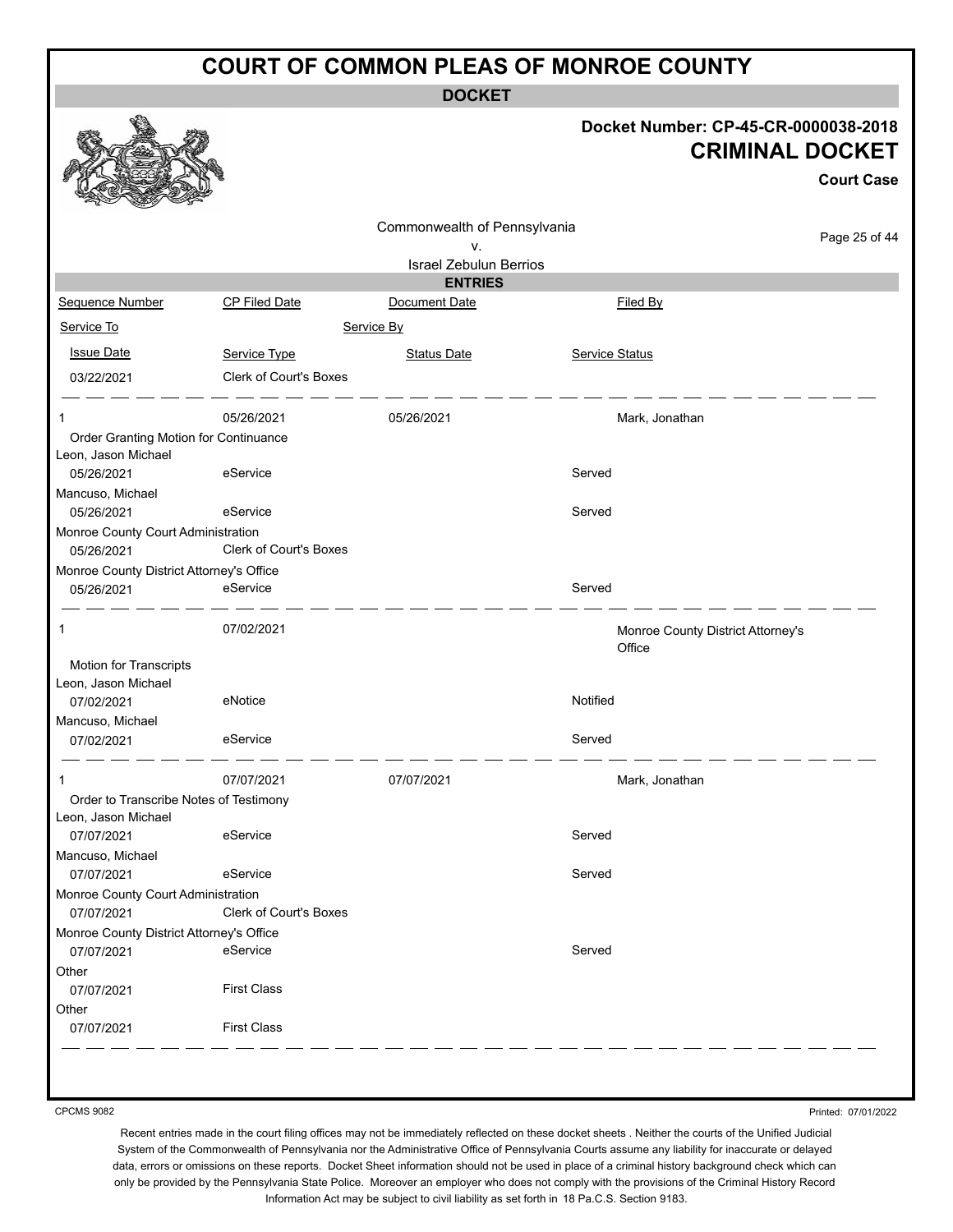# COURT OF COMMON PLEAS OF MONROE COUNTY

**DOCKET**

**Docket Number: CP-45-CR-0000038-2018**

**CRIMINAL DOCKET**

**Court Case**

Commonwealth of Pennsylvania
v.
Israel Zebulun Berrios

**ENTRIES**

| Sequence Number | CP Filed Date | Document Date | Filed By |
|---|---|---|---|
| Service To | | Service By | |
| Issue Date | Service Type | Status Date | Service Status |
| 03/22/2021 | Clerk of Court's Boxes | | |
| 1 | 05/26/2021 | 05/26/2021 | Mark, Jonathan |
| Order Granting Motion for Continuance | | | |
| Leon, Jason Michael | | | |
| 05/26/2021 | eService | | Served |
| Mancuso, Michael | | | |
| 05/26/2021 | eService | | Served |
| Monroe County Court Administration | | | |
| 05/26/2021 | Clerk of Court's Boxes | | |
| Monroe County District Attorney's Office | | | |
| 05/26/2021 | eService | | Served |
| 1 | 07/02/2021 | | Monroe County District Attorney's Office |
| Motion for Transcripts | | | |
| Leon, Jason Michael | | | |
| 07/02/2021 | eNotice | | Notified |
| Mancuso, Michael | | | |
| 07/02/2021 | eService | | Served |
| 1 | 07/07/2021 | 07/07/2021 | Mark, Jonathan |
| Order to Transcribe Notes of Testimony | | | |
| Leon, Jason Michael | | | |
| 07/07/2021 | eService | | Served |
| Mancuso, Michael | | | |
| 07/07/2021 | eService | | Served |
| Monroe County Court Administration | | | |
| 07/07/2021 | Clerk of Court's Boxes | | |
| Monroe County District Attorney's Office | | | |
| 07/07/2021 | eService | | Served |
| Other | | | |
| 07/07/2021 | First Class | | |
| Other | | | |
| 07/07/2021 | First Class | | |

CPCMS 9082

Printed: 07/01/2022

Recent entries made in the court filing offices may not be immediately reflected on these docket sheets . Neither the courts of the Unified Judicial System of the Commonwealth of Pennsylvania nor the Administrative Office of Pennsylvania Courts assume any liability for inaccurate or delayed data, errors or omissions on these reports. Docket Sheet information should not be used in place of a criminal history background check which can only be provided by the Pennsylvania State Police. Moreover an employer who does not comply with the provisions of the Criminal History Record Information Act may be subject to civil liability as set forth in 18 Pa.C.S. Section 9183.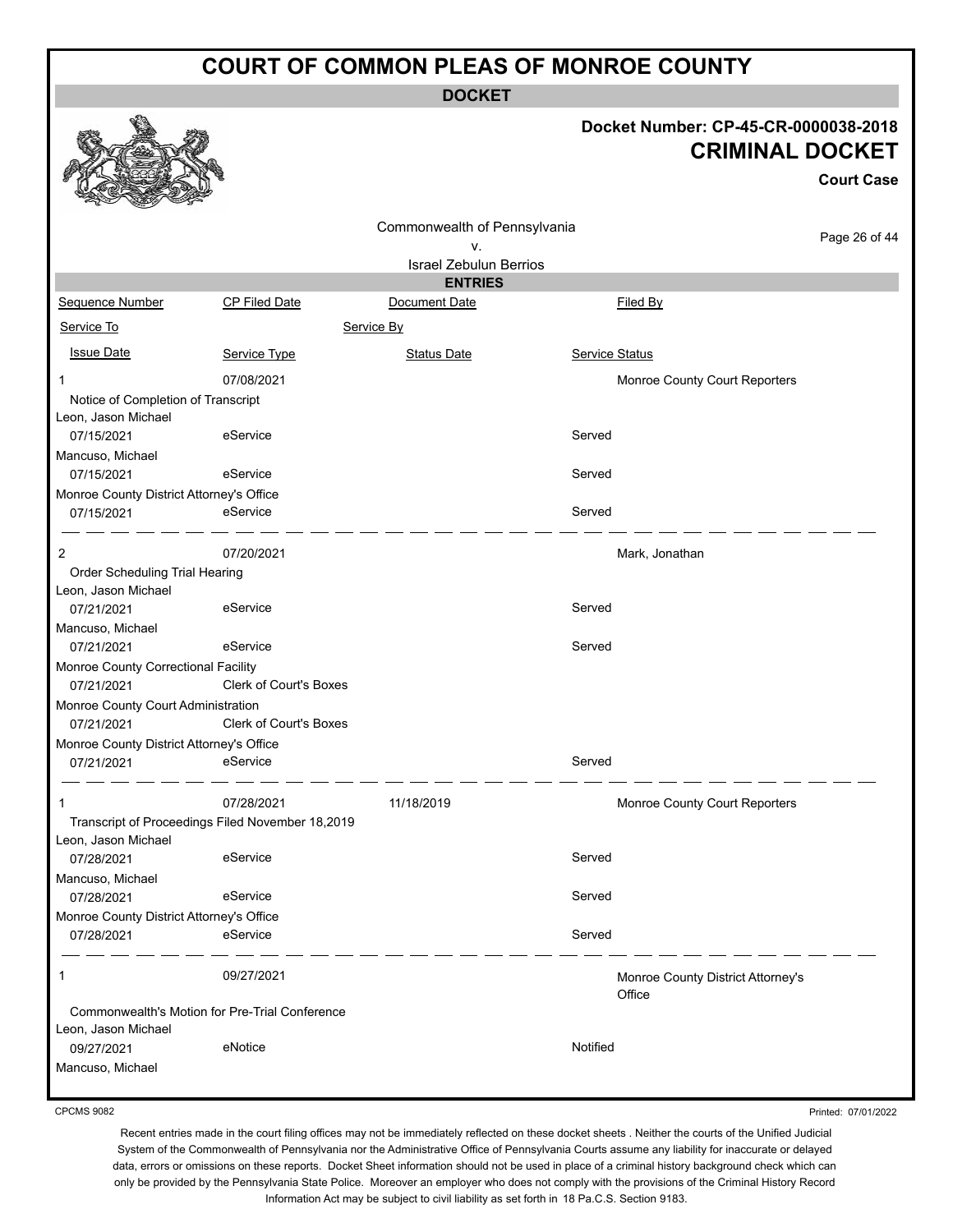# COURT OF COMMON PLEAS OF MONROE COUNTY

**DOCKET**

**Docket Number: CP-45-CR-0000038-2018**

**CRIMINAL DOCKET**

**Court Case**

Commonwealth of Pennsylvania
v.
Israel Zebulun Berrios

**ENTRIES**

| Sequence Number | CP Filed Date | Document Date | Filed By |
|---|---|---|---|
| Service To | | Service By | |
| Issue Date | Service Type | Status Date | Service Status |
| 1 | 07/08/2021 | | Monroe County Court Reporters |
| Notice of Completion of Transcript | | | |
| Leon, Jason Michael | | | |
| 07/15/2021 | eService | | Served |
| Mancuso, Michael | | | |
| 07/15/2021 | eService | | Served |
| Monroe County District Attorney's Office | | | |
| 07/15/2021 | eService | | Served |
| 2 | 07/20/2021 | | Mark, Jonathan |
| Order Scheduling Trial Hearing | | | |
| Leon, Jason Michael | | | |
| 07/21/2021 | eService | | Served |
| Mancuso, Michael | | | |
| 07/21/2021 | eService | | Served |
| Monroe County Correctional Facility | | | |
| 07/21/2021 | Clerk of Court's Boxes | | |
| Monroe County Court Administration | | | |
| 07/21/2021 | Clerk of Court's Boxes | | |
| Monroe County District Attorney's Office | | | |
| 07/21/2021 | eService | | Served |
| 1 | 07/28/2021 | 11/18/2019 | Monroe County Court Reporters |
| Transcript of Proceedings Filed November 18,2019 | | | |
| Leon, Jason Michael | | | |
| 07/28/2021 | eService | | Served |
| Mancuso, Michael | | | |
| 07/28/2021 | eService | | Served |
| Monroe County District Attorney's Office | | | |
| 07/28/2021 | eService | | Served |
| 1 | 09/27/2021 | | Monroe County District Attorney's Office |
| Commonwealth's Motion for Pre-Trial Conference | | | |
| Leon, Jason Michael | | | |
| 09/27/2021 | eNotice | | Notified |
| Mancuso, Michael | | | |

CPCMS 9082

Printed: 07/01/2022

Recent entries made in the court filing offices may not be immediately reflected on these docket sheets . Neither the courts of the Unified Judicial System of the Commonwealth of Pennsylvania nor the Administrative Office of Pennsylvania Courts assume any liability for inaccurate or delayed data, errors or omissions on these reports. Docket Sheet information should not be used in place of a criminal history background check which can only be provided by the Pennsylvania State Police. Moreover an employer who does not comply with the provisions of the Criminal History Record Information Act may be subject to civil liability as set forth in 18 Pa.C.S. Section 9183.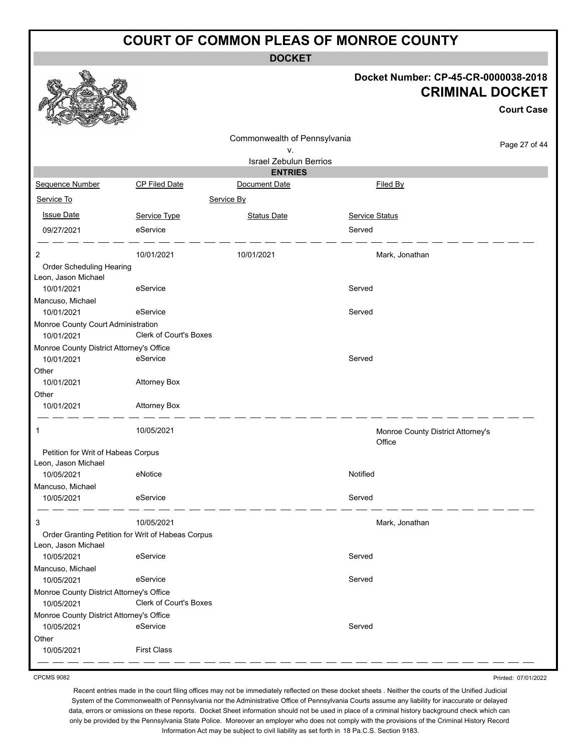# COURT OF COMMON PLEAS OF MONROE COUNTY

**DOCKET**

**Docket Number: CP-45-CR-0000038-2018**

**CRIMINAL DOCKET**

**Court Case**

Commonwealth of Pennsylvania
v.
Israel Zebulun Berrios

## ENTRIES

| Sequence Number | CP Filed Date | Document Date | Filed By |
|---|---|---|---|
| Service To | | Service By | |
| Issue Date | Service Type | Status Date | Service Status |
| 09/27/2021 | eService | | Served |
| 2 | 10/01/2021 | 10/01/2021 | Mark, Jonathan |
| Order Scheduling Hearing | | | |
| Leon, Jason Michael | | | |
| 10/01/2021 | eService | | Served |
| Mancuso, Michael | | | |
| 10/01/2021 | eService | | Served |
| Monroe County Court Administration | | | |
| 10/01/2021 | Clerk of Court's Boxes | | |
| Monroe County District Attorney's Office | | | |
| 10/01/2021 | eService | | Served |
| Other | | | |
| 10/01/2021 | Attorney Box | | |
| Other | | | |
| 10/01/2021 | Attorney Box | | |
| 1 | 10/05/2021 | | Monroe County District Attorney's Office |
| Petition for Writ of Habeas Corpus | | | |
| Leon, Jason Michael | | | |
| 10/05/2021 | eNotice | | Notified |
| Mancuso, Michael | | | |
| 10/05/2021 | eService | | Served |
| 3 | 10/05/2021 | | Mark, Jonathan |
| Order Granting Petition for Writ of Habeas Corpus | | | |
| Leon, Jason Michael | | | |
| 10/05/2021 | eService | | Served |
| Mancuso, Michael | | | |
| 10/05/2021 | eService | | Served |
| Monroe County District Attorney's Office | | | |
| 10/05/2021 | Clerk of Court's Boxes | | |
| Monroe County District Attorney's Office | | | |
| 10/05/2021 | eService | | Served |
| Other | | | |
| 10/05/2021 | First Class | | |

CPCMS 9082

Printed: 07/01/2022

Recent entries made in the court filing offices may not be immediately reflected on these docket sheets . Neither the courts of the Unified Judicial System of the Commonwealth of Pennsylvania nor the Administrative Office of Pennsylvania Courts assume any liability for inaccurate or delayed data, errors or omissions on these reports. Docket Sheet information should not be used in place of a criminal history background check which can only be provided by the Pennsylvania State Police. Moreover an employer who does not comply with the provisions of the Criminal History Record Information Act may be subject to civil liability as set forth in 18 Pa.C.S. Section 9183.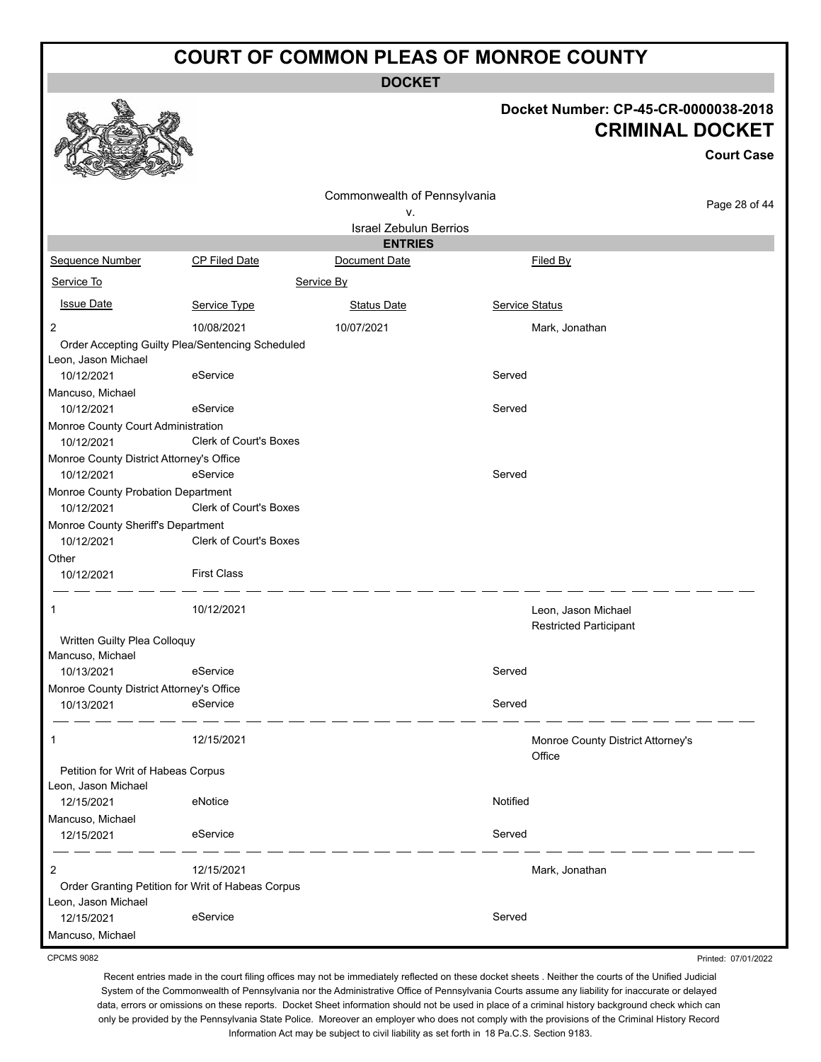# COURT OF COMMON PLEAS OF MONROE COUNTY

**DOCKET**

**Docket Number: CP-45-CR-0000038-2018**

**CRIMINAL DOCKET**

**Court Case**

Commonwealth of Pennsylvania
v.
Israel Zebulun Berrios

**ENTRIES**

| Sequence Number | CP Filed Date | Document Date | Filed By |
|---|---|---|---|
| Service To | | Service By | |
| Issue Date | Service Type | Status Date | Service Status |
| 2 | 10/08/2021 | 10/07/2021 | Mark, Jonathan |
| Order Accepting Guilty Plea/Sentencing Scheduled | | | |
| Leon, Jason Michael | | | |
| 10/12/2021 | eService | | Served |
| Mancuso, Michael | | | |
| 10/12/2021 | eService | | Served |
| Monroe County Court Administration | | | |
| 10/12/2021 | Clerk of Court's Boxes | | |
| Monroe County District Attorney's Office | | | |
| 10/12/2021 | eService | | Served |
| Monroe County Probation Department | | | |
| 10/12/2021 | Clerk of Court's Boxes | | |
| Monroe County Sheriff's Department | | | |
| 10/12/2021 | Clerk of Court's Boxes | | |
| Other | | | |
| 10/12/2021 | First Class | | |
| 1 | 10/12/2021 | | Leon, Jason Michael Restricted Participant |
| Written Guilty Plea Colloquy | | | |
| Mancuso, Michael | | | |
| 10/13/2021 | eService | | Served |
| Monroe County District Attorney's Office | | | |
| 10/13/2021 | eService | | Served |
| 1 | 12/15/2021 | | Monroe County District Attorney's Office |
| Petition for Writ of Habeas Corpus | | | |
| Leon, Jason Michael | | | |
| 12/15/2021 | eNotice | | Notified |
| Mancuso, Michael | | | |
| 12/15/2021 | eService | | Served |
| 2 | 12/15/2021 | | Mark, Jonathan |
| Order Granting Petition for Writ of Habeas Corpus | | | |
| Leon, Jason Michael | | | |
| 12/15/2021 | eService | | Served |
| Mancuso, Michael | | | |

CPCMS 9082

Printed: 07/01/2022

Recent entries made in the court filing offices may not be immediately reflected on these docket sheets . Neither the courts of the Unified Judicial System of the Commonwealth of Pennsylvania nor the Administrative Office of Pennsylvania Courts assume any liability for inaccurate or delayed data, errors or omissions on these reports. Docket Sheet information should not be used in place of a criminal history background check which can only be provided by the Pennsylvania State Police. Moreover an employer who does not comply with the provisions of the Criminal History Record Information Act may be subject to civil liability as set forth in 18 Pa.C.S. Section 9183.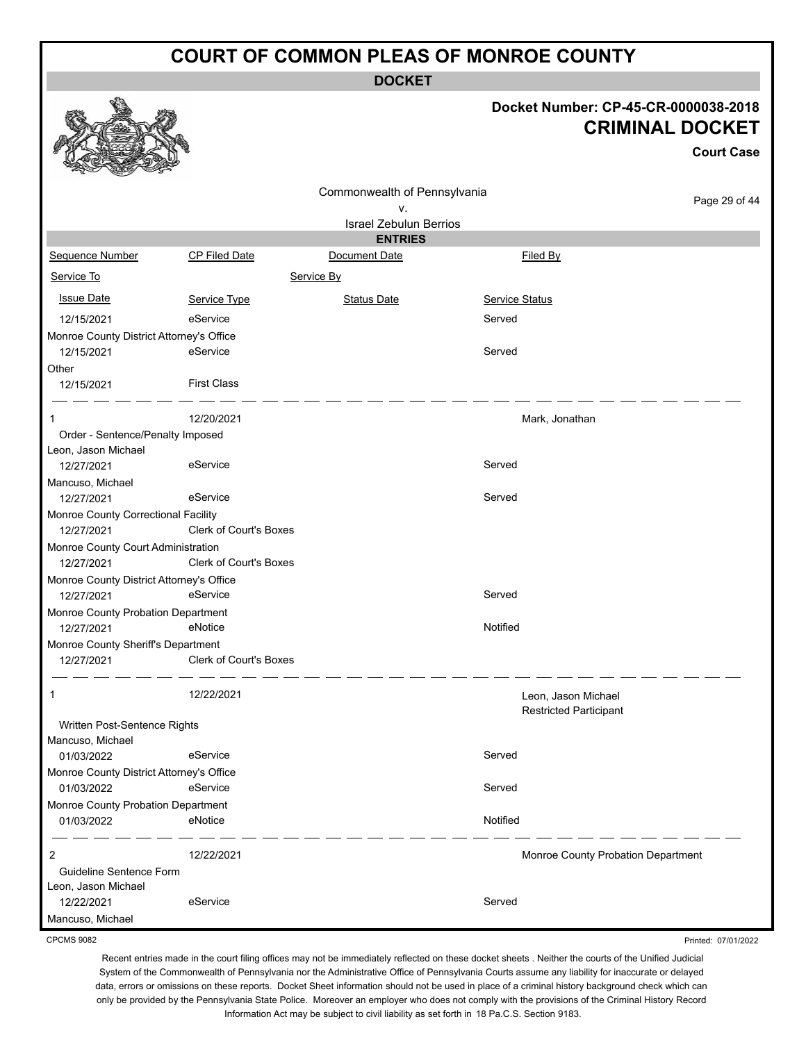# COURT OF COMMON PLEAS OF MONROE COUNTY

## DOCKET

**Docket Number: CP-45-CR-0000038-2018**

**CRIMINAL DOCKET**

**Court Case**

Commonwealth of Pennsylvania
v.
Israel Zebulun Berrios

### ENTRIES

| Sequence Number | CP Filed Date | Document Date | Filed By |
|---|---|---|---|
| Service To | | Service By | |
| Issue Date | Service Type | Status Date | Service Status |
| 12/15/2021 | eService | | Served |
| Monroe County District Attorney's Office | | | |
| 12/15/2021 | eService | | Served |
| Other | | | |
| 12/15/2021 | First Class | | |
| 1 | 12/20/2021 | | Mark, Jonathan |
| Order - Sentence/Penalty Imposed | | | |
| Leon, Jason Michael | | | |
| 12/27/2021 | eService | | Served |
| Mancuso, Michael | | | |
| 12/27/2021 | eService | | Served |
| Monroe County Correctional Facility | | | |
| 12/27/2021 | Clerk of Court's Boxes | | |
| Monroe County Court Administration | | | |
| 12/27/2021 | Clerk of Court's Boxes | | |
| Monroe County District Attorney's Office | | | |
| 12/27/2021 | eService | | Served |
| Monroe County Probation Department | | | |
| 12/27/2021 | eNotice | | Notified |
| Monroe County Sheriff's Department | | | |
| 12/27/2021 | Clerk of Court's Boxes | | |
| 1 | 12/22/2021 | | Leon, Jason Michael<br>Restricted Participant |
| Written Post-Sentence Rights | | | |
| Mancuso, Michael | | | |
| 01/03/2022 | eService | | Served |
| Monroe County District Attorney's Office | | | |
| 01/03/2022 | eService | | Served |
| Monroe County Probation Department | | | |
| 01/03/2022 | eNotice | | Notified |
| 2 | 12/22/2021 | | Monroe County Probation Department |
| Guideline Sentence Form | | | |
| Leon, Jason Michael | | | |
| 12/22/2021 | eService | | Served |
| Mancuso, Michael | | | |

CPCMS 9082

Printed: 07/01/2022

Recent entries made in the court filing offices may not be immediately reflected on these docket sheets . Neither the courts of the Unified Judicial System of the Commonwealth of Pennsylvania nor the Administrative Office of Pennsylvania Courts assume any liability for inaccurate or delayed data, errors or omissions on these reports. Docket Sheet information should not be used in place of a criminal history background check which can only be provided by the Pennsylvania State Police. Moreover an employer who does not comply with the provisions of the Criminal History Record Information Act may be subject to civil liability as set forth in 18 Pa.C.S. Section 9183.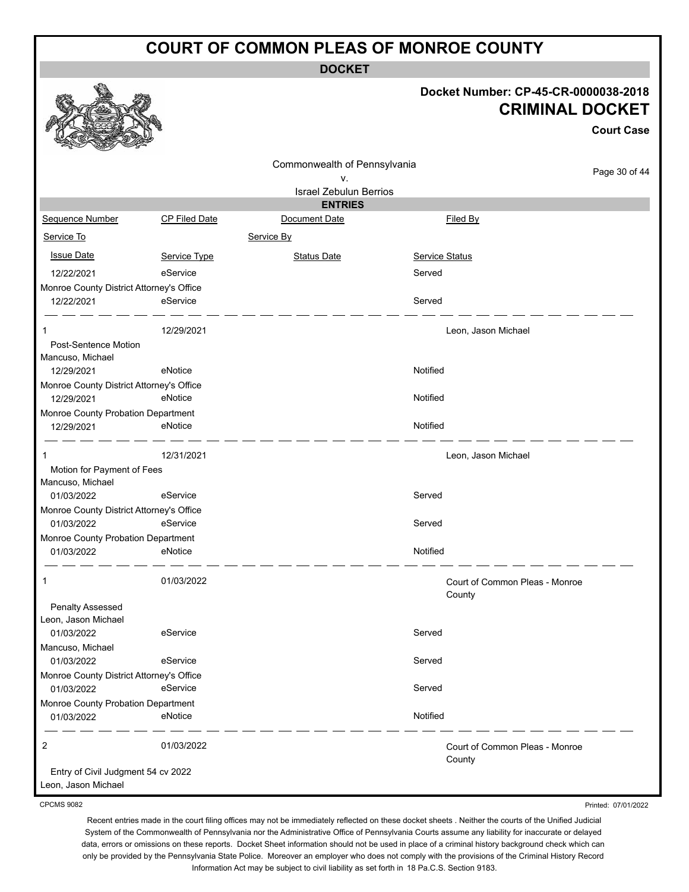# COURT OF COMMON PLEAS OF MONROE COUNTY

**DOCKET**

**Docket Number: CP-45-CR-0000038-2018**

**CRIMINAL DOCKET**

**Court Case**

Commonwealth of Pennsylvania
v.
Israel Zebulun Berrios

**ENTRIES**

| Sequence Number | CP Filed Date | Document Date | Filed By |
|---|---|---|---|
| Service To | | Service By | |
| Issue Date | Service Type | Status Date | Service Status |
| 12/22/2021 | eService | | Served |
| Monroe County District Attorney's Office | | | |
| 12/22/2021 | eService | | Served |
| 1 | 12/29/2021 | | Leon, Jason Michael |
| Post-Sentence Motion | | | |
| Mancuso, Michael | | | |
| 12/29/2021 | eNotice | | Notified |
| Monroe County District Attorney's Office | | | |
| 12/29/2021 | eNotice | | Notified |
| Monroe County Probation Department | | | |
| 12/29/2021 | eNotice | | Notified |
| 1 | 12/31/2021 | | Leon, Jason Michael |
| Motion for Payment of Fees | | | |
| Mancuso, Michael | | | |
| 01/03/2022 | eService | | Served |
| Monroe County District Attorney's Office | | | |
| 01/03/2022 | eService | | Served |
| Monroe County Probation Department | | | |
| 01/03/2022 | eNotice | | Notified |
| 1 | 01/03/2022 | | Court of Common Pleas - Monroe County |
| Penalty Assessed | | | |
| Leon, Jason Michael | | | |
| 01/03/2022 | eService | | Served |
| Mancuso, Michael | | | |
| 01/03/2022 | eService | | Served |
| Monroe County District Attorney's Office | | | |
| 01/03/2022 | eService | | Served |
| Monroe County Probation Department | | | |
| 01/03/2022 | eNotice | | Notified |
| 2 | 01/03/2022 | | Court of Common Pleas - Monroe County |
| Entry of Civil Judgment 54 cv 2022 | | | |
| Leon, Jason Michael | | | |

CPCMS 9082

Printed: 07/01/2022

Recent entries made in the court filing offices may not be immediately reflected on these docket sheets . Neither the courts of the Unified Judicial System of the Commonwealth of Pennsylvania nor the Administrative Office of Pennsylvania Courts assume any liability for inaccurate or delayed data, errors or omissions on these reports. Docket Sheet information should not be used in place of a criminal history background check which can only be provided by the Pennsylvania State Police. Moreover an employer who does not comply with the provisions of the Criminal History Record Information Act may be subject to civil liability as set forth in 18 Pa.C.S. Section 9183.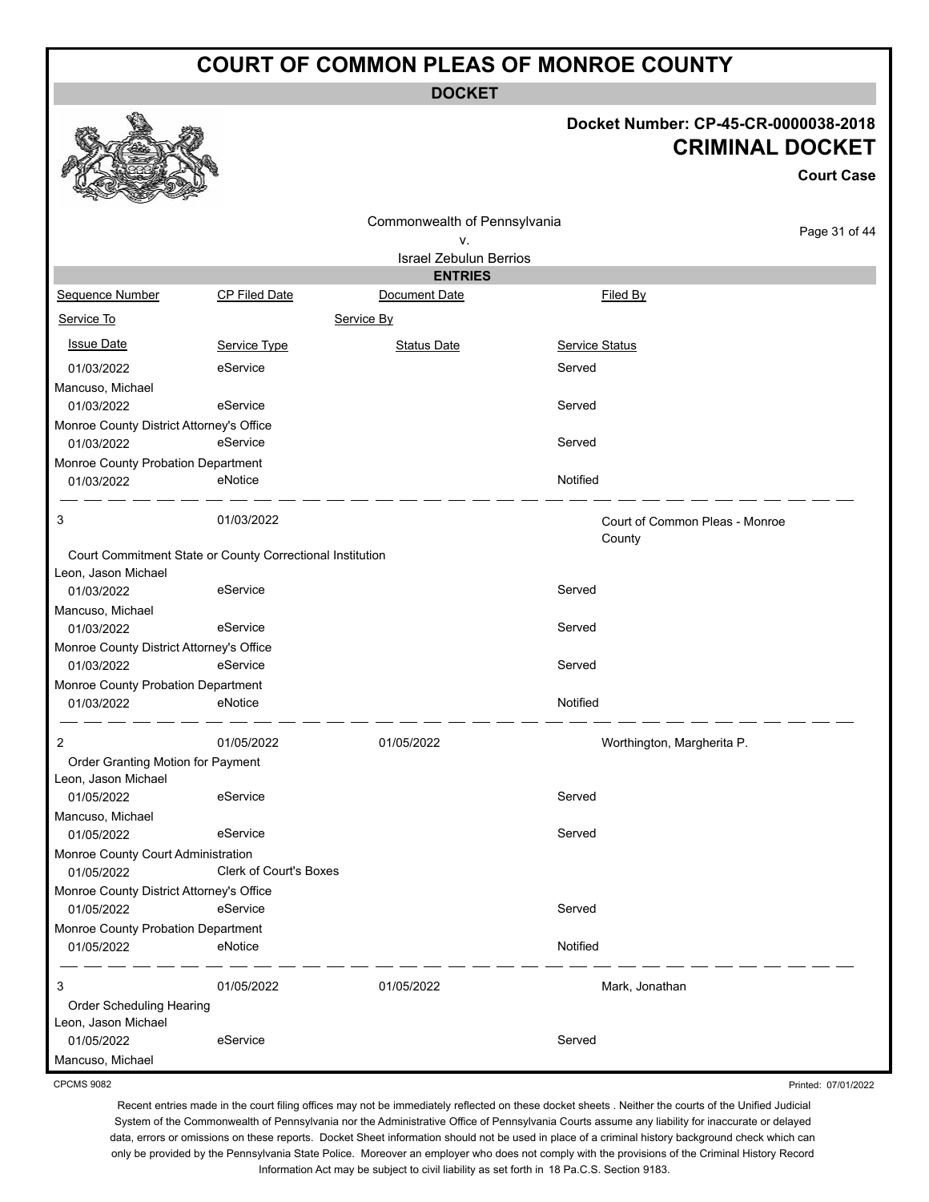# COURT OF COMMON PLEAS OF MONROE COUNTY

**DOCKET**

**Docket Number: CP-45-CR-0000038-2018**

**CRIMINAL DOCKET**

**Court Case**

Commonwealth of Pennsylvania
v.
Israel Zebulun Berrios

**ENTRIES**

| Sequence Number | CP Filed Date | Document Date | Filed By |
|---|---|---|---|
| Service To | | Service By | |
| Issue Date | Service Type | Status Date | Service Status |
| 01/03/2022 | eService | | Served |
| Mancuso, Michael | | | |
| 01/03/2022 | eService | | Served |
| Monroe County District Attorney's Office | | | |
| 01/03/2022 | eService | | Served |
| Monroe County Probation Department | | | |
| 01/03/2022 | eNotice | | Notified |
| 3 | 01/03/2022 | | Court of Common Pleas - Monroe County |
| Court Commitment State or County Correctional Institution | | | |
| Leon, Jason Michael | | | |
| 01/03/2022 | eService | | Served |
| Mancuso, Michael | | | |
| 01/03/2022 | eService | | Served |
| Monroe County District Attorney's Office | | | |
| 01/03/2022 | eService | | Served |
| Monroe County Probation Department | | | |
| 01/03/2022 | eNotice | | Notified |
| 2 | 01/05/2022 | 01/05/2022 | Worthington, Margherita P. |
| Order Granting Motion for Payment | | | |
| Leon, Jason Michael | | | |
| 01/05/2022 | eService | | Served |
| Mancuso, Michael | | | |
| 01/05/2022 | eService | | Served |
| Monroe County Court Administration | | | |
| 01/05/2022 | Clerk of Court's Boxes | | |
| Monroe County District Attorney's Office | | | |
| 01/05/2022 | eService | | Served |
| Monroe County Probation Department | | | |
| 01/05/2022 | eNotice | | Notified |
| 3 | 01/05/2022 | 01/05/2022 | Mark, Jonathan |
| Order Scheduling Hearing | | | |
| Leon, Jason Michael | | | |
| 01/05/2022 | eService | | Served |
| Mancuso, Michael | | | |

CPCMS 9082

Printed: 07/01/2022

Recent entries made in the court filing offices may not be immediately reflected on these docket sheets . Neither the courts of the Unified Judicial System of the Commonwealth of Pennsylvania nor the Administrative Office of Pennsylvania Courts assume any liability for inaccurate or delayed data, errors or omissions on these reports. Docket Sheet information should not be used in place of a criminal history background check which can only be provided by the Pennsylvania State Police. Moreover an employer who does not comply with the provisions of the Criminal History Record Information Act may be subject to civil liability as set forth in 18 Pa.C.S. Section 9183.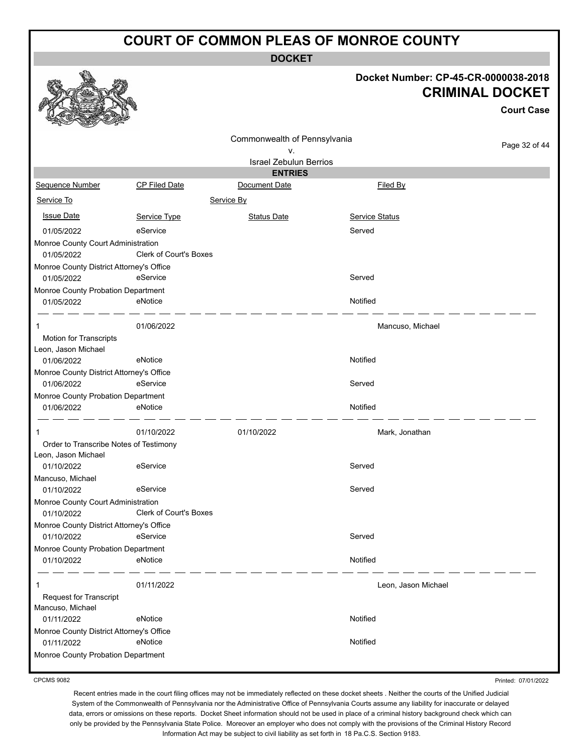# COURT OF COMMON PLEAS OF MONROE COUNTY

**DOCKET**

**Docket Number: CP-45-CR-0000038-2018**
**CRIMINAL DOCKET**
**Court Case**

Commonwealth of Pennsylvania
v.
Israel Zebulun Berrios

## ENTRIES

| Sequence Number | CP Filed Date | Document Date | Filed By |
|---|---|---|---|
| Service To | | Service By | |
| Issue Date | Service Type | Status Date | Service Status |
| 01/05/2022 | eService | | Served |
| Monroe County Court Administration | | | |
| 01/05/2022 | Clerk of Court's Boxes | | |
| Monroe County District Attorney's Office | | | |
| 01/05/2022 | eService | | Served |
| Monroe County Probation Department | | | |
| 01/05/2022 | eNotice | | Notified |
| 1 | 01/06/2022 | | Mancuso, Michael |
| Motion for Transcripts | | | |
| Leon, Jason Michael | | | |
| 01/06/2022 | eNotice | | Notified |
| Monroe County District Attorney's Office | | | |
| 01/06/2022 | eService | | Served |
| Monroe County Probation Department | | | |
| 01/06/2022 | eNotice | | Notified |
| 1 | 01/10/2022 | 01/10/2022 | Mark, Jonathan |
| Order to Transcribe Notes of Testimony | | | |
| Leon, Jason Michael | | | |
| 01/10/2022 | eService | | Served |
| Mancuso, Michael | | | |
| 01/10/2022 | eService | | Served |
| Monroe County Court Administration | | | |
| 01/10/2022 | Clerk of Court's Boxes | | |
| Monroe County District Attorney's Office | | | |
| 01/10/2022 | eService | | Served |
| Monroe County Probation Department | | | |
| 01/10/2022 | eNotice | | Notified |
| 1 | 01/11/2022 | | Leon, Jason Michael |
| Request for Transcript | | | |
| Mancuso, Michael | | | |
| 01/11/2022 | eNotice | | Notified |
| Monroe County District Attorney's Office | | | |
| 01/11/2022 | eNotice | | Notified |
| Monroe County Probation Department | | | |

CPCMS 9082

Printed: 07/01/2022

Recent entries made in the court filing offices may not be immediately reflected on these docket sheets . Neither the courts of the Unified Judicial System of the Commonwealth of Pennsylvania nor the Administrative Office of Pennsylvania Courts assume any liability for inaccurate or delayed data, errors or omissions on these reports. Docket Sheet information should not be used in place of a criminal history background check which can only be provided by the Pennsylvania State Police. Moreover an employer who does not comply with the provisions of the Criminal History Record Information Act may be subject to civil liability as set forth in 18 Pa.C.S. Section 9183.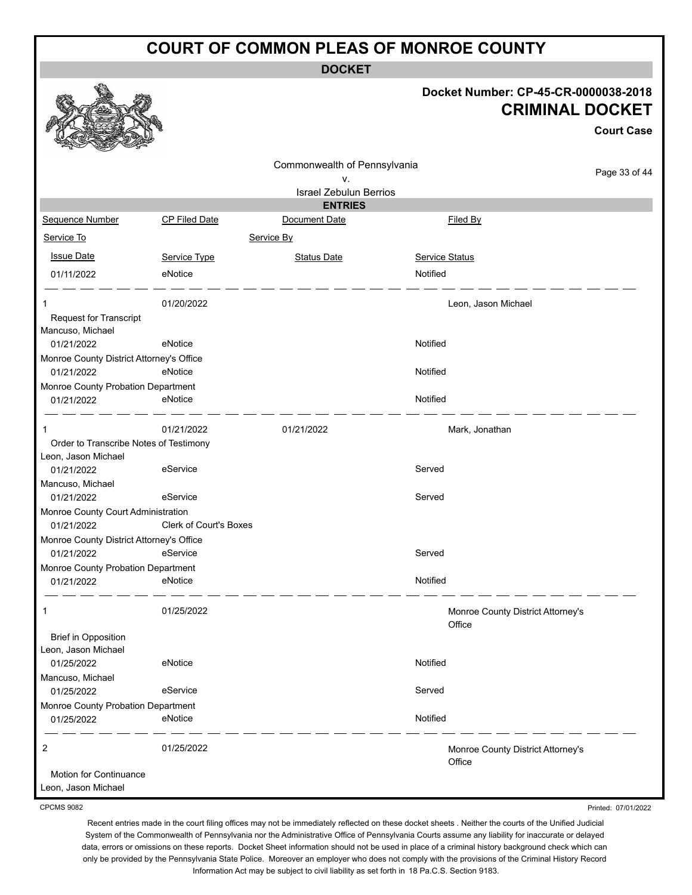# COURT OF COMMON PLEAS OF MONROE COUNTY

**DOCKET**

**Docket Number: CP-45-CR-0000038-2018**

**CRIMINAL DOCKET**

**Court Case**

Commonwealth of Pennsylvania
v.
Israel Zebulun Berrios

**ENTRIES**

| Sequence Number | CP Filed Date | Document Date | Filed By |
|---|---|---|---|
| Service To | | Service By | |
| Issue Date | Service Type | Status Date | Service Status |
| 01/11/2022 | eNotice | | Notified |
| 1 | 01/20/2022 | | Leon, Jason Michael |
| Request for Transcript | | | |
| Mancuso, Michael | | | |
| 01/21/2022 | eNotice | | Notified |
| Monroe County District Attorney's Office | | | |
| 01/21/2022 | eNotice | | Notified |
| Monroe County Probation Department | | | |
| 01/21/2022 | eNotice | | Notified |
| 1 | 01/21/2022 | 01/21/2022 | Mark, Jonathan |
| Order to Transcribe Notes of Testimony | | | |
| Leon, Jason Michael | | | |
| 01/21/2022 | eService | | Served |
| Mancuso, Michael | | | |
| 01/21/2022 | eService | | Served |
| Monroe County Court Administration | | | |
| 01/21/2022 | Clerk of Court's Boxes | | |
| Monroe County District Attorney's Office | | | |
| 01/21/2022 | eService | | Served |
| Monroe County Probation Department | | | |
| 01/21/2022 | eNotice | | Notified |
| 1 | 01/25/2022 | | Monroe County District Attorney's Office |
| Brief in Opposition | | | |
| Leon, Jason Michael | | | |
| 01/25/2022 | eNotice | | Notified |
| Mancuso, Michael | | | |
| 01/25/2022 | eService | | Served |
| Monroe County Probation Department | | | |
| 01/25/2022 | eNotice | | Notified |
| 2 | 01/25/2022 | | Monroe County District Attorney's Office |
| Motion for Continuance | | | |
| Leon, Jason Michael | | | |

CPCMS 9082

Printed: 07/01/2022

Recent entries made in the court filing offices may not be immediately reflected on these docket sheets . Neither the courts of the Unified Judicial System of the Commonwealth of Pennsylvania nor the Administrative Office of Pennsylvania Courts assume any liability for inaccurate or delayed data, errors or omissions on these reports. Docket Sheet information should not be used in place of a criminal history background check which can only be provided by the Pennsylvania State Police. Moreover an employer who does not comply with the provisions of the Criminal History Record Information Act may be subject to civil liability as set forth in 18 Pa.C.S. Section 9183.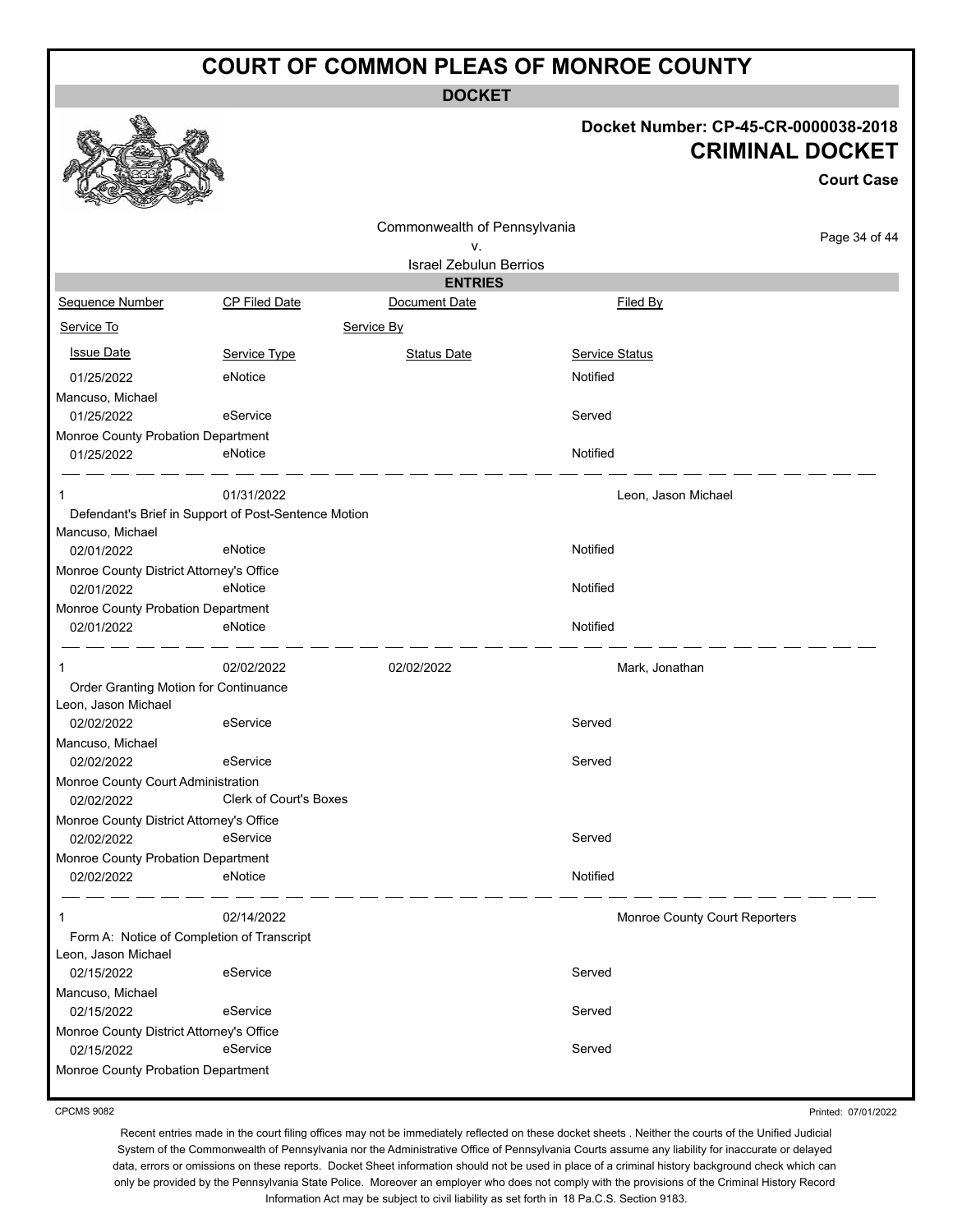# COURT OF COMMON PLEAS OF MONROE COUNTY

## DOCKET

**Docket Number: CP-45-CR-0000038-2018**

**CRIMINAL DOCKET**

**Court Case**

Commonwealth of Pennsylvania
v.
Israel Zebulun Berrios

### ENTRIES

| Sequence Number | CP Filed Date | Document Date | Filed By |
|---|---|---|---|
| Service To | | Service By | |
| Issue Date | Service Type | Status Date | Service Status |
| 01/25/2022 | eNotice | | Notified |
| Mancuso, Michael | | | |
| 01/25/2022 | eService | | Served |
| Monroe County Probation Department | | | |
| 01/25/2022 | eNotice | | Notified |
| 1 | 01/31/2022 | | Leon, Jason Michael |
| Defendant's Brief in Support of Post-Sentence Motion | | | |
| Mancuso, Michael | | | |
| 02/01/2022 | eNotice | | Notified |
| Monroe County District Attorney's Office | | | |
| 02/01/2022 | eNotice | | Notified |
| Monroe County Probation Department | | | |
| 02/01/2022 | eNotice | | Notified |
| 1 | 02/02/2022 | 02/02/2022 | Mark, Jonathan |
| Order Granting Motion for Continuance | | | |
| Leon, Jason Michael | | | |
| 02/02/2022 | eService | | Served |
| Mancuso, Michael | | | |
| 02/02/2022 | eService | | Served |
| Monroe County Court Administration | | | |
| 02/02/2022 | Clerk of Court's Boxes | | |
| Monroe County District Attorney's Office | | | |
| 02/02/2022 | eService | | Served |
| Monroe County Probation Department | | | |
| 02/02/2022 | eNotice | | Notified |
| 1 | 02/14/2022 | | Monroe County Court Reporters |
| Form A: Notice of Completion of Transcript | | | |
| Leon, Jason Michael | | | |
| 02/15/2022 | eService | | Served |
| Mancuso, Michael | | | |
| 02/15/2022 | eService | | Served |
| Monroe County District Attorney's Office | | | |
| 02/15/2022 | eService | | Served |
| Monroe County Probation Department | | | |

CPCMS 9082

Printed: 07/01/2022

Recent entries made in the court filing offices may not be immediately reflected on these docket sheets . Neither the courts of the Unified Judicial System of the Commonwealth of Pennsylvania nor the Administrative Office of Pennsylvania Courts assume any liability for inaccurate or delayed data, errors or omissions on these reports. Docket Sheet information should not be used in place of a criminal history background check which can only be provided by the Pennsylvania State Police. Moreover an employer who does not comply with the provisions of the Criminal History Record Information Act may be subject to civil liability as set forth in 18 Pa.C.S. Section 9183.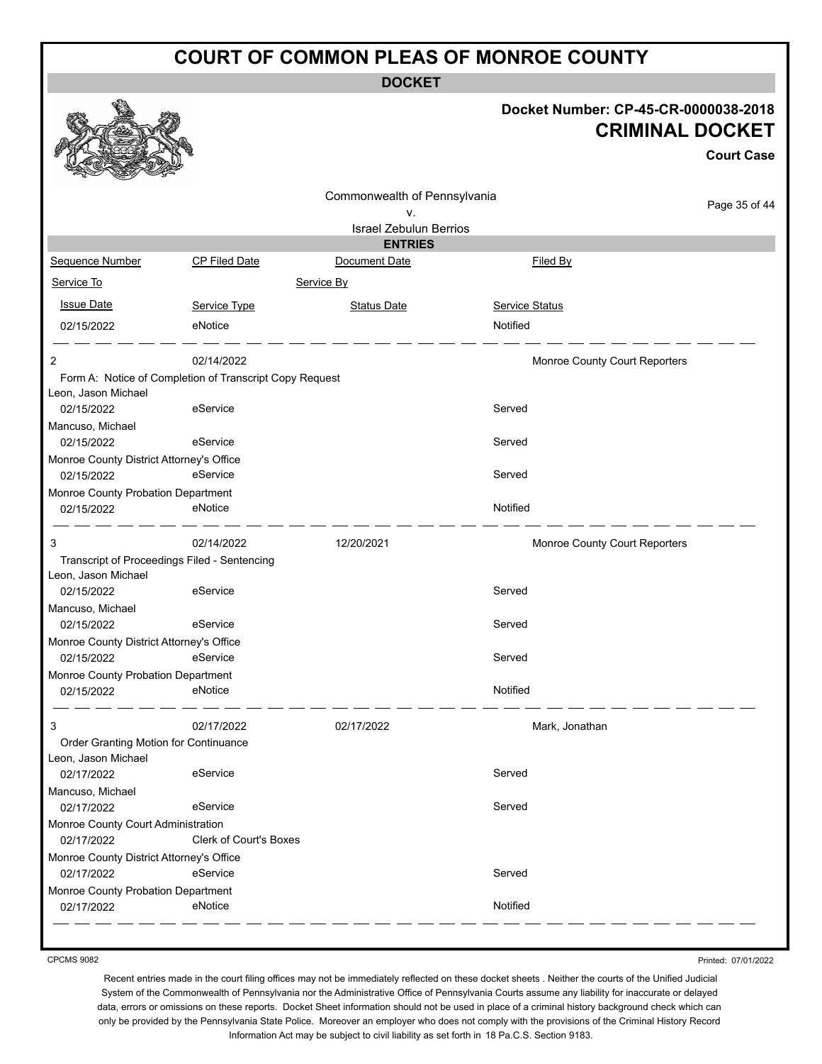# COURT OF COMMON PLEAS OF MONROE COUNTY

## DOCKET

**Docket Number: CP-45-CR-0000038-2018**

**CRIMINAL DOCKET**

**Court Case**

Commonwealth of Pennsylvania
v.
Israel Zebulun Berrios

### ENTRIES

| Sequence Number | CP Filed Date | Document Date | Filed By |
|---|---|---|---|
| Service To | | Service By | |
| Issue Date | Service Type | Status Date | Service Status |
| 02/15/2022 | eNotice | | Notified |
| 2 | 02/14/2022 | | Monroe County Court Reporters |
| Form A: Notice of Completion of Transcript Copy Request | | | |
| Leon, Jason Michael | | | |
| 02/15/2022 | eService | | Served |
| Mancuso, Michael | | | |
| 02/15/2022 | eService | | Served |
| Monroe County District Attorney's Office | | | |
| 02/15/2022 | eService | | Served |
| Monroe County Probation Department | | | |
| 02/15/2022 | eNotice | | Notified |
| 3 | 02/14/2022 | 12/20/2021 | Monroe County Court Reporters |
| Transcript of Proceedings Filed - Sentencing | | | |
| Leon, Jason Michael | | | |
| 02/15/2022 | eService | | Served |
| Mancuso, Michael | | | |
| 02/15/2022 | eService | | Served |
| Monroe County District Attorney's Office | | | |
| 02/15/2022 | eService | | Served |
| Monroe County Probation Department | | | |
| 02/15/2022 | eNotice | | Notified |
| 3 | 02/17/2022 | 02/17/2022 | Mark, Jonathan |
| Order Granting Motion for Continuance | | | |
| Leon, Jason Michael | | | |
| 02/17/2022 | eService | | Served |
| Mancuso, Michael | | | |
| 02/17/2022 | eService | | Served |
| Monroe County Court Administration | | | |
| 02/17/2022 | Clerk of Court's Boxes | | |
| Monroe County District Attorney's Office | | | |
| 02/17/2022 | eService | | Served |
| Monroe County Probation Department | | | |
| 02/17/2022 | eNotice | | Notified |

CPCMS 9082

Printed: 07/01/2022

Recent entries made in the court filing offices may not be immediately reflected on these docket sheets . Neither the courts of the Unified Judicial System of the Commonwealth of Pennsylvania nor the Administrative Office of Pennsylvania Courts assume any liability for inaccurate or delayed data, errors or omissions on these reports. Docket Sheet information should not be used in place of a criminal history background check which can only be provided by the Pennsylvania State Police. Moreover an employer who does not comply with the provisions of the Criminal History Record Information Act may be subject to civil liability as set forth in 18 Pa.C.S. Section 9183.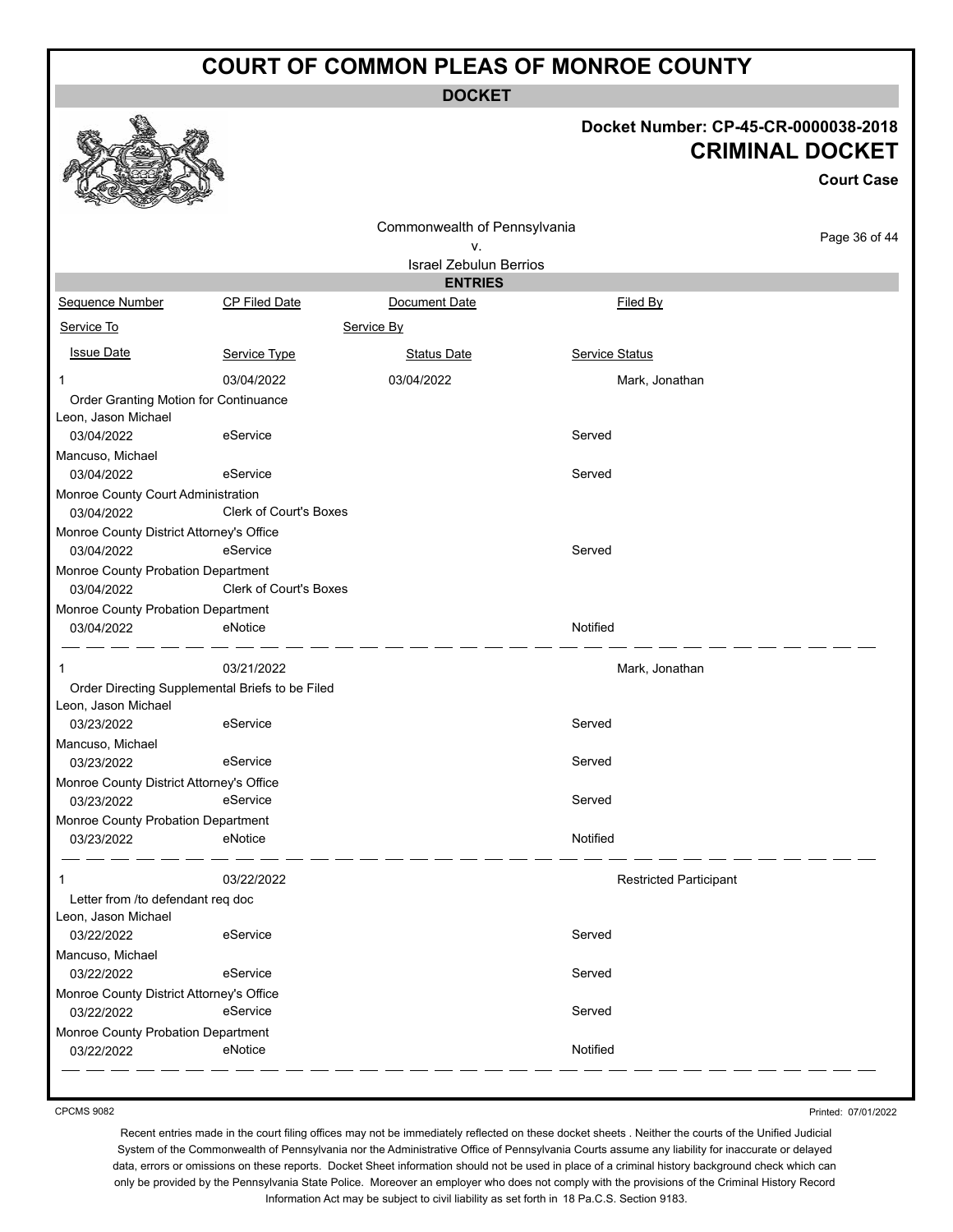# COURT OF COMMON PLEAS OF MONROE COUNTY

**DOCKET**

**Docket Number: CP-45-CR-0000038-2018**

**CRIMINAL DOCKET**

**Court Case**

Commonwealth of Pennsylvania
v.
Israel Zebulun Berrios

**ENTRIES**

| Sequence Number | CP Filed Date | Document Date | Filed By |
|---|---|---|---|
| Service To | | Service By | |
| Issue Date | Service Type | Status Date | Service Status |
| 1 | 03/04/2022 | 03/04/2022 | Mark, Jonathan |
| Order Granting Motion for Continuance | | | |
| Leon, Jason Michael | | | |
| 03/04/2022 | eService | | Served |
| Mancuso, Michael | | | |
| 03/04/2022 | eService | | Served |
| Monroe County Court Administration | | | |
| 03/04/2022 | Clerk of Court's Boxes | | |
| Monroe County District Attorney's Office | | | |
| 03/04/2022 | eService | | Served |
| Monroe County Probation Department | | | |
| 03/04/2022 | Clerk of Court's Boxes | | |
| Monroe County Probation Department | | | |
| 03/04/2022 | eNotice | | Notified |
| 1 | 03/21/2022 | | Mark, Jonathan |
| Order Directing Supplemental Briefs to be Filed | | | |
| Leon, Jason Michael | | | |
| 03/23/2022 | eService | | Served |
| Mancuso, Michael | | | |
| 03/23/2022 | eService | | Served |
| Monroe County District Attorney's Office | | | |
| 03/23/2022 | eService | | Served |
| Monroe County Probation Department | | | |
| 03/23/2022 | eNotice | | Notified |
| 1 | 03/22/2022 | | Restricted Participant |
| Letter from /to defendant req doc | | | |
| Leon, Jason Michael | | | |
| 03/22/2022 | eService | | Served |
| Mancuso, Michael | | | |
| 03/22/2022 | eService | | Served |
| Monroe County District Attorney's Office | | | |
| 03/22/2022 | eService | | Served |
| Monroe County Probation Department | | | |
| 03/22/2022 | eNotice | | Notified |

CPCMS 9082

Printed: 07/01/2022

Recent entries made in the court filing offices may not be immediately reflected on these docket sheets . Neither the courts of the Unified Judicial System of the Commonwealth of Pennsylvania nor the Administrative Office of Pennsylvania Courts assume any liability for inaccurate or delayed data, errors or omissions on these reports. Docket Sheet information should not be used in place of a criminal history background check which can only be provided by the Pennsylvania State Police. Moreover an employer who does not comply with the provisions of the Criminal History Record Information Act may be subject to civil liability as set forth in 18 Pa.C.S. Section 9183.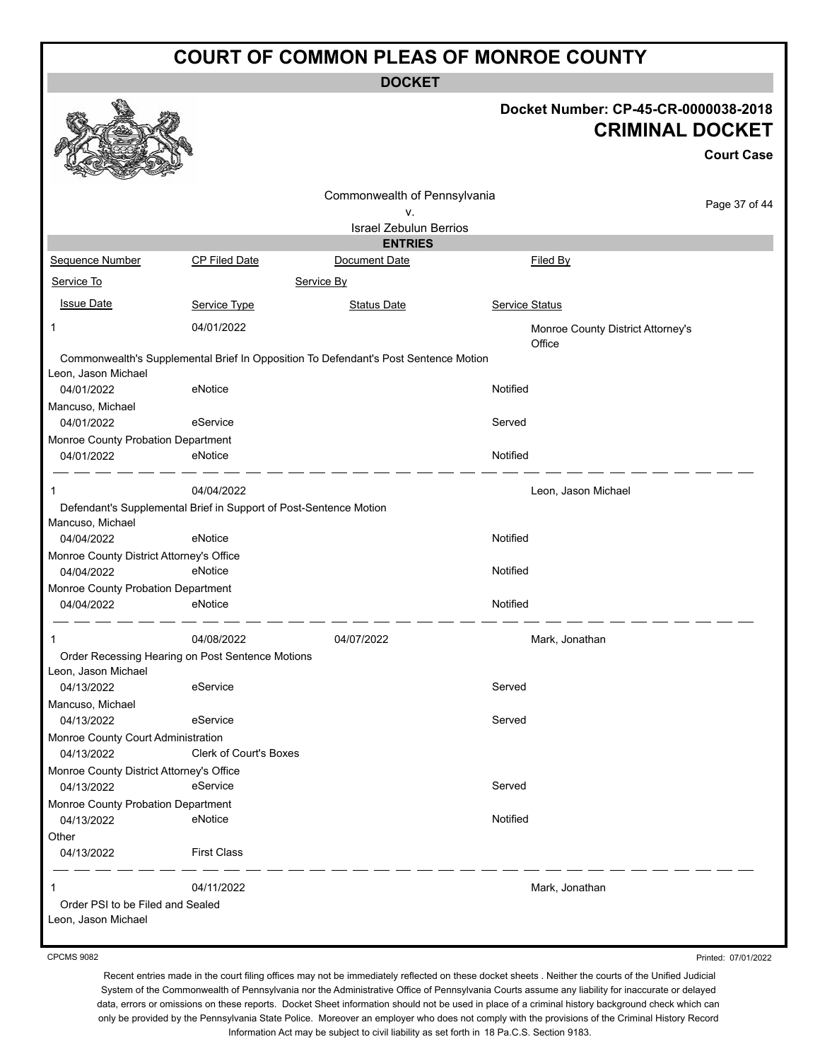# COURT OF COMMON PLEAS OF MONROE COUNTY

**DOCKET**

**Docket Number: CP-45-CR-0000038-2018**

**CRIMINAL DOCKET**

**Court Case**

Commonwealth of Pennsylvania
v.
Israel Zebulun Berrios

**ENTRIES**

| Sequence Number | CP Filed Date | Document Date | Filed By |
|---|---|---|---|
| Service To | | Service By | |
| Issue Date | Service Type | Status Date | Service Status |
| 1 | 04/01/2022 | | Monroe County District Attorney's Office |
| Commonwealth's Supplemental Brief In Opposition To Defendant's Post Sentence Motion | | | |
| Leon, Jason Michael | | | |
| 04/01/2022 | eNotice | | Notified |
| Mancuso, Michael | | | |
| 04/01/2022 | eService | | Served |
| Monroe County Probation Department | | | |
| 04/01/2022 | eNotice | | Notified |
| 1 | 04/04/2022 | | Leon, Jason Michael |
| Defendant's Supplemental Brief in Support of Post-Sentence Motion | | | |
| Mancuso, Michael | | | |
| 04/04/2022 | eNotice | | Notified |
| Monroe County District Attorney's Office | | | |
| 04/04/2022 | eNotice | | Notified |
| Monroe County Probation Department | | | |
| 04/04/2022 | eNotice | | Notified |
| 1 | 04/08/2022 | 04/07/2022 | Mark, Jonathan |
| Order Recessing Hearing on Post Sentence Motions | | | |
| Leon, Jason Michael | | | |
| 04/13/2022 | eService | | Served |
| Mancuso, Michael | | | |
| 04/13/2022 | eService | | Served |
| Monroe County Court Administration | | | |
| 04/13/2022 | Clerk of Court's Boxes | | |
| Monroe County District Attorney's Office | | | |
| 04/13/2022 | eService | | Served |
| Monroe County Probation Department | | | |
| 04/13/2022 | eNotice | | Notified |
| Other | | | |
| 04/13/2022 | First Class | | |
| 1 | 04/11/2022 | | Mark, Jonathan |
| Order PSI to be Filed and Sealed | | | |
| Leon, Jason Michael | | | |

CPCMS 9082

Printed: 07/01/2022

Recent entries made in the court filing offices may not be immediately reflected on these docket sheets . Neither the courts of the Unified Judicial System of the Commonwealth of Pennsylvania nor the Administrative Office of Pennsylvania Courts assume any liability for inaccurate or delayed data, errors or omissions on these reports. Docket Sheet information should not be used in place of a criminal history background check which can only be provided by the Pennsylvania State Police. Moreover an employer who does not comply with the provisions of the Criminal History Record Information Act may be subject to civil liability as set forth in 18 Pa.C.S. Section 9183.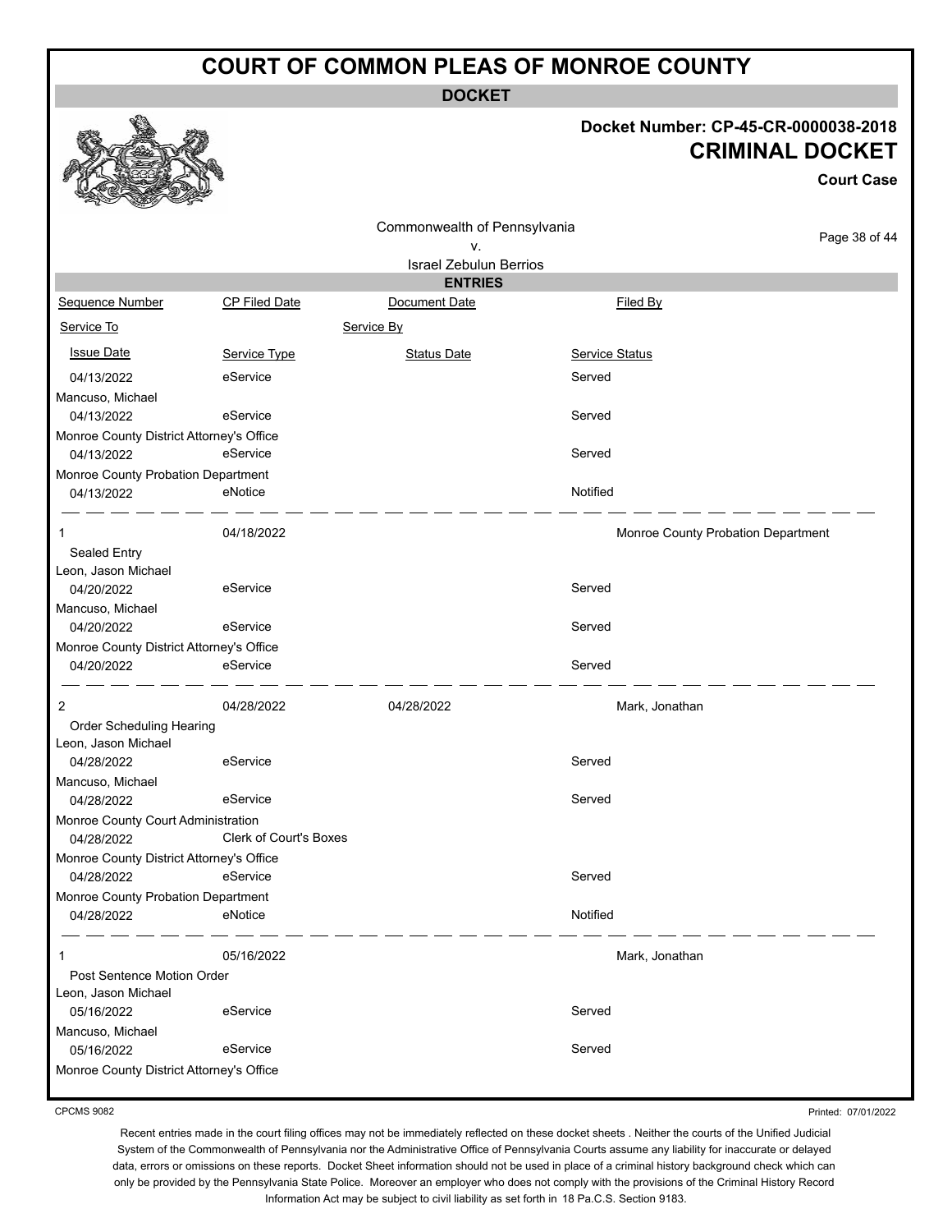# COURT OF COMMON PLEAS OF MONROE COUNTY

**DOCKET**

**Docket Number: CP-45-CR-0000038-2018**

**CRIMINAL DOCKET**

**Court Case**

Commonwealth of Pennsylvania
v.
Israel Zebulun Berrios

**ENTRIES**

| Sequence Number | CP Filed Date | Document Date | Filed By |
|---|---|---|---|
| Service To | | Service By | |
| Issue Date | Service Type | Status Date | Service Status |
| 04/13/2022 | eService | | Served |
| Mancuso, Michael | | | |
| 04/13/2022 | eService | | Served |
| Monroe County District Attorney's Office | | | |
| 04/13/2022 | eService | | Served |
| Monroe County Probation Department | | | |
| 04/13/2022 | eNotice | | Notified |
| 1 | 04/18/2022 | | Monroe County Probation Department |
| Sealed Entry | | | |
| Leon, Jason Michael | | | |
| 04/20/2022 | eService | | Served |
| Mancuso, Michael | | | |
| 04/20/2022 | eService | | Served |
| Monroe County District Attorney's Office | | | |
| 04/20/2022 | eService | | Served |
| 2 | 04/28/2022 | 04/28/2022 | Mark, Jonathan |
| Order Scheduling Hearing | | | |
| Leon, Jason Michael | | | |
| 04/28/2022 | eService | | Served |
| Mancuso, Michael | | | |
| 04/28/2022 | eService | | Served |
| Monroe County Court Administration | | | |
| 04/28/2022 | Clerk of Court's Boxes | | |
| Monroe County District Attorney's Office | | | |
| 04/28/2022 | eService | | Served |
| Monroe County Probation Department | | | |
| 04/28/2022 | eNotice | | Notified |
| 1 | 05/16/2022 | | Mark, Jonathan |
| Post Sentence Motion Order | | | |
| Leon, Jason Michael | | | |
| 05/16/2022 | eService | | Served |
| Mancuso, Michael | | | |
| 05/16/2022 | eService | | Served |
| Monroe County District Attorney's Office | | | |

CPCMS 9082

Printed: 07/01/2022

Recent entries made in the court filing offices may not be immediately reflected on these docket sheets . Neither the courts of the Unified Judicial System of the Commonwealth of Pennsylvania nor the Administrative Office of Pennsylvania Courts assume any liability for inaccurate or delayed data, errors or omissions on these reports. Docket Sheet information should not be used in place of a criminal history background check which can only be provided by the Pennsylvania State Police. Moreover an employer who does not comply with the provisions of the Criminal History Record Information Act may be subject to civil liability as set forth in 18 Pa.C.S. Section 9183.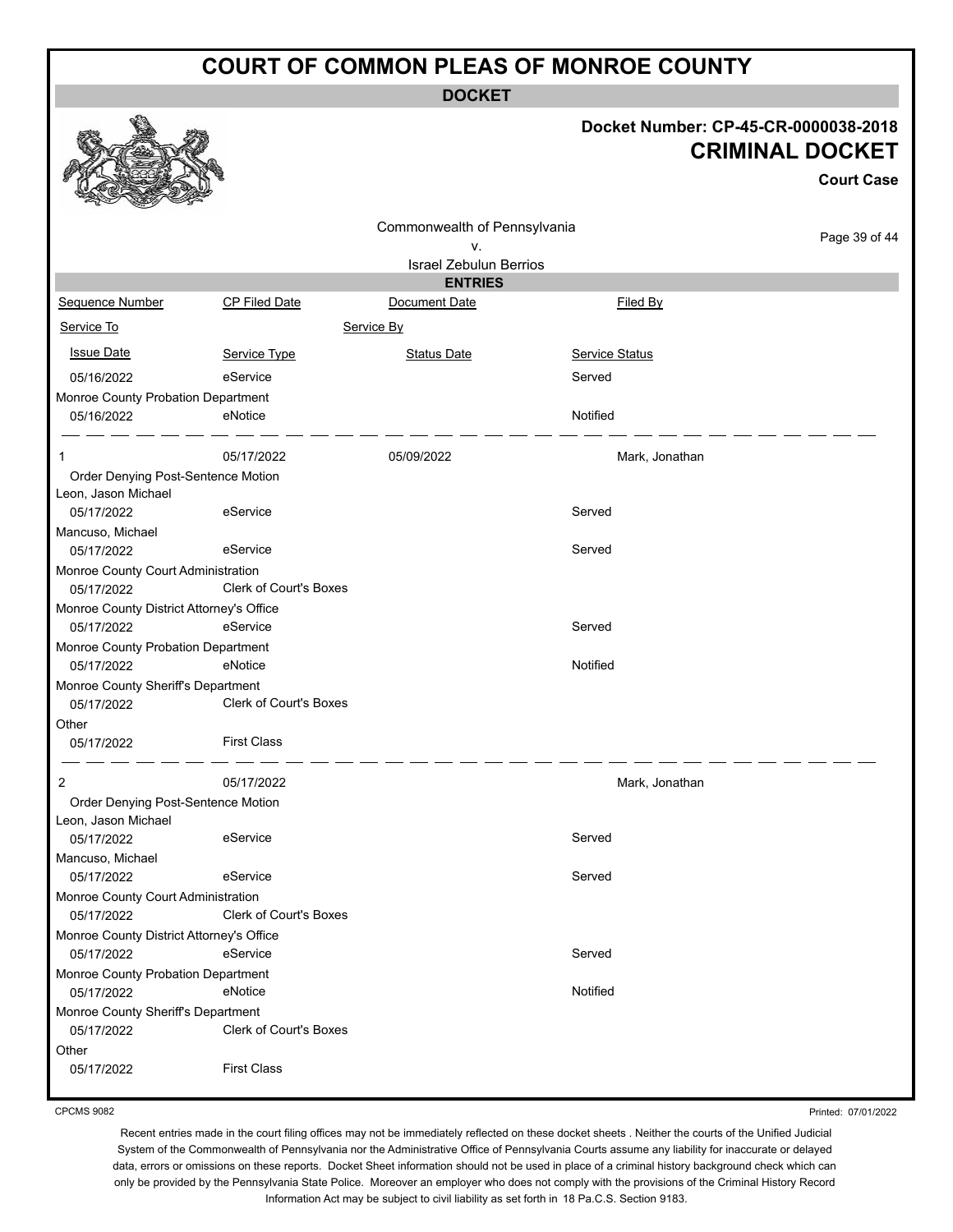# COURT OF COMMON PLEAS OF MONROE COUNTY

**DOCKET**

**Docket Number: CP-45-CR-0000038-2018**

**CRIMINAL DOCKET**

**Court Case**

Commonwealth of Pennsylvania
v.
Israel Zebulun Berrios

**ENTRIES**

| Sequence Number | CP Filed Date | Document Date | Filed By |
|---|---|---|---|
| Service To | | Service By | |
| Issue Date | Service Type | Status Date | Service Status |
| 05/16/2022 | eService | | Served |
| Monroe County Probation Department | | | |
| 05/16/2022 | eNotice | | Notified |
| 1 | 05/17/2022 | 05/09/2022 | Mark, Jonathan |
| Order Denying Post-Sentence Motion | | | |
| Leon, Jason Michael | | | |
| 05/17/2022 | eService | | Served |
| Mancuso, Michael | | | |
| 05/17/2022 | eService | | Served |
| Monroe County Court Administration | | | |
| 05/17/2022 | Clerk of Court's Boxes | | |
| Monroe County District Attorney's Office | | | |
| 05/17/2022 | eService | | Served |
| Monroe County Probation Department | | | |
| 05/17/2022 | eNotice | | Notified |
| Monroe County Sheriff's Department | | | |
| 05/17/2022 | Clerk of Court's Boxes | | |
| Other | | | |
| 05/17/2022 | First Class | | |
| 2 | 05/17/2022 | | Mark, Jonathan |
| Order Denying Post-Sentence Motion | | | |
| Leon, Jason Michael | | | |
| 05/17/2022 | eService | | Served |
| Mancuso, Michael | | | |
| 05/17/2022 | eService | | Served |
| Monroe County Court Administration | | | |
| 05/17/2022 | Clerk of Court's Boxes | | |
| Monroe County District Attorney's Office | | | |
| 05/17/2022 | eService | | Served |
| Monroe County Probation Department | | | |
| 05/17/2022 | eNotice | | Notified |
| Monroe County Sheriff's Department | | | |
| 05/17/2022 | Clerk of Court's Boxes | | |
| Other | | | |
| 05/17/2022 | First Class | | |

CPCMS 9082

Printed: 07/01/2022

Recent entries made in the court filing offices may not be immediately reflected on these docket sheets . Neither the courts of the Unified Judicial System of the Commonwealth of Pennsylvania nor the Administrative Office of Pennsylvania Courts assume any liability for inaccurate or delayed data, errors or omissions on these reports. Docket Sheet information should not be used in place of a criminal history background check which can only be provided by the Pennsylvania State Police. Moreover an employer who does not comply with the provisions of the Criminal History Record Information Act may be subject to civil liability as set forth in 18 Pa.C.S. Section 9183.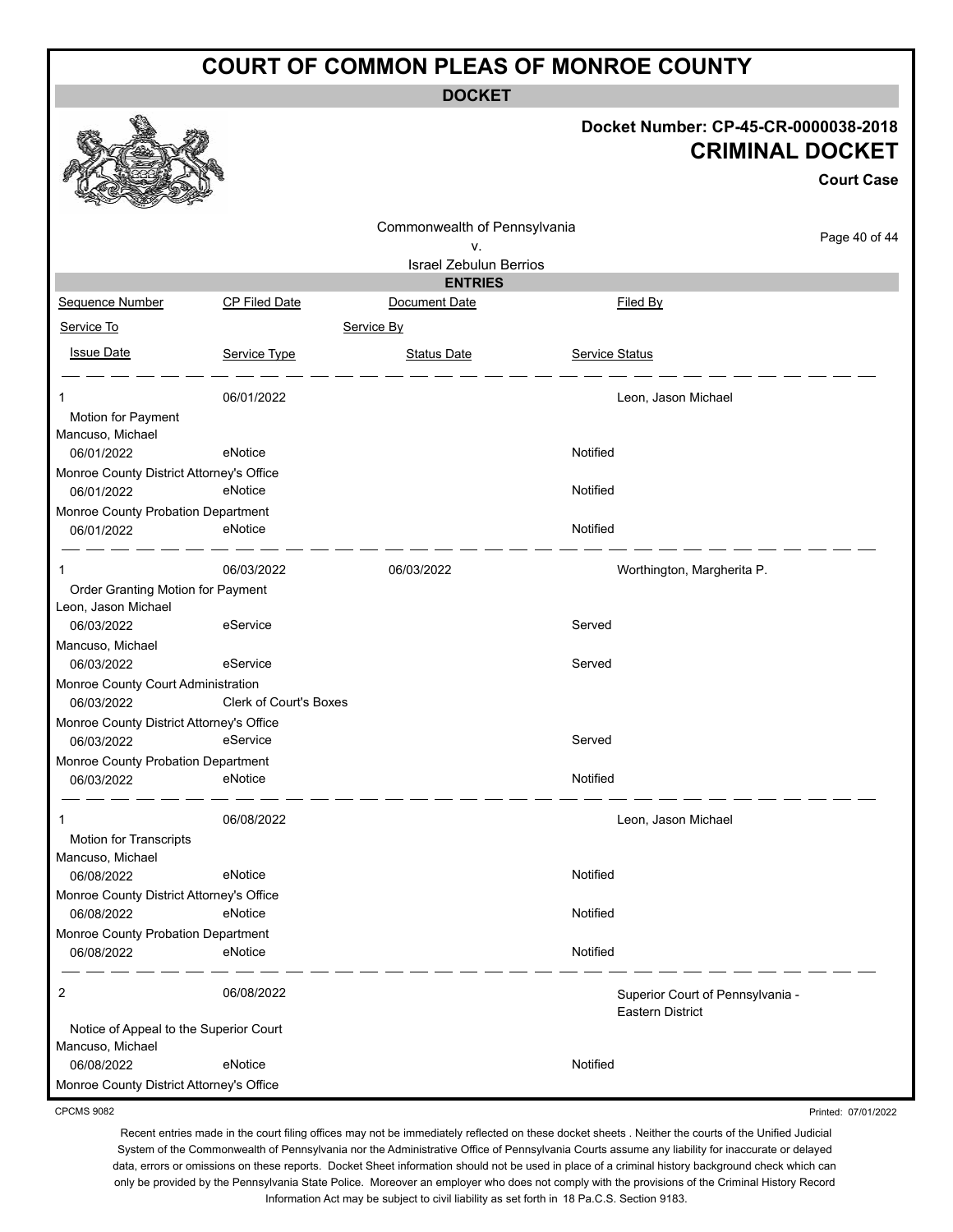# COURT OF COMMON PLEAS OF MONROE COUNTY

**DOCKET**

**Docket Number: CP-45-CR-0000038-2018**

**CRIMINAL DOCKET**

**Court Case**

Commonwealth of Pennsylvania
v.
Israel Zebulun Berrios

**ENTRIES**

| Sequence Number | CP Filed Date | Document Date | Filed By |
|---|---|---|---|
| Service To | | Service By | |
| Issue Date | Service Type | Status Date | Service Status |
| 1 | 06/01/2022 | | Leon, Jason Michael |
| Motion for Payment | | | |
| Mancuso, Michael | | | |
| 06/01/2022 | eNotice | | Notified |
| Monroe County District Attorney's Office | | | |
| 06/01/2022 | eNotice | | Notified |
| Monroe County Probation Department | | | |
| 06/01/2022 | eNotice | | Notified |
| 1 | 06/03/2022 | 06/03/2022 | Worthington, Margherita P. |
| Order Granting Motion for Payment | | | |
| Leon, Jason Michael | | | |
| 06/03/2022 | eService | | Served |
| Mancuso, Michael | | | |
| 06/03/2022 | eService | | Served |
| Monroe County Court Administration | | | |
| 06/03/2022 | Clerk of Court's Boxes | | |
| Monroe County District Attorney's Office | | | |
| 06/03/2022 | eService | | Served |
| Monroe County Probation Department | | | |
| 06/03/2022 | eNotice | | Notified |
| 1 | 06/08/2022 | | Leon, Jason Michael |
| Motion for Transcripts | | | |
| Mancuso, Michael | | | |
| 06/08/2022 | eNotice | | Notified |
| Monroe County District Attorney's Office | | | |
| 06/08/2022 | eNotice | | Notified |
| Monroe County Probation Department | | | |
| 06/08/2022 | eNotice | | Notified |
| 2 | 06/08/2022 | | Superior Court of Pennsylvania - Eastern District |
| Notice of Appeal to the Superior Court | | | |
| Mancuso, Michael | | | |
| 06/08/2022 | eNotice | | Notified |
| Monroe County District Attorney's Office | | | |

CPCMS 9082

Printed: 07/01/2022

Recent entries made in the court filing offices may not be immediately reflected on these docket sheets . Neither the courts of the Unified Judicial System of the Commonwealth of Pennsylvania nor the Administrative Office of Pennsylvania Courts assume any liability for inaccurate or delayed data, errors or omissions on these reports. Docket Sheet information should not be used in place of a criminal history background check which can only be provided by the Pennsylvania State Police. Moreover an employer who does not comply with the provisions of the Criminal History Record Information Act may be subject to civil liability as set forth in 18 Pa.C.S. Section 9183.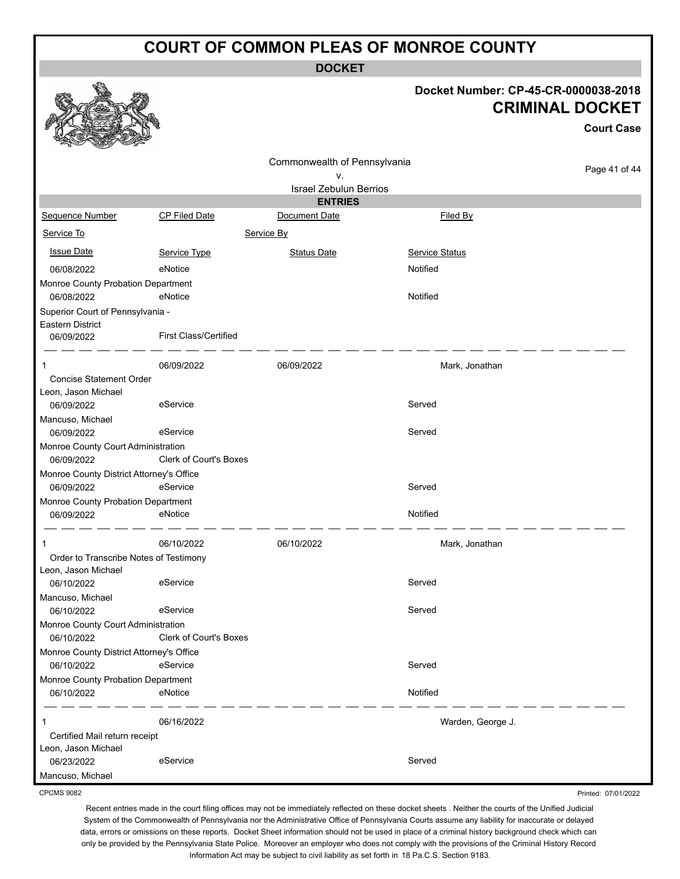# COURT OF COMMON PLEAS OF MONROE COUNTY

## DOCKET

**Docket Number: CP-45-CR-0000038-2018**

## CRIMINAL DOCKET

**Court Case**

Commonwealth of Pennsylvania
v.
Israel Zebulun Berrios

### ENTRIES

| Sequence Number | CP Filed Date | Document Date | Filed By |
|---|---|---|---|
| Service To | Service By | | |
| Issue Date | Service Type | Status Date | Service Status |
| 06/08/2022 | eNotice | | Notified |
| Monroe County Probation Department | | | |
| 06/08/2022 | eNotice | | Notified |
| Superior Court of Pennsylvania - Eastern District | | | |
| 06/09/2022 | First Class/Certified | | |
| 1 | 06/09/2022 | 06/09/2022 | Mark, Jonathan |
| Concise Statement Order | | | |
| Leon, Jason Michael | | | |
| 06/09/2022 | eService | | Served |
| Mancuso, Michael | | | |
| 06/09/2022 | eService | | Served |
| Monroe County Court Administration | | | |
| 06/09/2022 | Clerk of Court's Boxes | | |
| Monroe County District Attorney's Office | | | |
| 06/09/2022 | eService | | Served |
| Monroe County Probation Department | | | |
| 06/09/2022 | eNotice | | Notified |
| 1 | 06/10/2022 | 06/10/2022 | Mark, Jonathan |
| Order to Transcribe Notes of Testimony | | | |
| Leon, Jason Michael | | | |
| 06/10/2022 | eService | | Served |
| Mancuso, Michael | | | |
| 06/10/2022 | eService | | Served |
| Monroe County Court Administration | | | |
| 06/10/2022 | Clerk of Court's Boxes | | |
| Monroe County District Attorney's Office | | | |
| 06/10/2022 | eService | | Served |
| Monroe County Probation Department | | | |
| 06/10/2022 | eNotice | | Notified |
| 1 | 06/16/2022 | | Warden, George J. |
| Certified Mail return receipt | | | |
| Leon, Jason Michael | | | |
| 06/23/2022 | eService | | Served |
| Mancuso, Michael | | | |

CPCMS 9082

Printed: 07/01/2022

Recent entries made in the court filing offices may not be immediately reflected on these docket sheets . Neither the courts of the Unified Judicial System of the Commonwealth of Pennsylvania nor the Administrative Office of Pennsylvania Courts assume any liability for inaccurate or delayed data, errors or omissions on these reports. Docket Sheet information should not be used in place of a criminal history background check which can only be provided by the Pennsylvania State Police. Moreover an employer who does not comply with the provisions of the Criminal History Record Information Act may be subject to civil liability as set forth in 18 Pa.C.S. Section 9183.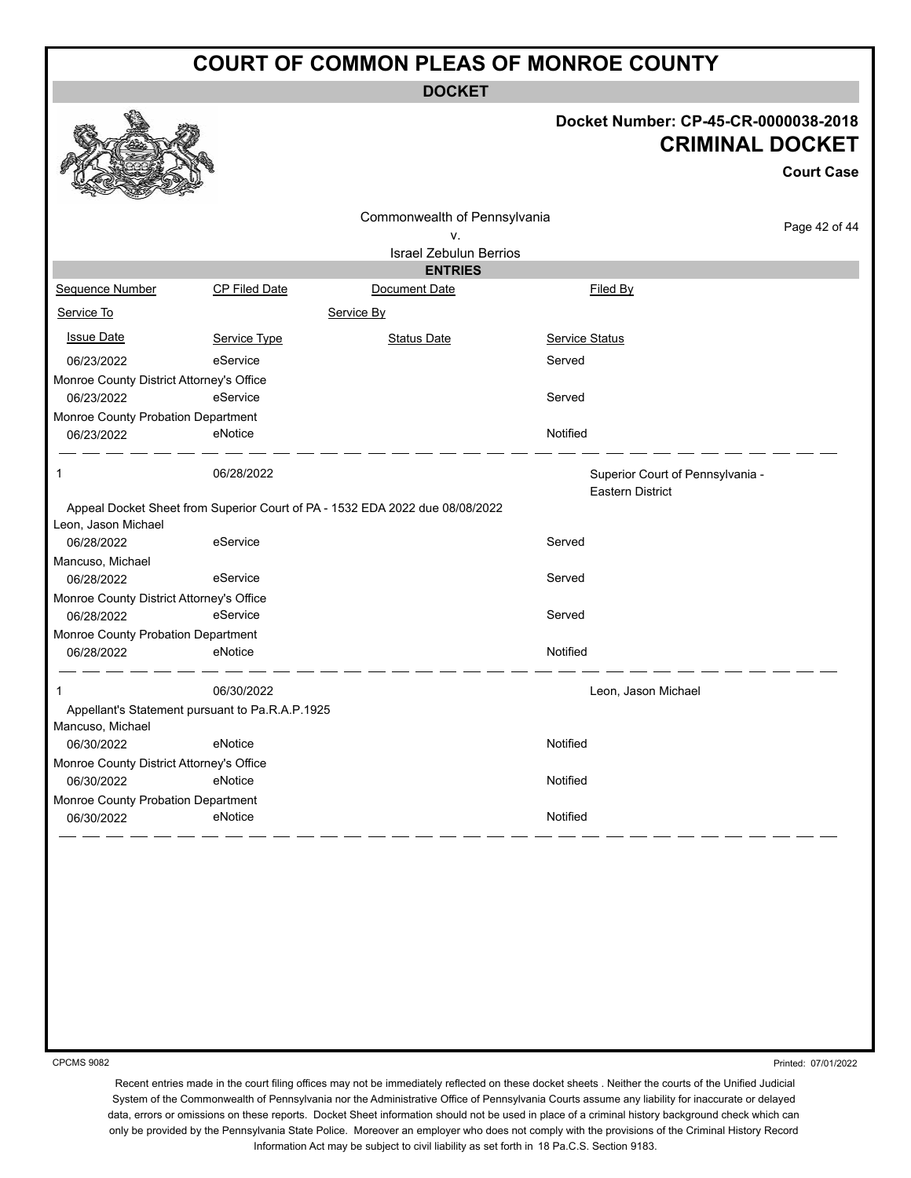# COURT OF COMMON PLEAS OF MONROE COUNTY

**DOCKET**

**Docket Number: CP-45-CR-0000038-2018**

**CRIMINAL DOCKET**

**Court Case**

Commonwealth of Pennsylvania
v.
Israel Zebulun Berrios

**ENTRIES**

| Sequence Number | CP Filed Date | Document Date | Filed By |
|---|---|---|---|
| Service To | | Service By | |
| Issue Date | Service Type | Status Date | Service Status |
| 06/23/2022 | eService | | Served |
| Monroe County District Attorney's Office | | | |
| 06/23/2022 | eService | | Served |
| Monroe County Probation Department | | | |
| 06/23/2022 | eNotice | | Notified |
| 1 | 06/28/2022 | | Superior Court of Pennsylvania - Eastern District |
| Appeal Docket Sheet from Superior Court of PA - 1532 EDA 2022 due 08/08/2022 | | | |
| Leon, Jason Michael | | | |
| 06/28/2022 | eService | | Served |
| Mancuso, Michael | | | |
| 06/28/2022 | eService | | Served |
| Monroe County District Attorney's Office | | | |
| 06/28/2022 | eService | | Served |
| Monroe County Probation Department | | | |
| 06/28/2022 | eNotice | | Notified |
| 1 | 06/30/2022 | | Leon, Jason Michael |
| Appellant's Statement pursuant to Pa.R.A.P.1925 | | | |
| Mancuso, Michael | | | |
| 06/30/2022 | eNotice | | Notified |
| Monroe County District Attorney's Office | | | |
| 06/30/2022 | eNotice | | Notified |
| Monroe County Probation Department | | | |
| 06/30/2022 | eNotice | | Notified |

CPCMS 9082

Printed: 07/01/2022

Recent entries made in the court filing offices may not be immediately reflected on these docket sheets . Neither the courts of the Unified Judicial System of the Commonwealth of Pennsylvania nor the Administrative Office of Pennsylvania Courts assume any liability for inaccurate or delayed data, errors or omissions on these reports. Docket Sheet information should not be used in place of a criminal history background check which can only be provided by the Pennsylvania State Police. Moreover an employer who does not comply with the provisions of the Criminal History Record Information Act may be subject to civil liability as set forth in 18 Pa.C.S. Section 9183.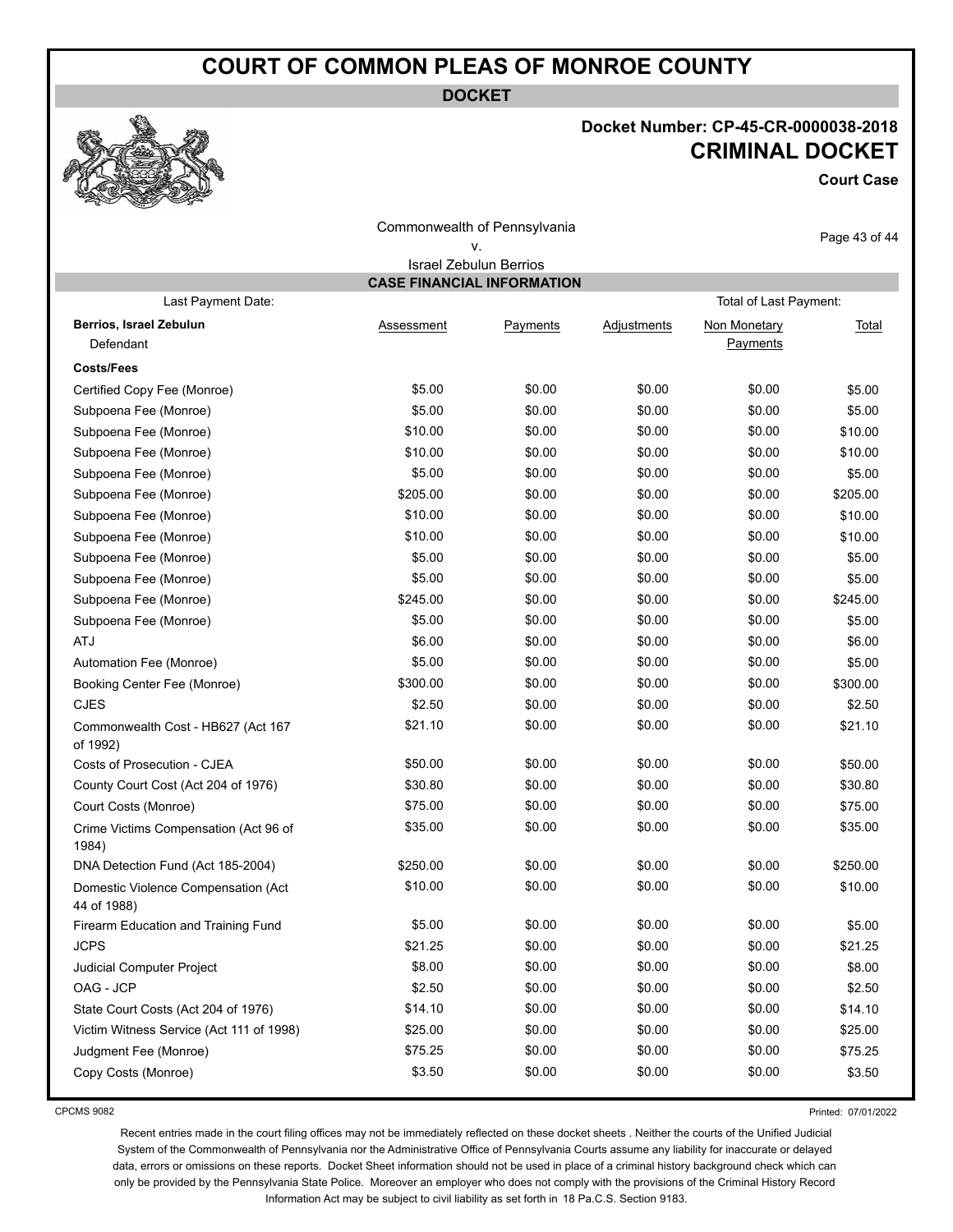# COURT OF COMMON PLEAS OF MONROE COUNTY

**DOCKET**

**Docket Number: CP-45-CR-0000038-2018**

## CRIMINAL DOCKET

**Court Case**

Commonwealth of Pennsylvania
v.
Israel Zebulun Berrios

**CASE FINANCIAL INFORMATION**

Last Payment Date: Total of Last Payment:

| **Berrios, Israel Zebulun** Defendant | Assessment | Payments | Adjustments | Non Monetary Payments | Total |
|---|---|---|---|---|---|
| **Costs/Fees** | | | | | |
| Certified Copy Fee (Monroe) | $5.00 | $0.00 | $0.00 | $0.00 | $5.00 |
| Subpoena Fee (Monroe) | $5.00 | $0.00 | $0.00 | $0.00 | $5.00 |
| Subpoena Fee (Monroe) | $10.00 | $0.00 | $0.00 | $0.00 | $10.00 |
| Subpoena Fee (Monroe) | $10.00 | $0.00 | $0.00 | $0.00 | $10.00 |
| Subpoena Fee (Monroe) | $5.00 | $0.00 | $0.00 | $0.00 | $5.00 |
| Subpoena Fee (Monroe) | $205.00 | $0.00 | $0.00 | $0.00 | $205.00 |
| Subpoena Fee (Monroe) | $10.00 | $0.00 | $0.00 | $0.00 | $10.00 |
| Subpoena Fee (Monroe) | $10.00 | $0.00 | $0.00 | $0.00 | $10.00 |
| Subpoena Fee (Monroe) | $5.00 | $0.00 | $0.00 | $0.00 | $5.00 |
| Subpoena Fee (Monroe) | $5.00 | $0.00 | $0.00 | $0.00 | $5.00 |
| Subpoena Fee (Monroe) | $245.00 | $0.00 | $0.00 | $0.00 | $245.00 |
| Subpoena Fee (Monroe) | $5.00 | $0.00 | $0.00 | $0.00 | $5.00 |
| ATJ | $6.00 | $0.00 | $0.00 | $0.00 | $6.00 |
| Automation Fee (Monroe) | $5.00 | $0.00 | $0.00 | $0.00 | $5.00 |
| Booking Center Fee (Monroe) | $300.00 | $0.00 | $0.00 | $0.00 | $300.00 |
| CJES | $2.50 | $0.00 | $0.00 | $0.00 | $2.50 |
| Commonwealth Cost - HB627 (Act 167 of 1992) | $21.10 | $0.00 | $0.00 | $0.00 | $21.10 |
| Costs of Prosecution - CJEA | $50.00 | $0.00 | $0.00 | $0.00 | $50.00 |
| County Court Cost (Act 204 of 1976) | $30.80 | $0.00 | $0.00 | $0.00 | $30.80 |
| Court Costs (Monroe) | $75.00 | $0.00 | $0.00 | $0.00 | $75.00 |
| Crime Victims Compensation (Act 96 of 1984) | $35.00 | $0.00 | $0.00 | $0.00 | $35.00 |
| DNA Detection Fund (Act 185-2004) | $250.00 | $0.00 | $0.00 | $0.00 | $250.00 |
| Domestic Violence Compensation (Act 44 of 1988) | $10.00 | $0.00 | $0.00 | $0.00 | $10.00 |
| Firearm Education and Training Fund | $5.00 | $0.00 | $0.00 | $0.00 | $5.00 |
| JCPS | $21.25 | $0.00 | $0.00 | $0.00 | $21.25 |
| Judicial Computer Project | $8.00 | $0.00 | $0.00 | $0.00 | $8.00 |
| OAG - JCP | $2.50 | $0.00 | $0.00 | $0.00 | $2.50 |
| State Court Costs (Act 204 of 1976) | $14.10 | $0.00 | $0.00 | $0.00 | $14.10 |
| Victim Witness Service (Act 111 of 1998) | $25.00 | $0.00 | $0.00 | $0.00 | $25.00 |
| Judgment Fee (Monroe) | $75.25 | $0.00 | $0.00 | $0.00 | $75.25 |
| Copy Costs (Monroe) | $3.50 | $0.00 | $0.00 | $0.00 | $3.50 |

CPCMS 9082 Printed: 07/01/2022

Recent entries made in the court filing offices may not be immediately reflected on these docket sheets . Neither the courts of the Unified Judicial System of the Commonwealth of Pennsylvania nor the Administrative Office of Pennsylvania Courts assume any liability for inaccurate or delayed data, errors or omissions on these reports. Docket Sheet information should not be used in place of a criminal history background check which can only be provided by the Pennsylvania State Police. Moreover an employer who does not comply with the provisions of the Criminal History Record Information Act may be subject to civil liability as set forth in 18 Pa.C.S. Section 9183.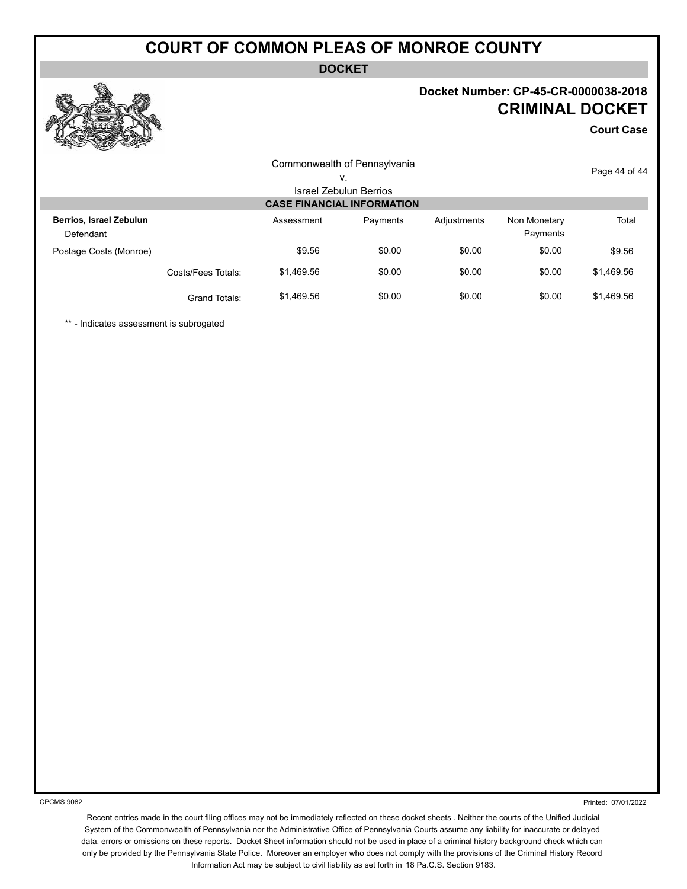# COURT OF COMMON PLEAS OF MONROE COUNTY

**DOCKET**

**Docket Number: CP-45-CR-0000038-2018**

## CRIMINAL DOCKET

**Court Case**

Commonwealth of Pennsylvania
v.
Israel Zebulun Berrios

**CASE FINANCIAL INFORMATION**

| **Berrios, Israel Zebulun** Defendant | | Assessment | Payments | Adjustments | Non Monetary Payments | Total |
|---|---|---|---|---|---|---|
| Postage Costs (Monroe) | | $9.56 | $0.00 | $0.00 | $0.00 | $9.56 |
| | Costs/Fees Totals: | $1,469.56 | $0.00 | $0.00 | $0.00 | $1,469.56 |
| | Grand Totals: | $1,469.56 | $0.00 | $0.00 | $0.00 | $1,469.56 |

** - Indicates assessment is subrogated

CPCMS 9082

Printed: 07/01/2022

Recent entries made in the court filing offices may not be immediately reflected on these docket sheets . Neither the courts of the Unified Judicial System of the Commonwealth of Pennsylvania nor the Administrative Office of Pennsylvania Courts assume any liability for inaccurate or delayed data, errors or omissions on these reports. Docket Sheet information should not be used in place of a criminal history background check which can only be provided by the Pennsylvania State Police. Moreover an employer who does not comply with the provisions of the Criminal History Record Information Act may be subject to civil liability as set forth in 18 Pa.C.S. Section 9183.